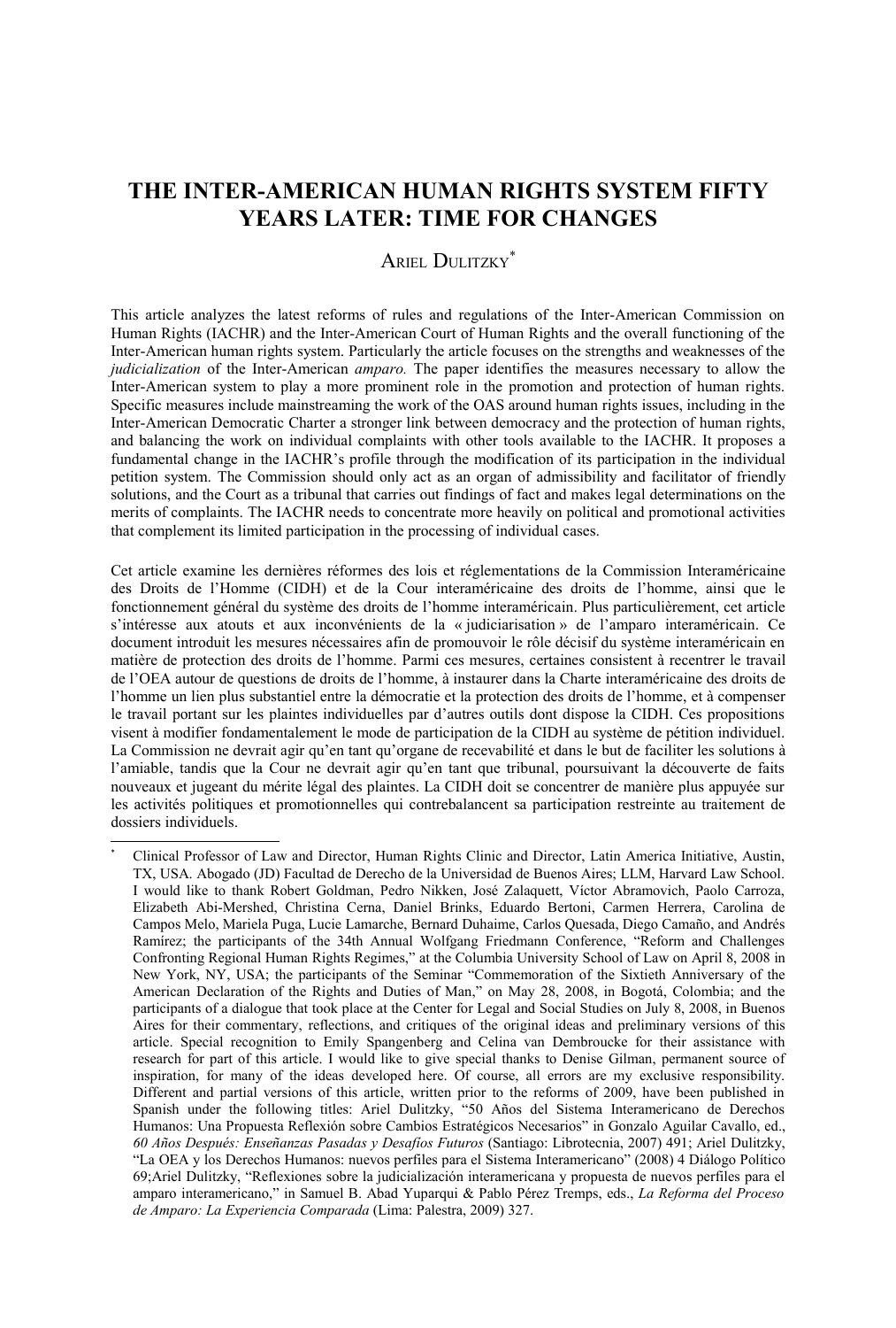# THE INTER-AMERICAN HUMAN RIGHTS SYSTEM FIFTY YEARS LATER: TIME FOR CHANGES

ARIEL DULITZKY[*]

This article analyzes the latest reforms of rules and regulations of the Inter-American Commission on Human Rights (IACHR) and the Inter-American Court of Human Rights and the overall functioning of the Inter-American human rights system. Particularly the article focuses on the strengths and weaknesses of the *judicialization* of the Inter-American *amparo.* The paper identifies the measures necessary to allow the Inter-American system to play a more prominent role in the promotion and protection of human rights. Specific measures include mainstreaming the work of the OAS around human rights issues, including in the Inter-American Democratic Charter a stronger link between democracy and the protection of human rights, and balancing the work on individual complaints with other tools available to the IACHR. It proposes a fundamental change in the IACHR's profile through the modification of its participation in the individual petition system. The Commission should only act as an organ of admissibility and facilitator of friendly solutions, and the Court as a tribunal that carries out findings of fact and makes legal determinations on the merits of complaints. The IACHR needs to concentrate more heavily on political and promotional activities that complement its limited participation in the processing of individual cases.

Cet article examine les dernières réformes des lois et réglementations de la Commission Interaméricaine des Droits de l'Homme (CIDH) et de la Cour interaméricaine des droits de l'homme, ainsi que le fonctionnement général du système des droits de l'homme interaméricain. Plus particulièrement, cet article s'intéresse aux atouts et aux inconvénients de la « judiciarisation » de l'amparo interaméricain. Ce document introduit les mesures nécessaires afin de promouvoir le rôle décisif du système interaméricain en matière de protection des droits de l'homme. Parmi ces mesures, certaines consistent à recentrer le travail de l'OEA autour de questions de droits de l'homme, à instaurer dans la Charte interaméricaine des droits de l'homme un lien plus substantiel entre la démocratie et la protection des droits de l'homme, et à compenser le travail portant sur les plaintes individuelles par d'autres outils dont dispose la CIDH. Ces propositions visent à modifier fondamentalement le mode de participation de la CIDH au système de pétition individuel. La Commission ne devrait agir qu'en tant qu'organe de recevabilité et dans le but de faciliter les solutions à l'amiable, tandis que la Cour ne devrait agir qu'en tant que tribunal, poursuivant la découverte de faits nouveaux et jugeant du mérite légal des plaintes. La CIDH doit se concentrer de manière plus appuyée sur les activités politiques et promotionnelles qui contrebalancent sa participation restreinte au traitement de dossiers individuels.

---

[*] Clinical Professor of Law and Director, Human Rights Clinic and Director, Latin America Initiative, Austin, TX, USA. Abogado (JD) Facultad de Derecho de la Universidad de Buenos Aires; LLM, Harvard Law School. I would like to thank Robert Goldman, Pedro Nikken, José Zalaquett, Víctor Abramovich, Paolo Carroza, Elizabeth Abi-Mershed, Christina Cerna, Daniel Brinks, Eduardo Bertoni, Carmen Herrera, Carolina de Campos Melo, Mariela Puga, Lucie Lamarche, Bernard Duhaime, Carlos Quesada, Diego Camaño, and Andrés Ramírez; the participants of the 34th Annual Wolfgang Friedmann Conference, "Reform and Challenges Confronting Regional Human Rights Regimes," at the Columbia University School of Law on April 8, 2008 in New York, NY, USA; the participants of the Seminar "Commemoration of the Sixtieth Anniversary of the American Declaration of the Rights and Duties of Man," on May 28, 2008, in Bogotá, Colombia; and the participants of a dialogue that took place at the Center for Legal and Social Studies on July 8, 2008, in Buenos Aires for their commentary, reflections, and critiques of the original ideas and preliminary versions of this article. Special recognition to Emily Spangenberg and Celina van Dembroucke for their assistance with research for part of this article. I would like to give special thanks to Denise Gilman, permanent source of inspiration, for many of the ideas developed here. Of course, all errors are my exclusive responsibility. Different and partial versions of this article, written prior to the reforms of 2009, have been published in Spanish under the following titles: Ariel Dulitzky, "50 Años del Sistema Interamericano de Derechos Humanos: Una Propuesta Reflexión sobre Cambios Estratégicos Necesarios" in Gonzalo Aguilar Cavallo, ed., *60 Años Después: Enseñanzas Pasadas y Desafíos Futuros* (Santiago: Librotecnia, 2007) 491; Ariel Dulitzky, "La OEA y los Derechos Humanos: nuevos perfiles para el Sistema Interamericano" (2008) 4 Diálogo Político 69;Ariel Dulitzky, "Reflexiones sobre la judicialización interamericana y propuesta de nuevos perfiles para el amparo interamericano," in Samuel B. Abad Yuparqui & Pablo Pérez Tremps, eds., *La Reforma del Proceso de Amparo: La Experiencia Comparada* (Lima: Palestra, 2009) 327.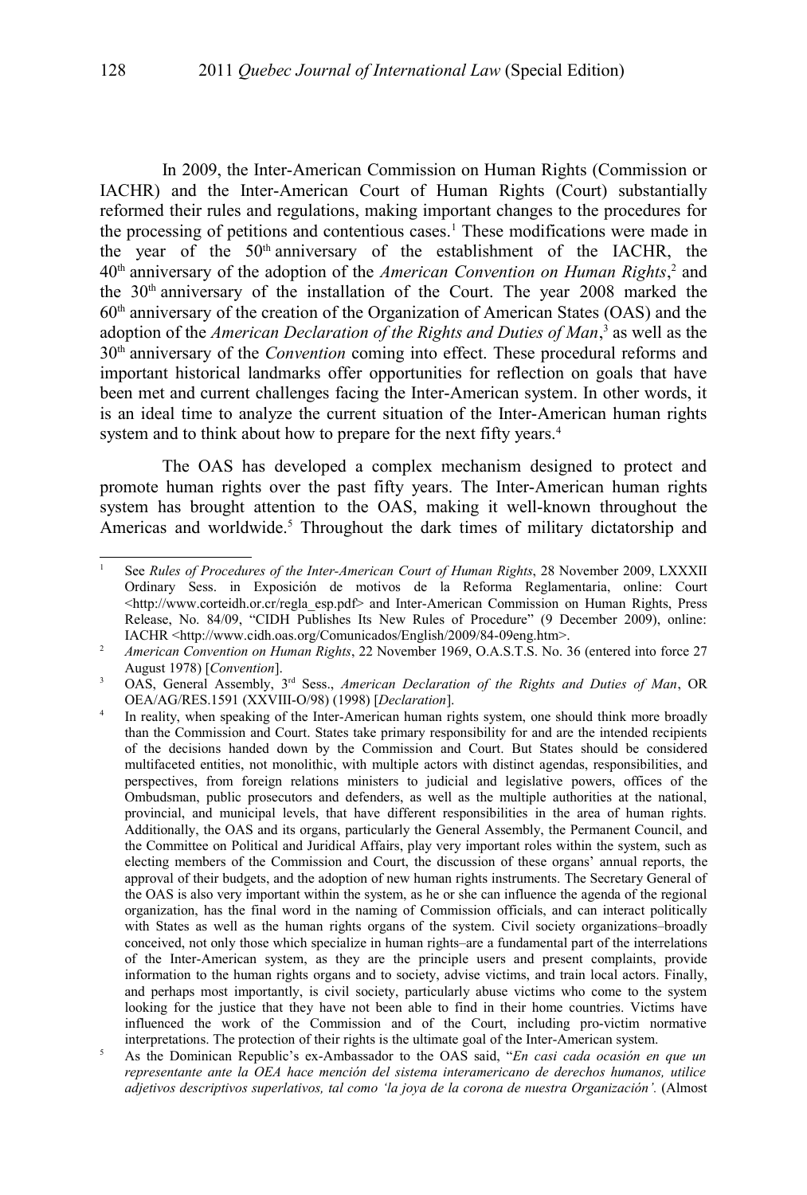In 2009, the Inter-American Commission on Human Rights (Commission or IACHR) and the Inter-American Court of Human Rights (Court) substantially reformed their rules and regulations, making important changes to the procedures for the processing of petitions and contentious cases.[1] These modifications were made in the year of the 50th anniversary of the establishment of the IACHR, the 40th anniversary of the adoption of the *American Convention on Human Rights*,[2] and the 30th anniversary of the installation of the Court. The year 2008 marked the 60th anniversary of the creation of the Organization of American States (OAS) and the adoption of the *American Declaration of the Rights and Duties of Man*,[3] as well as the 30th anniversary of the *Convention* coming into effect. These procedural reforms and important historical landmarks offer opportunities for reflection on goals that have been met and current challenges facing the Inter-American system. In other words, it is an ideal time to analyze the current situation of the Inter-American human rights system and to think about how to prepare for the next fifty years.[4]

The OAS has developed a complex mechanism designed to protect and promote human rights over the past fifty years. The Inter-American human rights system has brought attention to the OAS, making it well-known throughout the Americas and worldwide.[5] Throughout the dark times of military dictatorship and

---

[1] See *Rules of Procedures of the Inter-American Court of Human Rights*, 28 November 2009, LXXXII Ordinary Sess. in Exposición de motivos de la Reforma Reglamentaria, online: Court <http://www.corteidh.or.cr/regla_esp.pdf> and Inter-American Commission on Human Rights, Press Release, No. 84/09, "CIDH Publishes Its New Rules of Procedure" (9 December 2009), online: IACHR <http://www.cidh.oas.org/Comunicados/English/2009/84-09eng.htm>.

[2] *American Convention on Human Rights*, 22 November 1969, O.A.S.T.S. No. 36 (entered into force 27 August 1978) [*Convention*].

[3] OAS, General Assembly, 3rd Sess., *American Declaration of the Rights and Duties of Man*, OR OEA/AG/RES.1591 (XXVIII-O/98) (1998) [*Declaration*].

[4] In reality, when speaking of the Inter-American human rights system, one should think more broadly than the Commission and Court. States take primary responsibility for and are the intended recipients of the decisions handed down by the Commission and Court. But States should be considered multifaceted entities, not monolithic, with multiple actors with distinct agendas, responsibilities, and perspectives, from foreign relations ministers to judicial and legislative powers, offices of the Ombudsman, public prosecutors and defenders, as well as the multiple authorities at the national, provincial, and municipal levels, that have different responsibilities in the area of human rights. Additionally, the OAS and its organs, particularly the General Assembly, the Permanent Council, and the Committee on Political and Juridical Affairs, play very important roles within the system, such as electing members of the Commission and Court, the discussion of these organs' annual reports, the approval of their budgets, and the adoption of new human rights instruments. The Secretary General of the OAS is also very important within the system, as he or she can influence the agenda of the regional organization, has the final word in the naming of Commission officials, and can interact politically with States as well as the human rights organs of the system. Civil society organizations–broadly conceived, not only those which specialize in human rights–are a fundamental part of the interrelations of the Inter-American system, as they are the principle users and present complaints, provide information to the human rights organs and to society, advise victims, and train local actors. Finally, and perhaps most importantly, is civil society, particularly abuse victims who come to the system looking for the justice that they have not been able to find in their home countries. Victims have influenced the work of the Commission and of the Court, including pro-victim normative interpretations. The protection of their rights is the ultimate goal of the Inter-American system.

[5] As the Dominican Republic's ex-Ambassador to the OAS said, "*En casi cada ocasión en que un representante ante la OEA hace mención del sistema interamericano de derechos humanos, utilice adjetivos descriptivos superlativos, tal como 'la joya de la corona de nuestra Organización'.* (Almost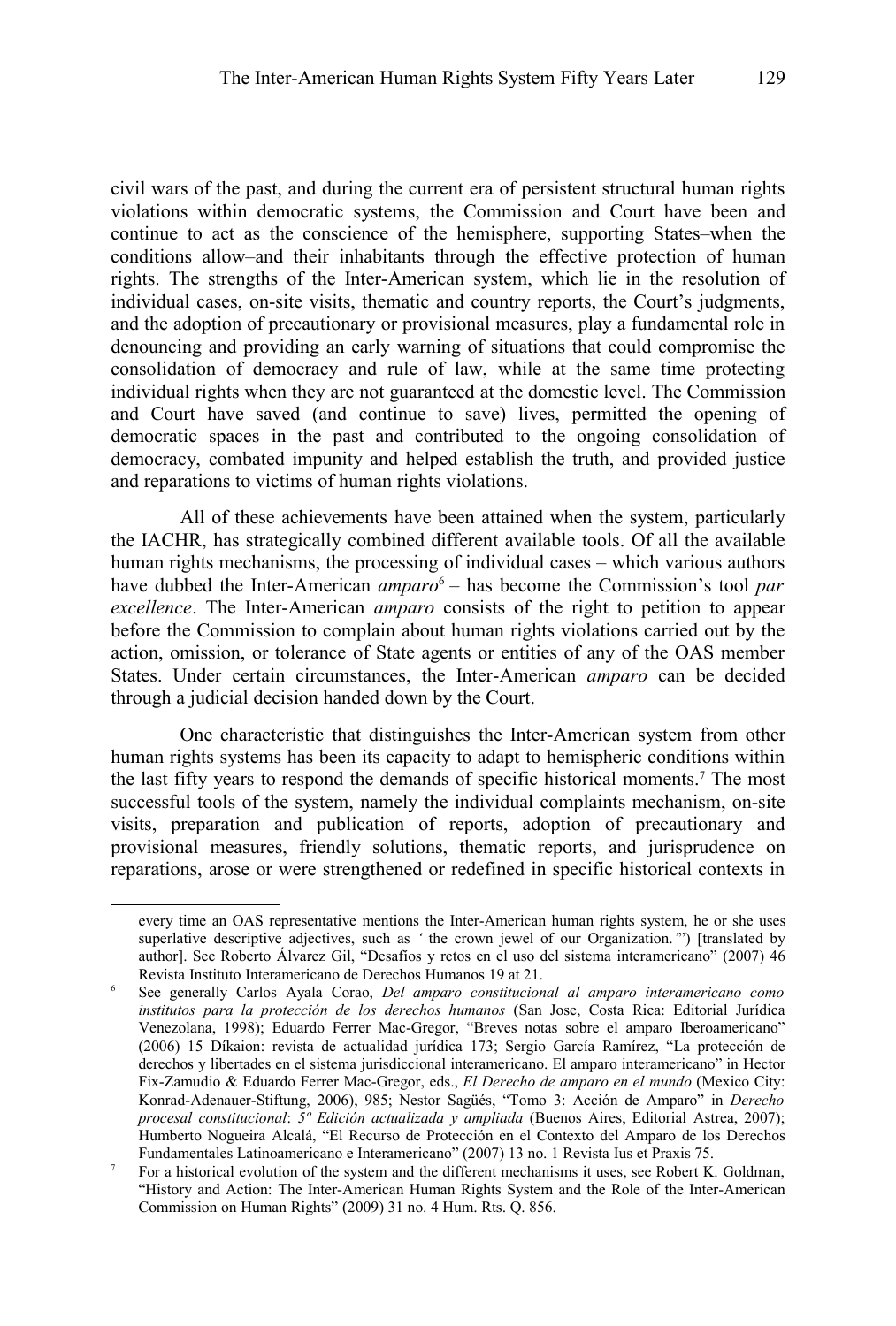civil wars of the past, and during the current era of persistent structural human rights violations within democratic systems, the Commission and Court have been and continue to act as the conscience of the hemisphere, supporting States–when the conditions allow–and their inhabitants through the effective protection of human rights. The strengths of the Inter-American system, which lie in the resolution of individual cases, on-site visits, thematic and country reports, the Court's judgments, and the adoption of precautionary or provisional measures, play a fundamental role in denouncing and providing an early warning of situations that could compromise the consolidation of democracy and rule of law, while at the same time protecting individual rights when they are not guaranteed at the domestic level. The Commission and Court have saved (and continue to save) lives, permitted the opening of democratic spaces in the past and contributed to the ongoing consolidation of democracy, combated impunity and helped establish the truth, and provided justice and reparations to victims of human rights violations.

All of these achievements have been attained when the system, particularly the IACHR, has strategically combined different available tools. Of all the available human rights mechanisms, the processing of individual cases – which various authors have dubbed the Inter-American *amparo*[6] – has become the Commission's tool *par excellence*. The Inter-American *amparo* consists of the right to petition to appear before the Commission to complain about human rights violations carried out by the action, omission, or tolerance of State agents or entities of any of the OAS member States. Under certain circumstances, the Inter-American *amparo* can be decided through a judicial decision handed down by the Court.

One characteristic that distinguishes the Inter-American system from other human rights systems has been its capacity to adapt to hemispheric conditions within the last fifty years to respond the demands of specific historical moments.[7] The most successful tools of the system, namely the individual complaints mechanism, on-site visits, preparation and publication of reports, adoption of precautionary and provisional measures, friendly solutions, thematic reports, and jurisprudence on reparations, arose or were strengthened or redefined in specific historical contexts in

---

every time an OAS representative mentions the Inter-American human rights system, he or she uses superlative descriptive adjectives, such as *'* the crown jewel of our Organization.*'*") [translated by author]. See Roberto Álvarez Gil, "Desafíos y retos en el uso del sistema interamericano" (2007) 46 Revista Instituto Interamericano de Derechos Humanos 19 at 21.

[6] See generally Carlos Ayala Corao, *Del amparo constitucional al amparo interamericano como institutos para la protección de los derechos humanos* (San Jose, Costa Rica: Editorial Jurídica Venezolana, 1998); Eduardo Ferrer Mac-Gregor, "Breves notas sobre el amparo Iberoamericano" (2006) 15 Díkaion: revista de actualidad jurídica 173; Sergio García Ramírez, "La protección de derechos y libertades en el sistema jurisdiccional interamericano. El amparo interamericano" in Hector Fix-Zamudio & Eduardo Ferrer Mac-Gregor, eds., *El Derecho de amparo en el mundo* (Mexico City: Konrad-Adenauer-Stiftung, 2006), 985; Nestor Sagüés, "Tomo 3: Acción de Amparo" in *Derecho procesal constitucional*: *5º Edición actualizada y ampliada* (Buenos Aires, Editorial Astrea, 2007); Humberto Nogueira Alcalá, "El Recurso de Protección en el Contexto del Amparo de los Derechos Fundamentales Latinoamericano e Interamericano" (2007) 13 no. 1 Revista Ius et Praxis 75.

[7] For a historical evolution of the system and the different mechanisms it uses, see Robert K. Goldman, "History and Action: The Inter-American Human Rights System and the Role of the Inter-American Commission on Human Rights" (2009) 31 no. 4 Hum. Rts. Q. 856.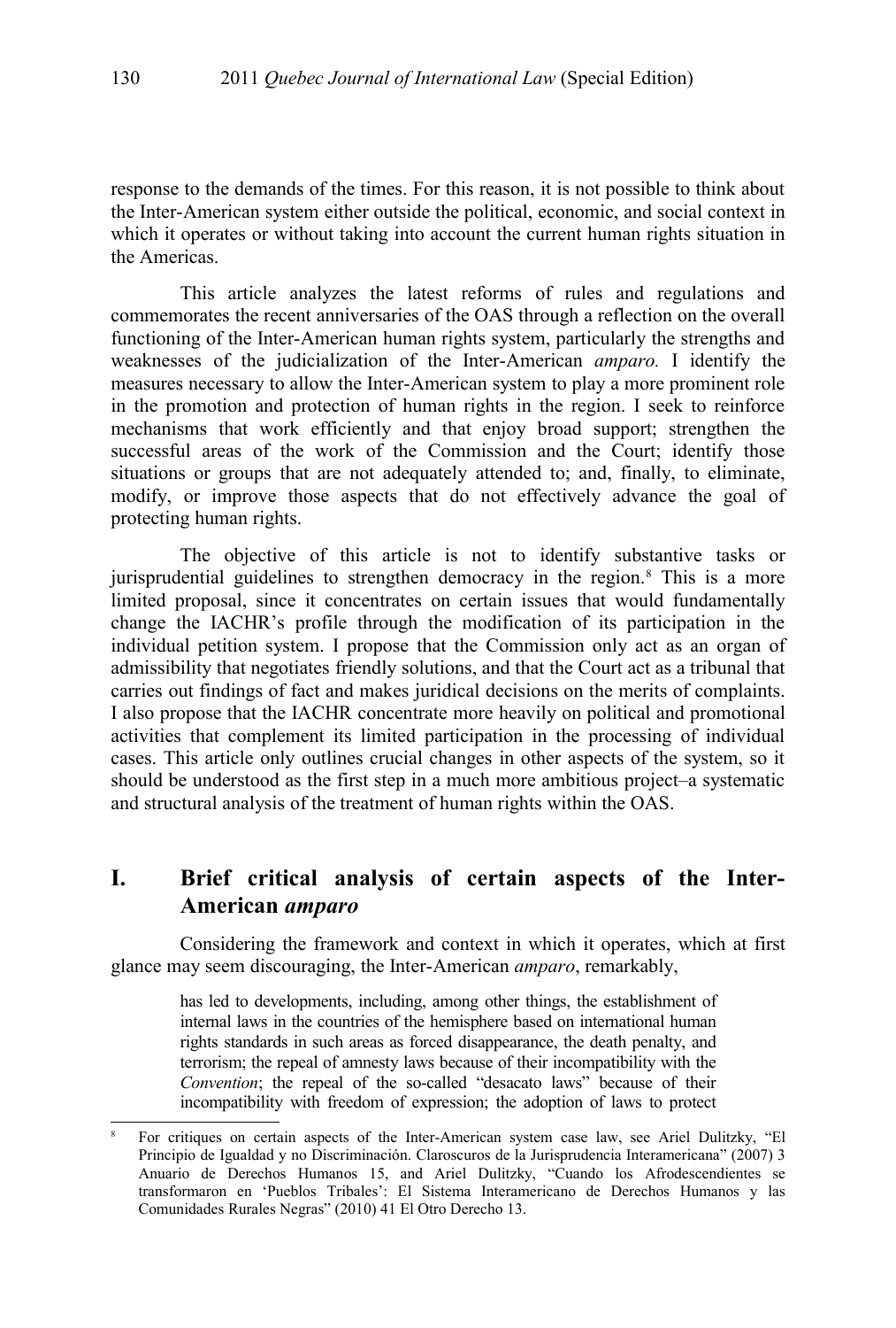response to the demands of the times. For this reason, it is not possible to think about the Inter-American system either outside the political, economic, and social context in which it operates or without taking into account the current human rights situation in the Americas.

This article analyzes the latest reforms of rules and regulations and commemorates the recent anniversaries of the OAS through a reflection on the overall functioning of the Inter-American human rights system, particularly the strengths and weaknesses of the judicialization of the Inter-American *amparo.* I identify the measures necessary to allow the Inter-American system to play a more prominent role in the promotion and protection of human rights in the region. I seek to reinforce mechanisms that work efficiently and that enjoy broad support; strengthen the successful areas of the work of the Commission and the Court; identify those situations or groups that are not adequately attended to; and, finally, to eliminate, modify, or improve those aspects that do not effectively advance the goal of protecting human rights.

The objective of this article is not to identify substantive tasks or jurisprudential guidelines to strengthen democracy in the region.[8] This is a more limited proposal, since it concentrates on certain issues that would fundamentally change the IACHR's profile through the modification of its participation in the individual petition system. I propose that the Commission only act as an organ of admissibility that negotiates friendly solutions, and that the Court act as a tribunal that carries out findings of fact and makes juridical decisions on the merits of complaints. I also propose that the IACHR concentrate more heavily on political and promotional activities that complement its limited participation in the processing of individual cases. This article only outlines crucial changes in other aspects of the system, so it should be understood as the first step in a much more ambitious project–a systematic and structural analysis of the treatment of human rights within the OAS.

## I. Brief critical analysis of certain aspects of the Inter-American *amparo*

Considering the framework and context in which it operates, which at first glance may seem discouraging, the Inter-American *amparo*, remarkably,

> has led to developments, including, among other things, the establishment of internal laws in the countries of the hemisphere based on international human rights standards in such areas as forced disappearance, the death penalty, and terrorism; the repeal of amnesty laws because of their incompatibility with the *Convention*; the repeal of the so-called "desacato laws" because of their incompatibility with freedom of expression; the adoption of laws to protect

---

[8] For critiques on certain aspects of the Inter-American system case law, see Ariel Dulitzky, "El Principio de Igualdad y no Discriminación. Claroscuros de la Jurisprudencia Interamericana" (2007) 3 Anuario de Derechos Humanos 15, and Ariel Dulitzky, "Cuando los Afrodescendientes se transformaron en 'Pueblos Tribales': El Sistema Interamericano de Derechos Humanos y las Comunidades Rurales Negras" (2010) 41 El Otro Derecho 13.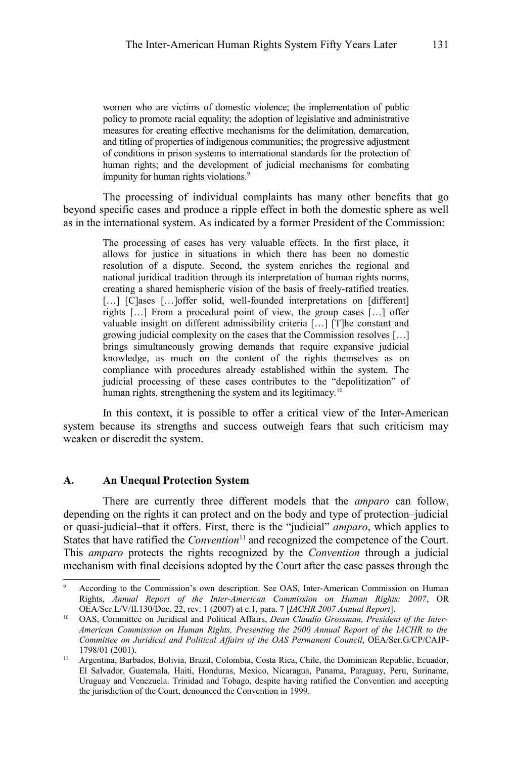> women who are victims of domestic violence; the implementation of public policy to promote racial equality; the adoption of legislative and administrative measures for creating effective mechanisms for the delimitation, demarcation, and titling of properties of indigenous communities; the progressive adjustment of conditions in prison systems to international standards for the protection of human rights; and the development of judicial mechanisms for combating impunity for human rights violations.[9]

The processing of individual complaints has many other benefits that go beyond specific cases and produce a ripple effect in both the domestic sphere as well as in the international system. As indicated by a former President of the Commission:

> The processing of cases has very valuable effects. In the first place, it allows for justice in situations in which there has been no domestic resolution of a dispute. Second, the system enriches the regional and national juridical tradition through its interpretation of human rights norms, creating a shared hemispheric vision of the basis of freely-ratified treaties. […] [C]ases […]offer solid, well-founded interpretations on [different] rights […] From a procedural point of view, the group cases […] offer valuable insight on different admissibility criteria […] [T]he constant and growing judicial complexity on the cases that the Commission resolves […] brings simultaneously growing demands that require expansive judicial knowledge, as much on the content of the rights themselves as on compliance with procedures already established within the system. The judicial processing of these cases contributes to the "depolitization" of human rights, strengthening the system and its legitimacy.[10]

In this context, it is possible to offer a critical view of the Inter-American system because its strengths and success outweigh fears that such criticism may weaken or discredit the system.

### A. An Unequal Protection System

There are currently three different models that the *amparo* can follow, depending on the rights it can protect and on the body and type of protection–judicial or quasi-judicial–that it offers. First, there is the "judicial" *amparo*, which applies to States that have ratified the *Convention*[11] and recognized the competence of the Court. This *amparo* protects the rights recognized by the *Convention* through a judicial mechanism with final decisions adopted by the Court after the case passes through the

---

[9] According to the Commission's own description. See OAS, Inter-American Commission on Human Rights, *Annual Report of the Inter-American Commission on Human Rights: 2007*, OR OEA/Ser.L/V/II.130/Doc. 22, rev. 1 (2007) at c.1, para. 7 [*IACHR 2007 Annual Report*].

[10] OAS, Committee on Juridical and Political Affairs, *Dean Claudio Grossman, President of the Inter-American Commission on Human Rights, Presenting the 2000 Annual Report of the IACHR to the Committee on Juridical and Political Affairs of the OAS Permanent Council*, OEA/Ser.G/CP/CAJP-1798/01 (2001).

[11] Argentina, Barbados, Bolivia, Brazil, Colombia, Costa Rica, Chile, the Dominican Republic, Ecuador, El Salvador, Guatemala, Haiti, Honduras, Mexico, Nicaragua, Panama, Paraguay, Peru, Suriname, Uruguay and Venezuela. Trinidad and Tobago, despite having ratified the Convention and accepting the jurisdiction of the Court, denounced the Convention in 1999.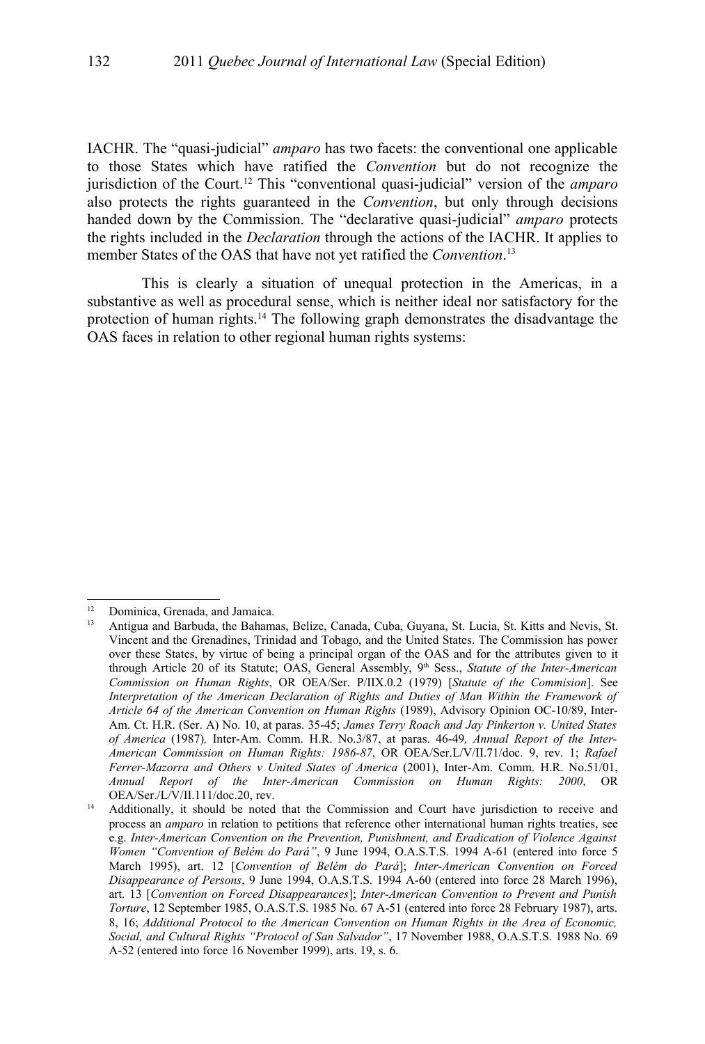IACHR. The "quasi-judicial" *amparo* has two facets: the conventional one applicable to those States which have ratified the *Convention* but do not recognize the jurisdiction of the Court.[12] This "conventional quasi-judicial" version of the *amparo* also protects the rights guaranteed in the *Convention*, but only through decisions handed down by the Commission. The "declarative quasi-judicial" *amparo* protects the rights included in the *Declaration* through the actions of the IACHR. It applies to member States of the OAS that have not yet ratified the *Convention*.[13]

This is clearly a situation of unequal protection in the Americas, in a substantive as well as procedural sense, which is neither ideal nor satisfactory for the protection of human rights.[14] The following graph demonstrates the disadvantage the OAS faces in relation to other regional human rights systems:

---

[12] Dominica, Grenada, and Jamaica.

[13] Antigua and Barbuda, the Bahamas, Belize, Canada, Cuba, Guyana, St. Lucia, St. Kitts and Nevis, St. Vincent and the Grenadines, Trinidad and Tobago, and the United States. The Commission has power over these States, by virtue of being a principal organ of the OAS and for the attributes given to it through Article 20 of its Statute; OAS, General Assembly, 9th Sess., *Statute of the Inter-American Commission on Human Rights*, OR OEA/Ser. P/IIX.0.2 (1979) [*Statute of the Commision*]. See *Interpretation of the American Declaration of Rights and Duties of Man Within the Framework of Article 64 of the American Convention on Human Rights* (1989), Advisory Opinion OC-10/89, Inter-Am. Ct. H.R. (Ser. A) No. 10, at paras. 35-45; *James Terry Roach and Jay Pinkerton v. United States of America* (1987), Inter-Am. Comm. H.R. No.3/87, at paras. 46-49, *Annual Report of the Inter-American Commission on Human Rights: 1986-87*, OR OEA/Ser.L/V/II.71/doc. 9, rev. 1; *Rafael Ferrer-Mazorra and Others v United States of America* (2001), Inter-Am. Comm. H.R. No.51/01, *Annual Report of the Inter-American Commission on Human Rights: 2000*, OR OEA/Ser./L/V/II.111/doc.20, rev.

[14] Additionally, it should be noted that the Commission and Court have jurisdiction to receive and process an *amparo* in relation to petitions that reference other international human rights treaties, see e.g. *Inter-American Convention on the Prevention, Punishment, and Eradication of Violence Against Women "Convention of Belém do Pará"*, 9 June 1994, O.A.S.T.S. 1994 A-61 (entered into force 5 March 1995), art. 12 [*Convention of Belém do Pará*]; *Inter-American Convention on Forced Disappearance of Persons*, 9 June 1994, O.A.S.T.S. 1994 A-60 (entered into force 28 March 1996), art. 13 [*Convention on Forced Disappearances*]; *Inter-American Convention to Prevent and Punish Torture*, 12 September 1985, O.A.S.T.S. 1985 No. 67 A-51 (entered into force 28 February 1987), arts. 8, 16; *Additional Protocol to the American Convention on Human Rights in the Area of Economic, Social, and Cultural Rights "Protocol of San Salvador"*, 17 November 1988, O.A.S.T.S. 1988 No. 69 A-52 (entered into force 16 November 1999), arts. 19, s. 6.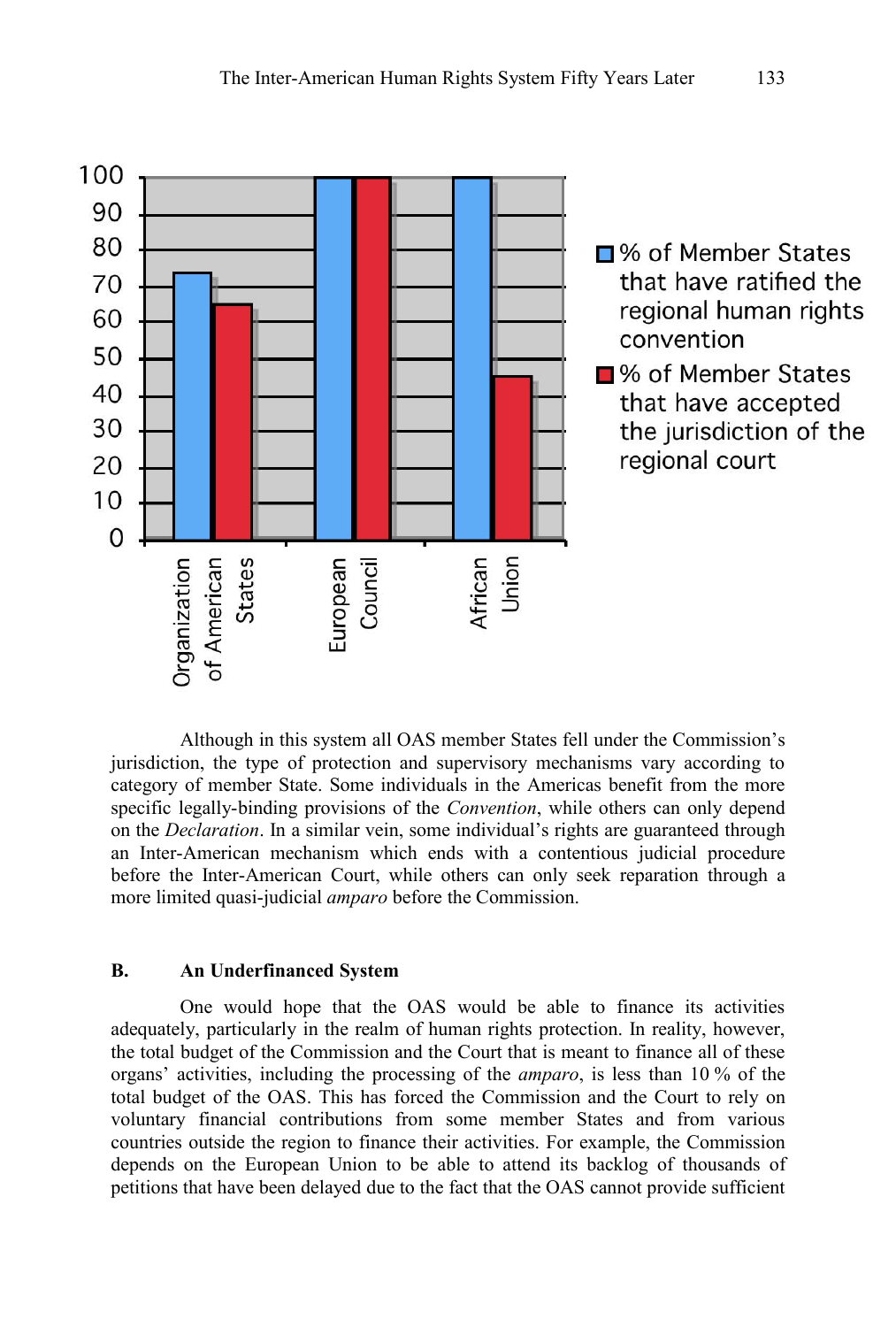Although in this system all OAS member States fell under the Commission's jurisdiction, the type of protection and supervisory mechanisms vary according to category of member State. Some individuals in the Americas benefit from the more specific legally-binding provisions of the *Convention*, while others can only depend on the *Declaration*. In a similar vein, some individual's rights are guaranteed through an Inter-American mechanism which ends with a contentious judicial procedure before the Inter-American Court, while others can only seek reparation through a more limited quasi-judicial *amparo* before the Commission.

### B. An Underfinanced System

One would hope that the OAS would be able to finance its activities adequately, particularly in the realm of human rights protection. In reality, however, the total budget of the Commission and the Court that is meant to finance all of these organs' activities, including the processing of the *amparo*, is less than 10 % of the total budget of the OAS. This has forced the Commission and the Court to rely on voluntary financial contributions from some member States and from various countries outside the region to finance their activities. For example, the Commission depends on the European Union to be able to attend its backlog of thousands of petitions that have been delayed due to the fact that the OAS cannot provide sufficient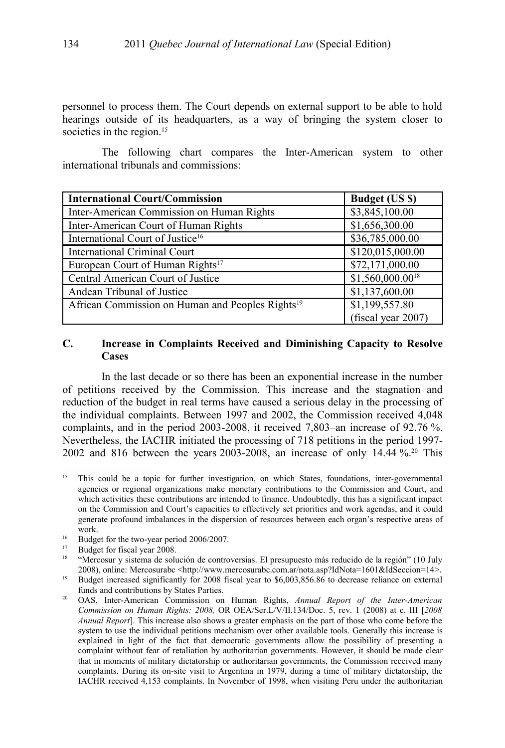personnel to process them. The Court depends on external support to be able to hold hearings outside of its headquarters, as a way of bringing the system closer to societies in the region.[15]

The following chart compares the Inter-American system to other international tribunals and commissions:

| International Court/Commission | Budget (US $) |
|---|---|
| Inter-American Commission on Human Rights | $3,845,100.00 |
| Inter-American Court of Human Rights | $1,656,300.00 |
| International Court of Justice[16] | $36,785,000.00 |
| International Criminal Court | $120,015,000.00 |
| European Court of Human Rights[17] | $72,171,000.00 |
| Central American Court of Justice | $1,560,000.00[18] |
| Andean Tribunal of Justice | $1,137,600.00 |
| African Commission on Human and Peoples Rights[19] | $1,199,557.80 (fiscal year 2007) |

### C. Increase in Complaints Received and Diminishing Capacity to Resolve Cases

In the last decade or so there has been an exponential increase in the number of petitions received by the Commission. This increase and the stagnation and reduction of the budget in real terms have caused a serious delay in the processing of the individual complaints. Between 1997 and 2002, the Commission received 4,048 complaints, and in the period 2003-2008, it received 7,803–an increase of 92.76 %. Nevertheless, the IACHR initiated the processing of 718 petitions in the period 1997-2002 and 816 between the years 2003-2008, an increase of only 14.44 %.[20] This

---

[15] This could be a topic for further investigation, on which States, foundations, inter-governmental agencies or regional organizations make monetary contributions to the Commission and Court, and which activities these contributions are intended to finance. Undoubtedly, this has a significant impact on the Commission and Court's capacities to effectively set priorities and work agendas, and it could generate profound imbalances in the dispersion of resources between each organ's respective areas of work.

[16] Budget for the two-year period 2006/2007.

[17] Budget for fiscal year 2008.

[18] "Mercosur y sistema de solución de controversias. El presupuesto más reducido de la región" (10 July 2008), online: Mercosurabc <http://www.mercosurabc.com.ar/nota.asp?IdNota=1601&IdSeccion=14>.

[19] Budget increased significantly for 2008 fiscal year to $6,003,856.86 to decrease reliance on external funds and contributions by States Parties.

[20] OAS, Inter-American Commission on Human Rights, *Annual Report of the Inter-American Commission on Human Rights: 2008,* OR OEA/Ser.L/V/II.134/Doc. 5, rev. 1 (2008) at c. III [*2008 Annual Report*]. This increase also shows a greater emphasis on the part of those who come before the system to use the individual petitions mechanism over other available tools. Generally this increase is explained in light of the fact that democratic governments allow the possibility of presenting a complaint without fear of retaliation by authoritarian governments. However, it should be made clear that in moments of military dictatorship or authoritarian governments, the Commission received many complaints. During its on-site visit to Argentina in 1979, during a time of military dictatorship, the IACHR received 4,153 complaints. In November of 1998, when visiting Peru under the authoritarian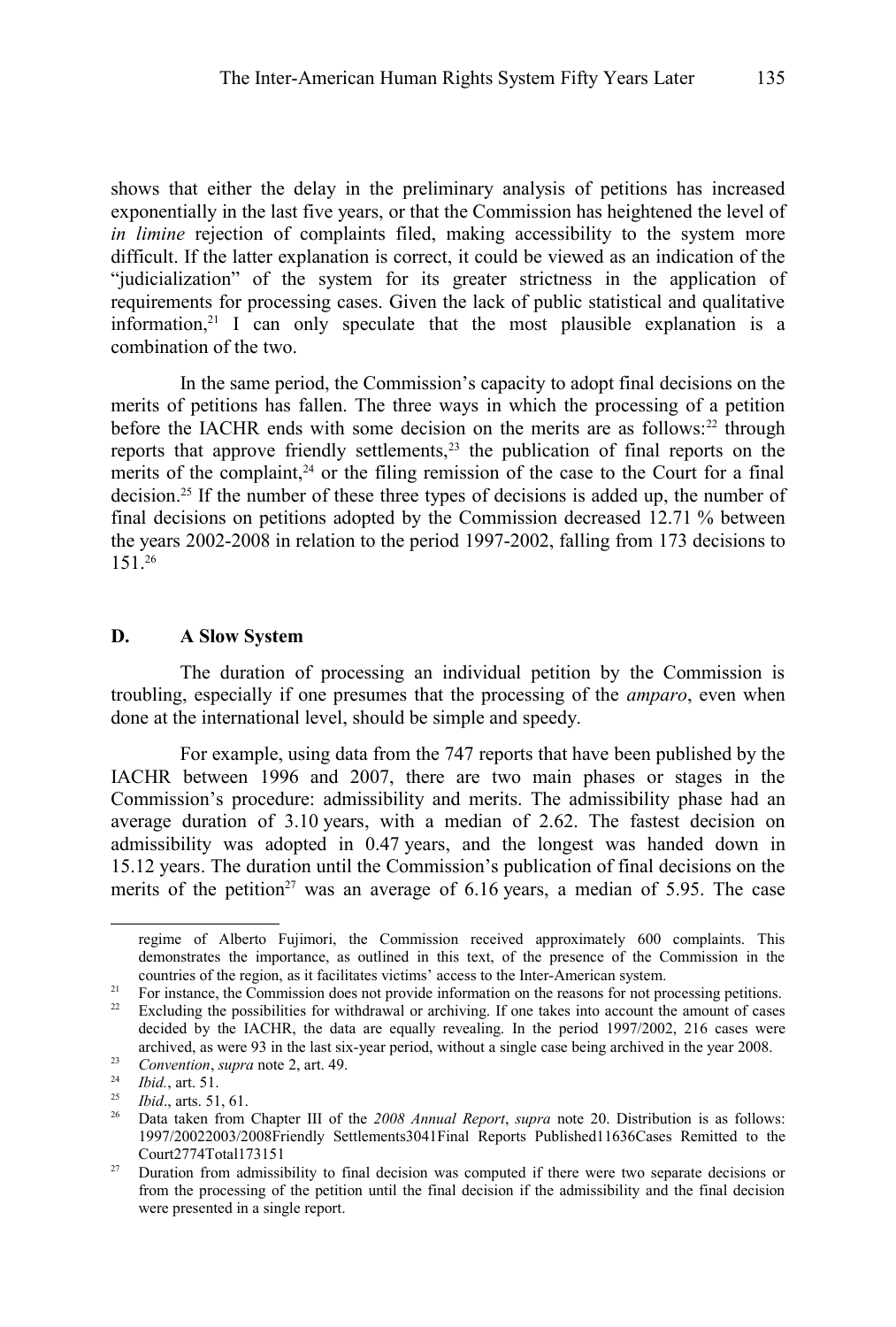shows that either the delay in the preliminary analysis of petitions has increased exponentially in the last five years, or that the Commission has heightened the level of *in limine* rejection of complaints filed, making accessibility to the system more difficult. If the latter explanation is correct, it could be viewed as an indication of the "judicialization" of the system for its greater strictness in the application of requirements for processing cases. Given the lack of public statistical and qualitative information,[21] I can only speculate that the most plausible explanation is a combination of the two.

In the same period, the Commission's capacity to adopt final decisions on the merits of petitions has fallen. The three ways in which the processing of a petition before the IACHR ends with some decision on the merits are as follows:[22] through reports that approve friendly settlements,[23] the publication of final reports on the merits of the complaint,[24] or the filing remission of the case to the Court for a final decision.[25] If the number of these three types of decisions is added up, the number of final decisions on petitions adopted by the Commission decreased 12.71 % between the years 2002-2008 in relation to the period 1997-2002, falling from 173 decisions to 151.[26]

## D. A Slow System

The duration of processing an individual petition by the Commission is troubling, especially if one presumes that the processing of the *amparo*, even when done at the international level, should be simple and speedy.

For example, using data from the 747 reports that have been published by the IACHR between 1996 and 2007, there are two main phases or stages in the Commission's procedure: admissibility and merits. The admissibility phase had an average duration of 3.10 years, with a median of 2.62. The fastest decision on admissibility was adopted in 0.47 years, and the longest was handed down in 15.12 years. The duration until the Commission's publication of final decisions on the merits of the petition[27] was an average of 6.16 years, a median of 5.95. The case

---

regime of Alberto Fujimori, the Commission received approximately 600 complaints. This demonstrates the importance, as outlined in this text, of the presence of the Commission in the countries of the region, as it facilitates victims' access to the Inter-American system.

[21] For instance, the Commission does not provide information on the reasons for not processing petitions.

[22] Excluding the possibilities for withdrawal or archiving. If one takes into account the amount of cases decided by the IACHR, the data are equally revealing. In the period 1997/2002, 216 cases were archived, as were 93 in the last six-year period, without a single case being archived in the year 2008.

[23] *Convention*, *supra* note 2, art. 49.

[24] *Ibid.*, art. 51.

[25] *Ibid*., arts. 51, 61.

[26] Data taken from Chapter III of the *2008 Annual Report*, *supra* note 20. Distribution is as follows: 1997/20022003/2008Friendly Settlements3041Final Reports Published11636Cases Remitted to the Court2774Total173151

[27] Duration from admissibility to final decision was computed if there were two separate decisions or from the processing of the petition until the final decision if the admissibility and the final decision were presented in a single report.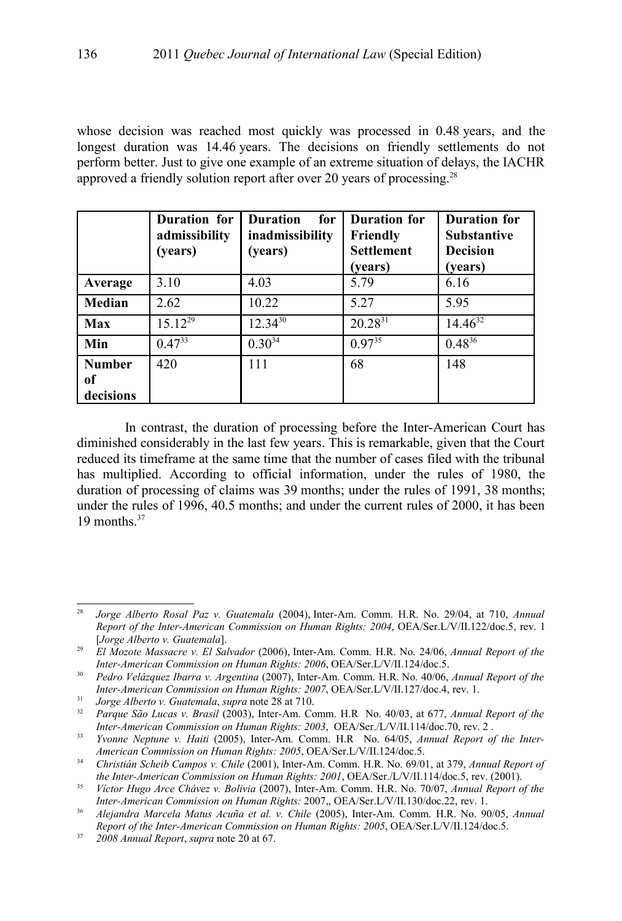whose decision was reached most quickly was processed in 0.48 years, and the longest duration was 14.46 years. The decisions on friendly settlements do not perform better. Just to give one example of an extreme situation of delays, the IACHR approved a friendly solution report after over 20 years of processing.[28]

| | **Duration for admissibility (years)** | **Duration for inadmissibility (years)** | **Duration for Friendly Settlement (years)** | **Duration for Substantive Decision (years)** |
|---|---|---|---|---|
| **Average** | 3.10 | 4.03 | 5.79 | 6.16 |
| **Median** | 2.62 | 10.22 | 5.27 | 5.95 |
| **Max** | 15.12[29] | 12.34[30] | 20.28[31] | 14.46[32] |
| **Min** | 0.47[33] | 0.30[34] | 0.97[35] | 0.48[36] |
| **Number of decisions** | 420 | 111 | 68 | 148 |

In contrast, the duration of processing before the Inter-American Court has diminished considerably in the last few years. This is remarkable, given that the Court reduced its timeframe at the same time that the number of cases filed with the tribunal has multiplied. According to official information, under the rules of 1980, the duration of processing of claims was 39 months; under the rules of 1991, 38 months; under the rules of 1996, 40.5 months; and under the current rules of 2000, it has been 19 months.[37]

---

[28] *Jorge Alberto Rosal Paz v. Guatemala* (2004), Inter-Am. Comm. H.R. No. 29/04, at 710, *Annual Report of the Inter-American Commission on Human Rights: 2004*, OEA/Ser.L/V/II.122/doc.5, rev. 1 [*Jorge Alberto v. Guatemala*].

[29] *El Mozote Massacre v. El Salvador* (2006), Inter-Am. Comm. H.R. No. 24/06, *Annual Report of the Inter-American Commission on Human Rights: 2006*, OEA/Ser.L/V/II.124/doc.5.

[30] *Pedro Velázquez Ibarra v. Argentina* (2007), Inter-Am. Comm. H.R. No. 40/06, *Annual Report of the Inter-American Commission on Human Rights: 2007*, OEA/Ser.L/V/II.127/doc.4, rev. 1.

[31] *Jorge Alberto v. Guatemala*, *supra* note 28 at 710.

[32] *Parque São Lucas v. Brasil* (2003), Inter-Am. Comm. H.R No. 40/03, at 677, *Annual Report of the Inter-American Commission on Human Rights: 2003*, OEA/Ser./L/V/II.114/doc.70, rev. 2 .

[33] *Yvonne Neptune v. Haiti* (2005), Inter-Am. Comm. H.R No. 64/05, *Annual Report of the Inter-American Commission on Human Rights: 2005*, OEA/Ser.L/V/II.124/doc.5.

[34] *Christián Scheib Campos v. Chile* (2001), Inter-Am. Comm. H.R. No. 69/01, at 379, *Annual Report of the Inter-American Commission on Human Rights: 2001*, OEA/Ser./L/V/II.114/doc.5, rev. (2001).

[35] *Víctor Hugo Arce Chávez v. Bolivia* (2007), Inter-Am. Comm. H.R. No. 70/07, *Annual Report of the Inter-American Commission on Human Rights:* 2007,, OEA/Ser.L/V/II.130/doc.22, rev. 1.

[36] *Alejandra Marcela Matus Acuña et al. v. Chile* (2005), Inter-Am. Comm. H.R. No. 90/05, *Annual Report of the Inter-American Commission on Human Rights: 2005*, OEA/Ser.L/V/II.124/doc.5.

[37] *2008 Annual Report*, *supra* note 20 at 67.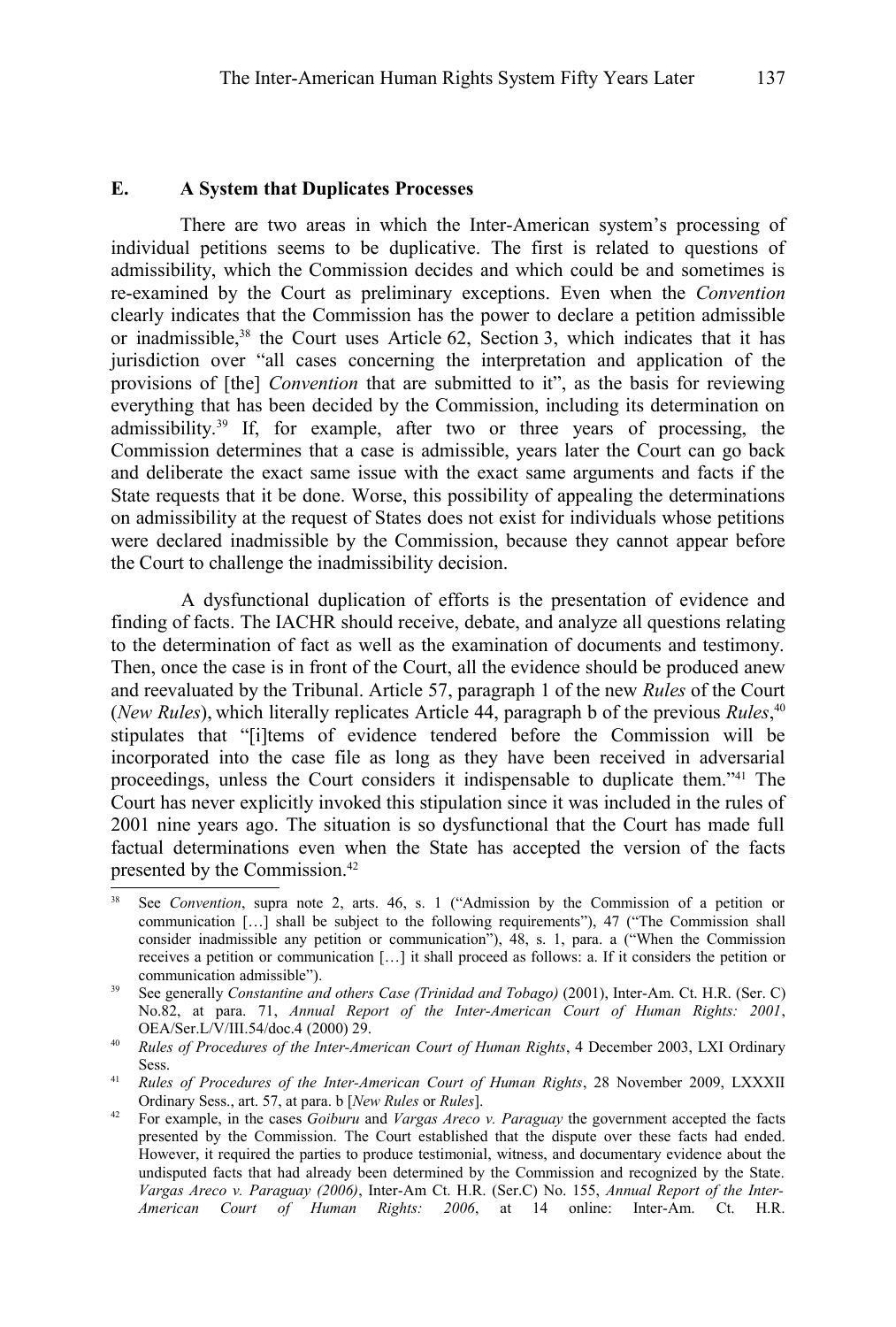### E. A System that Duplicates Processes

There are two areas in which the Inter-American system's processing of individual petitions seems to be duplicative. The first is related to questions of admissibility, which the Commission decides and which could be and sometimes is re-examined by the Court as preliminary exceptions. Even when the *Convention* clearly indicates that the Commission has the power to declare a petition admissible or inadmissible,[38] the Court uses Article 62, Section 3, which indicates that it has jurisdiction over "all cases concerning the interpretation and application of the provisions of [the] *Convention* that are submitted to it", as the basis for reviewing everything that has been decided by the Commission, including its determination on admissibility.[39] If, for example, after two or three years of processing, the Commission determines that a case is admissible, years later the Court can go back and deliberate the exact same issue with the exact same arguments and facts if the State requests that it be done. Worse, this possibility of appealing the determinations on admissibility at the request of States does not exist for individuals whose petitions were declared inadmissible by the Commission, because they cannot appear before the Court to challenge the inadmissibility decision.

A dysfunctional duplication of efforts is the presentation of evidence and finding of facts. The IACHR should receive, debate, and analyze all questions relating to the determination of fact as well as the examination of documents and testimony. Then, once the case is in front of the Court, all the evidence should be produced anew and reevaluated by the Tribunal. Article 57, paragraph 1 of the new *Rules* of the Court (*New Rules*), which literally replicates Article 44, paragraph b of the previous *Rules*,[40] stipulates that "[i]tems of evidence tendered before the Commission will be incorporated into the case file as long as they have been received in adversarial proceedings, unless the Court considers it indispensable to duplicate them."[41] The Court has never explicitly invoked this stipulation since it was included in the rules of 2001 nine years ago. The situation is so dysfunctional that the Court has made full factual determinations even when the State has accepted the version of the facts presented by the Commission.[42]

---

[38] See *Convention*, supra note 2, arts. 46, s. 1 ("Admission by the Commission of a petition or communication […] shall be subject to the following requirements"), 47 ("The Commission shall consider inadmissible any petition or communication"), 48, s. 1, para. a ("When the Commission receives a petition or communication […] it shall proceed as follows: a. If it considers the petition or communication admissible").

[39] See generally *Constantine and others Case (Trinidad and Tobago)* (2001), Inter-Am. Ct. H.R. (Ser. C) No.82, at para. 71, *Annual Report of the Inter-American Court of Human Rights: 2001*, OEA/Ser.L/V/III.54/doc.4 (2000) 29.

[40] *Rules of Procedures of the Inter-American Court of Human Rights*, 4 December 2003, LXI Ordinary Sess.

[41] *Rules of Procedures of the Inter-American Court of Human Rights*, 28 November 2009, LXXXII Ordinary Sess., art. 57, at para. b [*New Rules* or *Rules*].

[42] For example, in the cases *Goiburu* and *Vargas Areco v. Paraguay* the government accepted the facts presented by the Commission. The Court established that the dispute over these facts had ended. However, it required the parties to produce testimonial, witness, and documentary evidence about the undisputed facts that had already been determined by the Commission and recognized by the State. *Vargas Areco v. Paraguay (2006)*, Inter-Am Ct. H.R. (Ser.C) No. 155, *Annual Report of the Inter-American Court of Human Rights: 2006*, at 14 online: Inter-Am. Ct. H.R.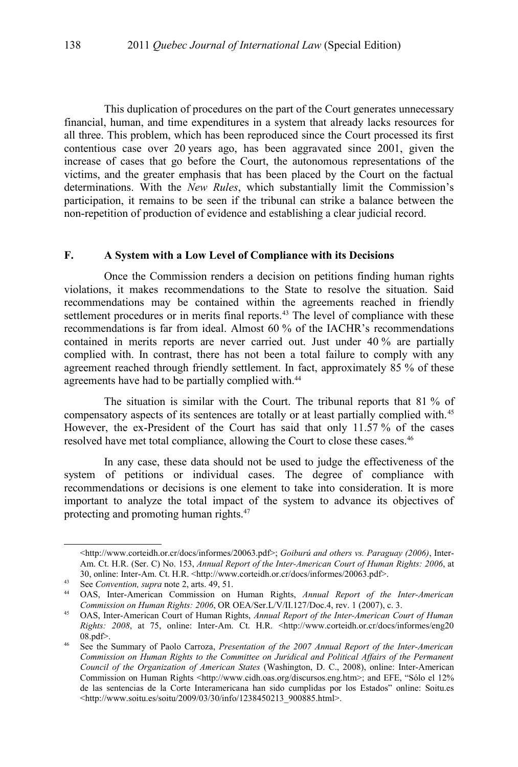This duplication of procedures on the part of the Court generates unnecessary financial, human, and time expenditures in a system that already lacks resources for all three. This problem, which has been reproduced since the Court processed its first contentious case over 20 years ago, has been aggravated since 2001, given the increase of cases that go before the Court, the autonomous representations of the victims, and the greater emphasis that has been placed by the Court on the factual determinations. With the *New Rules*, which substantially limit the Commission's participation, it remains to be seen if the tribunal can strike a balance between the non-repetition of production of evidence and establishing a clear judicial record.

## F. A System with a Low Level of Compliance with its Decisions

Once the Commission renders a decision on petitions finding human rights violations, it makes recommendations to the State to resolve the situation. Said recommendations may be contained within the agreements reached in friendly settlement procedures or in merits final reports.[43] The level of compliance with these recommendations is far from ideal. Almost 60 % of the IACHR's recommendations contained in merits reports are never carried out. Just under 40 % are partially complied with. In contrast, there has not been a total failure to comply with any agreement reached through friendly settlement. In fact, approximately 85 % of these agreements have had to be partially complied with.[44]

The situation is similar with the Court. The tribunal reports that 81 % of compensatory aspects of its sentences are totally or at least partially complied with.[45] However, the ex-President of the Court has said that only 11.57 % of the cases resolved have met total compliance, allowing the Court to close these cases.[46]

In any case, these data should not be used to judge the effectiveness of the system of petitions or individual cases. The degree of compliance with recommendations or decisions is one element to take into consideration. It is more important to analyze the total impact of the system to advance its objectives of protecting and promoting human rights.[47]

---

<http://www.corteidh.or.cr/docs/informes/20063.pdf>; *Goiburú and others vs. Paraguay (2006)*, Inter-Am. Ct. H.R. (Ser. C) No. 153, *Annual Report of the Inter-American Court of Human Rights: 2006*, at 30, online: Inter-Am. Ct. H.R. <http://www.corteidh.or.cr/docs/informes/20063.pdf>.

[43] See *Convention, supra* note 2, arts. 49, 51.

[44] OAS, Inter-American Commission on Human Rights, *Annual Report of the Inter-American Commission on Human Rights: 2006*, OR OEA/Ser.L/V/II.127/Doc.4, rev. 1 (2007), c. 3.

[45] OAS, Inter-American Court of Human Rights, *Annual Report of the Inter-American Court of Human Rights: 2008*, at 75, online: Inter-Am. Ct. H.R. <http://www.corteidh.or.cr/docs/informes/eng2008.pdf>.

[46] See the Summary of Paolo Carroza, *Presentation of the 2007 Annual Report of the Inter-American Commission on Human Rights to the Committee on Juridical and Political Affairs of the Permanent Council of the Organization of American States* (Washington, D. C., 2008), online: Inter-American Commission on Human Rights <http://www.cidh.oas.org/discursos.eng.htm>; and EFE, "Sólo el 12% de las sentencias de la Corte Interamericana han sido cumplidas por los Estados" online: Soitu.es <http://www.soitu.es/soitu/2009/03/30/info/1238450213_900885.html>.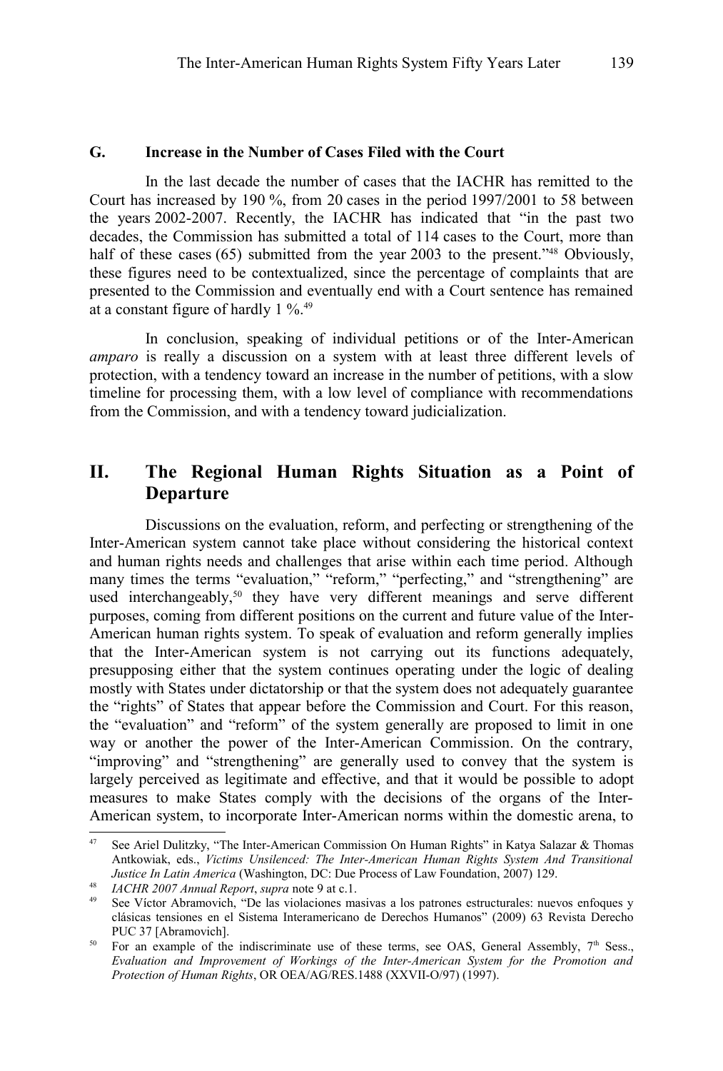### G. Increase in the Number of Cases Filed with the Court

In the last decade the number of cases that the IACHR has remitted to the Court has increased by 190 %, from 20 cases in the period 1997/2001 to 58 between the years 2002-2007. Recently, the IACHR has indicated that "in the past two decades, the Commission has submitted a total of 114 cases to the Court, more than half of these cases (65) submitted from the year 2003 to the present."[48] Obviously, these figures need to be contextualized, since the percentage of complaints that are presented to the Commission and eventually end with a Court sentence has remained at a constant figure of hardly 1 %.[49]

In conclusion, speaking of individual petitions or of the Inter-American *amparo* is really a discussion on a system with at least three different levels of protection, with a tendency toward an increase in the number of petitions, with a slow timeline for processing them, with a low level of compliance with recommendations from the Commission, and with a tendency toward judicialization.

## II. The Regional Human Rights Situation as a Point of Departure

Discussions on the evaluation, reform, and perfecting or strengthening of the Inter-American system cannot take place without considering the historical context and human rights needs and challenges that arise within each time period. Although many times the terms "evaluation," "reform," "perfecting," and "strengthening" are used interchangeably,[50] they have very different meanings and serve different purposes, coming from different positions on the current and future value of the Inter-American human rights system. To speak of evaluation and reform generally implies that the Inter-American system is not carrying out its functions adequately, presupposing either that the system continues operating under the logic of dealing mostly with States under dictatorship or that the system does not adequately guarantee the "rights" of States that appear before the Commission and Court. For this reason, the "evaluation" and "reform" of the system generally are proposed to limit in one way or another the power of the Inter-American Commission. On the contrary, "improving" and "strengthening" are generally used to convey that the system is largely perceived as legitimate and effective, and that it would be possible to adopt measures to make States comply with the decisions of the organs of the Inter-American system, to incorporate Inter-American norms within the domestic arena, to

---

[47] See Ariel Dulitzky, "The Inter-American Commission On Human Rights" in Katya Salazar & Thomas Antkowiak, eds., *Victims Unsilenced: The Inter-American Human Rights System And Transitional Justice In Latin America* (Washington, DC: Due Process of Law Foundation, 2007) 129.

[48] *IACHR 2007 Annual Report*, *supra* note 9 at c.1.

[49] See Víctor Abramovich, "De las violaciones masivas a los patrones estructurales: nuevos enfoques y clásicas tensiones en el Sistema Interamericano de Derechos Humanos" (2009) 63 Revista Derecho PUC 37 [Abramovich].

[50] For an example of the indiscriminate use of these terms, see OAS, General Assembly, 7th Sess., *Evaluation and Improvement of Workings of the Inter-American System for the Promotion and Protection of Human Rights*, OR OEA/AG/RES.1488 (XXVII-O/97) (1997).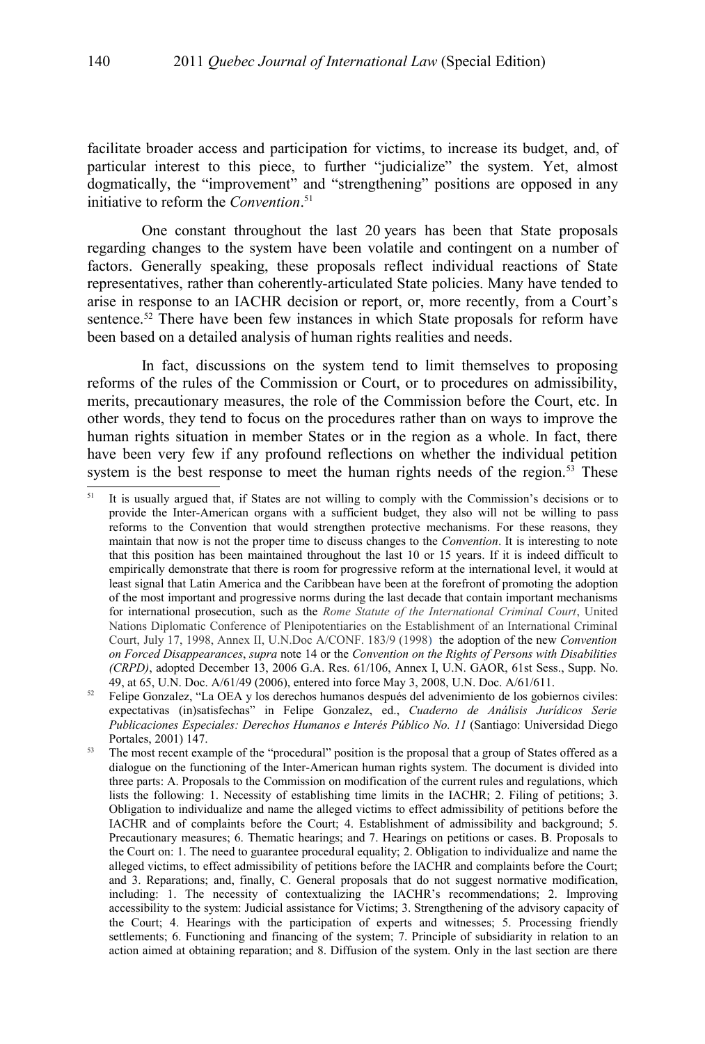facilitate broader access and participation for victims, to increase its budget, and, of particular interest to this piece, to further "judicialize" the system. Yet, almost dogmatically, the "improvement" and "strengthening" positions are opposed in any initiative to reform the *Convention*.[51]

One constant throughout the last 20 years has been that State proposals regarding changes to the system have been volatile and contingent on a number of factors. Generally speaking, these proposals reflect individual reactions of State representatives, rather than coherently-articulated State policies. Many have tended to arise in response to an IACHR decision or report, or, more recently, from a Court's sentence.[52] There have been few instances in which State proposals for reform have been based on a detailed analysis of human rights realities and needs.

In fact, discussions on the system tend to limit themselves to proposing reforms of the rules of the Commission or Court, or to procedures on admissibility, merits, precautionary measures, the role of the Commission before the Court, etc. In other words, they tend to focus on the procedures rather than on ways to improve the human rights situation in member States or in the region as a whole. In fact, there have been very few if any profound reflections on whether the individual petition system is the best response to meet the human rights needs of the region.[53] These

---

[51] It is usually argued that, if States are not willing to comply with the Commission's decisions or to provide the Inter-American organs with a sufficient budget, they also will not be willing to pass reforms to the Convention that would strengthen protective mechanisms. For these reasons, they maintain that now is not the proper time to discuss changes to the *Convention*. It is interesting to note that this position has been maintained throughout the last 10 or 15 years. If it is indeed difficult to empirically demonstrate that there is room for progressive reform at the international level, it would at least signal that Latin America and the Caribbean have been at the forefront of promoting the adoption of the most important and progressive norms during the last decade that contain important mechanisms for international prosecution, such as the *Rome Statute of the International Criminal Court*, United Nations Diplomatic Conference of Plenipotentiaries on the Establishment of an International Criminal Court, July 17, 1998, Annex II, U.N.Doc A/CONF. 183/9 (1998) the adoption of the new *Convention on Forced Disappearances*, *supra* note 14 or the *Convention on the Rights of Persons with Disabilities (CRPD)*, adopted December 13, 2006 G.A. Res. 61/106, Annex I, U.N. GAOR, 61st Sess., Supp. No. 49, at 65, U.N. Doc. A/61/49 (2006), entered into force May 3, 2008, U.N. Doc. A/61/611.

[52] Felipe Gonzalez, "La OEA y los derechos humanos después del advenimiento de los gobiernos civiles: expectativas (in)satisfechas" in Felipe Gonzalez, ed., *Cuaderno de Análisis Jurídicos Serie Publicaciones Especiales: Derechos Humanos e Interés Público No. 11* (Santiago: Universidad Diego Portales, 2001) 147.

[53] The most recent example of the "procedural" position is the proposal that a group of States offered as a dialogue on the functioning of the Inter-American human rights system. The document is divided into three parts: A. Proposals to the Commission on modification of the current rules and regulations, which lists the following: 1. Necessity of establishing time limits in the IACHR; 2. Filing of petitions; 3. Obligation to individualize and name the alleged victims to effect admissibility of petitions before the IACHR and of complaints before the Court; 4. Establishment of admissibility and background; 5. Precautionary measures; 6. Thematic hearings; and 7. Hearings on petitions or cases. B. Proposals to the Court on: 1. The need to guarantee procedural equality; 2. Obligation to individualize and name the alleged victims, to effect admissibility of petitions before the IACHR and complaints before the Court; and 3. Reparations; and, finally, C. General proposals that do not suggest normative modification, including: 1. The necessity of contextualizing the IACHR's recommendations; 2. Improving accessibility to the system: Judicial assistance for Victims; 3. Strengthening of the advisory capacity of the Court; 4. Hearings with the participation of experts and witnesses; 5. Processing friendly settlements; 6. Functioning and financing of the system; 7. Principle of subsidiarity in relation to an action aimed at obtaining reparation; and 8. Diffusion of the system. Only in the last section are there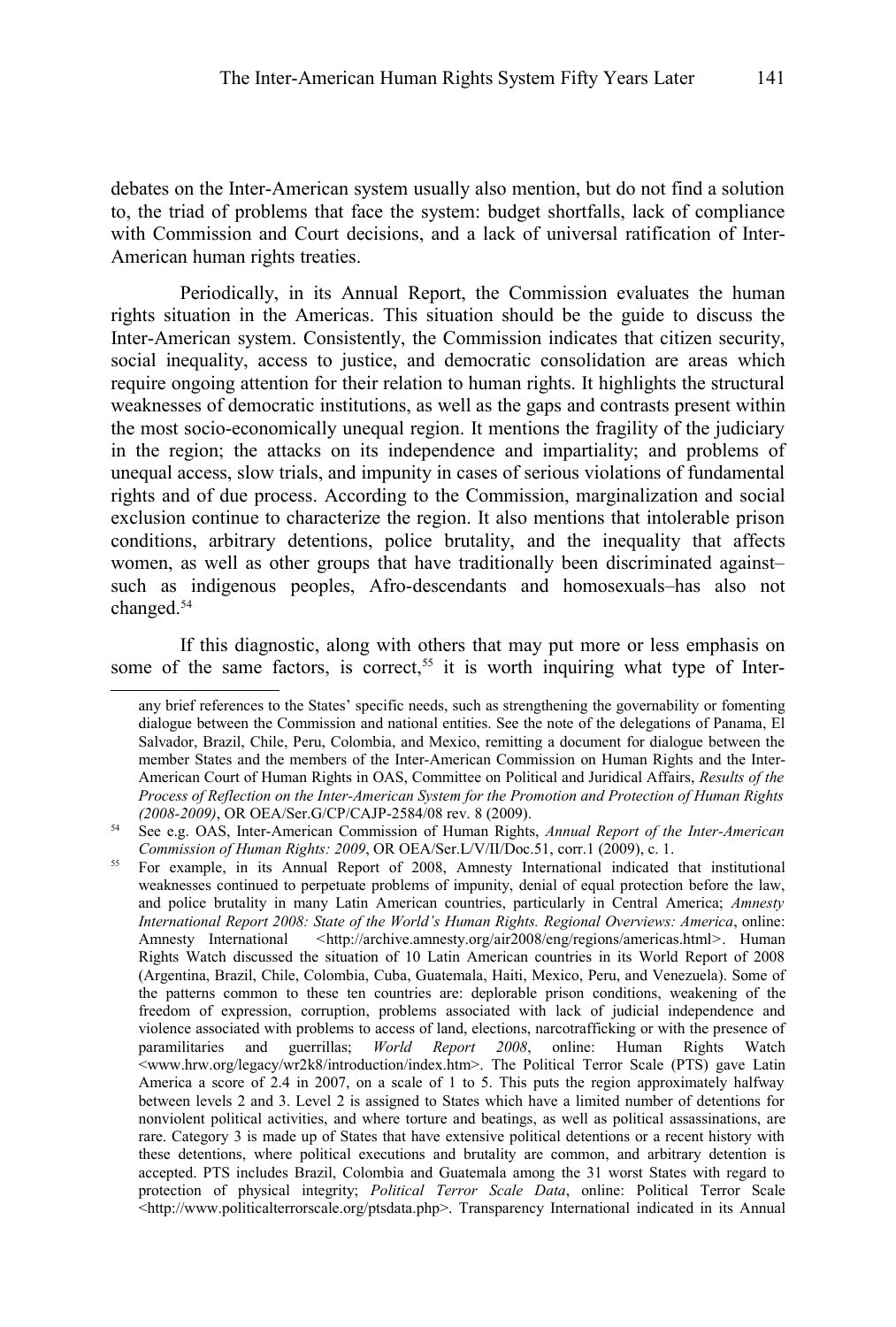debates on the Inter-American system usually also mention, but do not find a solution to, the triad of problems that face the system: budget shortfalls, lack of compliance with Commission and Court decisions, and a lack of universal ratification of Inter-American human rights treaties.

Periodically, in its Annual Report, the Commission evaluates the human rights situation in the Americas. This situation should be the guide to discuss the Inter-American system. Consistently, the Commission indicates that citizen security, social inequality, access to justice, and democratic consolidation are areas which require ongoing attention for their relation to human rights. It highlights the structural weaknesses of democratic institutions, as well as the gaps and contrasts present within the most socio-economically unequal region. It mentions the fragility of the judiciary in the region; the attacks on its independence and impartiality; and problems of unequal access, slow trials, and impunity in cases of serious violations of fundamental rights and of due process. According to the Commission, marginalization and social exclusion continue to characterize the region. It also mentions that intolerable prison conditions, arbitrary detentions, police brutality, and the inequality that affects women, as well as other groups that have traditionally been discriminated against–such as indigenous peoples, Afro-descendants and homosexuals–has also not changed.[54]

If this diagnostic, along with others that may put more or less emphasis on some of the same factors, is correct,[55] it is worth inquiring what type of Inter-

---

any brief references to the States' specific needs, such as strengthening the governability or fomenting dialogue between the Commission and national entities. See the note of the delegations of Panama, El Salvador, Brazil, Chile, Peru, Colombia, and Mexico, remitting a document for dialogue between the member States and the members of the Inter-American Commission on Human Rights and the Inter-American Court of Human Rights in OAS, Committee on Political and Juridical Affairs, *Results of the Process of Reflection on the Inter-American System for the Promotion and Protection of Human Rights (2008-2009)*, OR OEA/Ser.G/CP/CAJP-2584/08 rev. 8 (2009).

[54] See e.g. OAS, Inter-American Commission of Human Rights, *Annual Report of the Inter-American Commission of Human Rights: 2009*, OR OEA/Ser.L/V/II/Doc.51, corr.1 (2009), c. 1.

[55] For example, in its Annual Report of 2008, Amnesty International indicated that institutional weaknesses continued to perpetuate problems of impunity, denial of equal protection before the law, and police brutality in many Latin American countries, particularly in Central America; *Amnesty International Report 2008: State of the World's Human Rights. Regional Overviews: America*, online: Amnesty International <http://archive.amnesty.org/air2008/eng/regions/americas.html>. Human Rights Watch discussed the situation of 10 Latin American countries in its World Report of 2008 (Argentina, Brazil, Chile, Colombia, Cuba, Guatemala, Haiti, Mexico, Peru, and Venezuela). Some of the patterns common to these ten countries are: deplorable prison conditions, weakening of the freedom of expression, corruption, problems associated with lack of judicial independence and violence associated with problems to access of land, elections, narcotrafficking or with the presence of paramilitaries and guerrillas; *World Report 2008*, online: Human Rights Watch <www.hrw.org/legacy/wr2k8/introduction/index.htm>. The Political Terror Scale (PTS) gave Latin America a score of 2.4 in 2007, on a scale of 1 to 5. This puts the region approximately halfway between levels 2 and 3. Level 2 is assigned to States which have a limited number of detentions for nonviolent political activities, and where torture and beatings, as well as political assassinations, are rare. Category 3 is made up of States that have extensive political detentions or a recent history with these detentions, where political executions and brutality are common, and arbitrary detention is accepted. PTS includes Brazil, Colombia and Guatemala among the 31 worst States with regard to protection of physical integrity; *Political Terror Scale Data*, online: Political Terror Scale <http://www.politicalterrorscale.org/ptsdata.php>. Transparency International indicated in its Annual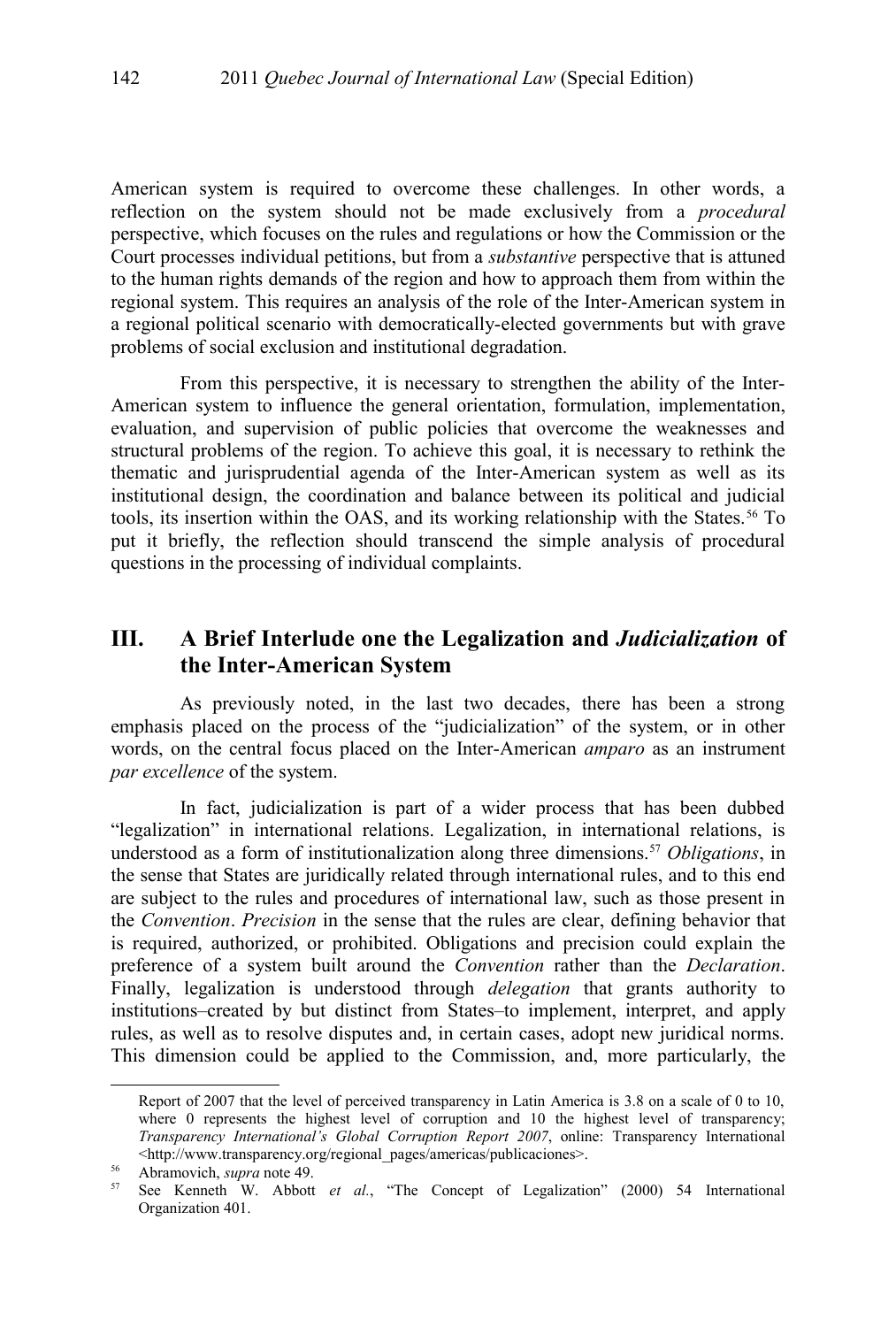American system is required to overcome these challenges. In other words, a reflection on the system should not be made exclusively from a *procedural* perspective, which focuses on the rules and regulations or how the Commission or the Court processes individual petitions, but from a *substantive* perspective that is attuned to the human rights demands of the region and how to approach them from within the regional system. This requires an analysis of the role of the Inter-American system in a regional political scenario with democratically-elected governments but with grave problems of social exclusion and institutional degradation.

From this perspective, it is necessary to strengthen the ability of the Inter-American system to influence the general orientation, formulation, implementation, evaluation, and supervision of public policies that overcome the weaknesses and structural problems of the region. To achieve this goal, it is necessary to rethink the thematic and jurisprudential agenda of the Inter-American system as well as its institutional design, the coordination and balance between its political and judicial tools, its insertion within the OAS, and its working relationship with the States.[56] To put it briefly, the reflection should transcend the simple analysis of procedural questions in the processing of individual complaints.

## III. A Brief Interlude one the Legalization and *Judicialization* of the Inter-American System

As previously noted, in the last two decades, there has been a strong emphasis placed on the process of the "judicialization" of the system, or in other words, on the central focus placed on the Inter-American *amparo* as an instrument *par excellence* of the system.

In fact, judicialization is part of a wider process that has been dubbed "legalization" in international relations. Legalization, in international relations, is understood as a form of institutionalization along three dimensions.[57] *Obligations*, in the sense that States are juridically related through international rules, and to this end are subject to the rules and procedures of international law, such as those present in the *Convention*. *Precision* in the sense that the rules are clear, defining behavior that is required, authorized, or prohibited. Obligations and precision could explain the preference of a system built around the *Convention* rather than the *Declaration*. Finally, legalization is understood through *delegation* that grants authority to institutions–created by but distinct from States–to implement, interpret, and apply rules, as well as to resolve disputes and, in certain cases, adopt new juridical norms. This dimension could be applied to the Commission, and, more particularly, the

---

Report of 2007 that the level of perceived transparency in Latin America is 3.8 on a scale of 0 to 10, where 0 represents the highest level of corruption and 10 the highest level of transparency; *Transparency International's Global Corruption Report 2007*, online: Transparency International <http://www.transparency.org/regional_pages/americas/publicaciones>.

[56] Abramovich, *supra* note 49.

[57] See Kenneth W. Abbott *et al.*, "The Concept of Legalization" (2000) 54 International Organization 401.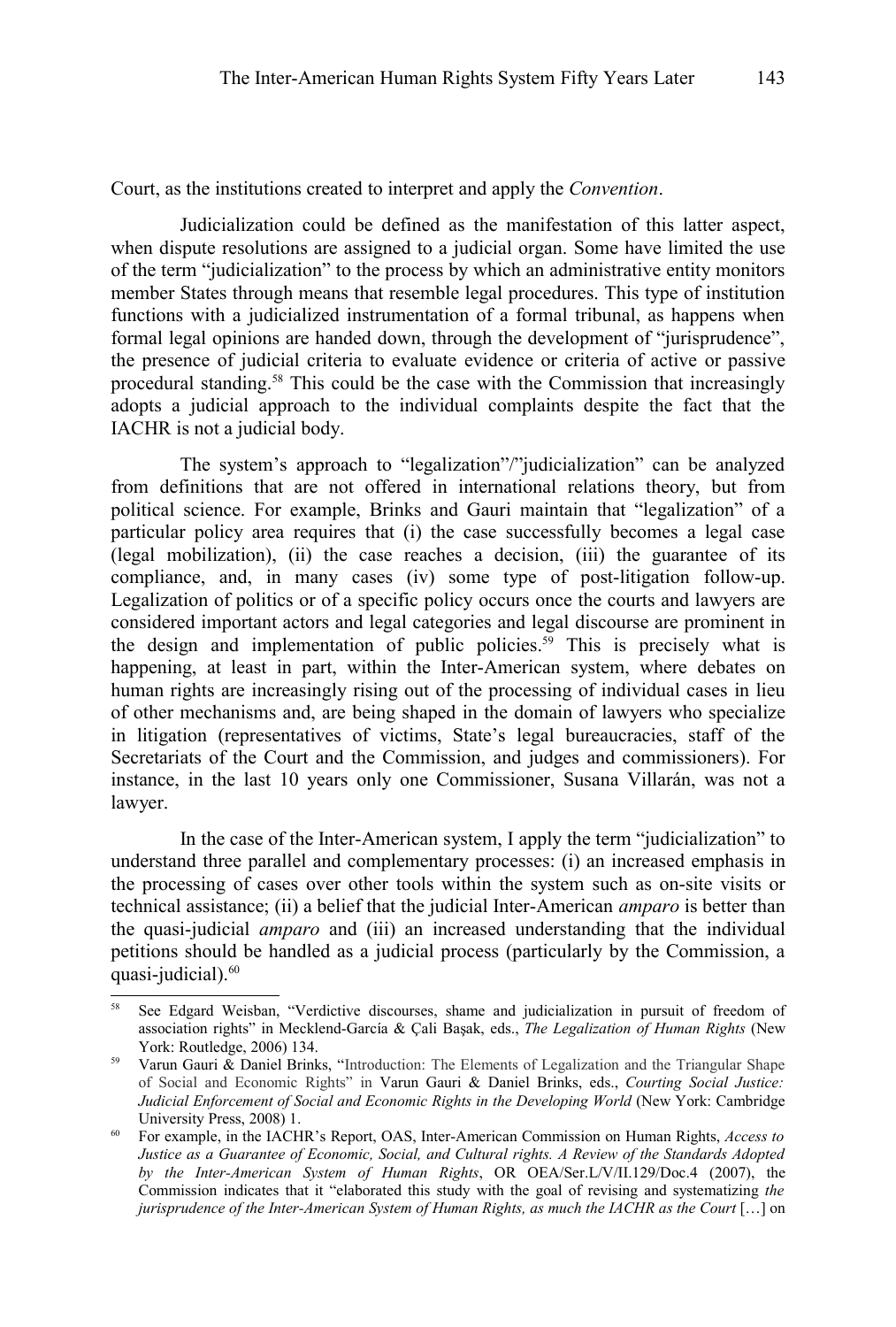Court, as the institutions created to interpret and apply the *Convention*.

Judicialization could be defined as the manifestation of this latter aspect, when dispute resolutions are assigned to a judicial organ. Some have limited the use of the term "judicialization" to the process by which an administrative entity monitors member States through means that resemble legal procedures. This type of institution functions with a judicialized instrumentation of a formal tribunal, as happens when formal legal opinions are handed down, through the development of "jurisprudence", the presence of judicial criteria to evaluate evidence or criteria of active or passive procedural standing.[58] This could be the case with the Commission that increasingly adopts a judicial approach to the individual complaints despite the fact that the IACHR is not a judicial body.

The system's approach to "legalization"/"judicialization" can be analyzed from definitions that are not offered in international relations theory, but from political science. For example, Brinks and Gauri maintain that "legalization" of a particular policy area requires that (i) the case successfully becomes a legal case (legal mobilization), (ii) the case reaches a decision, (iii) the guarantee of its compliance, and, in many cases (iv) some type of post-litigation follow-up. Legalization of politics or of a specific policy occurs once the courts and lawyers are considered important actors and legal categories and legal discourse are prominent in the design and implementation of public policies.[59] This is precisely what is happening, at least in part, within the Inter-American system, where debates on human rights are increasingly rising out of the processing of individual cases in lieu of other mechanisms and, are being shaped in the domain of lawyers who specialize in litigation (representatives of victims, State's legal bureaucracies, staff of the Secretariats of the Court and the Commission, and judges and commissioners). For instance, in the last 10 years only one Commissioner, Susana Villarán, was not a lawyer.

In the case of the Inter-American system, I apply the term "judicialization" to understand three parallel and complementary processes: (i) an increased emphasis in the processing of cases over other tools within the system such as on-site visits or technical assistance; (ii) a belief that the judicial Inter-American *amparo* is better than the quasi-judicial *amparo* and (iii) an increased understanding that the individual petitions should be handled as a judicial process (particularly by the Commission, a quasi-judicial).[60]

---

[58] See Edgard Weisban, "Verdictive discourses, shame and judicialization in pursuit of freedom of association rights" in Mecklend-García & Çali Başak, eds., *The Legalization of Human Rights* (New York: Routledge, 2006) 134.

[59] Varun Gauri & Daniel Brinks, "Introduction: The Elements of Legalization and the Triangular Shape of Social and Economic Rights" in Varun Gauri & Daniel Brinks, eds., *Courting Social Justice: Judicial Enforcement of Social and Economic Rights in the Developing World* (New York: Cambridge University Press, 2008) 1.

[60] For example, in the IACHR's Report, OAS, Inter-American Commission on Human Rights, *Access to Justice as a Guarantee of Economic, Social, and Cultural rights. A Review of the Standards Adopted by the Inter-American System of Human Rights*, OR OEA/Ser.L/V/II.129/Doc.4 (2007), the Commission indicates that it "elaborated this study with the goal of revising and systematizing *the jurisprudence of the Inter-American System of Human Rights, as much the IACHR as the Court* […] on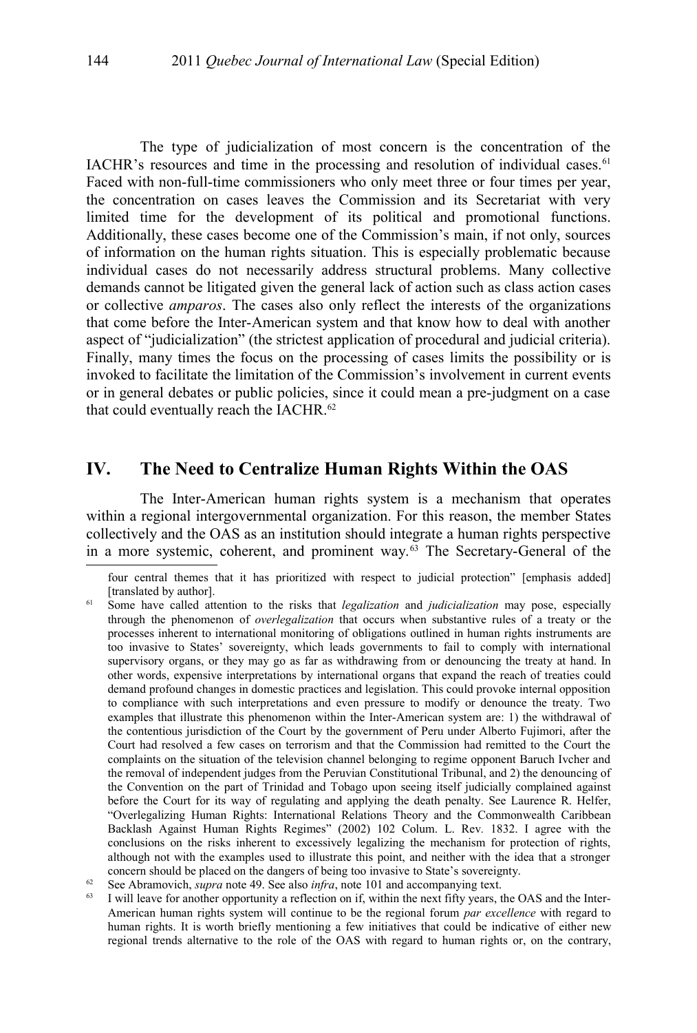The type of judicialization of most concern is the concentration of the IACHR's resources and time in the processing and resolution of individual cases.[61] Faced with non-full-time commissioners who only meet three or four times per year, the concentration on cases leaves the Commission and its Secretariat with very limited time for the development of its political and promotional functions. Additionally, these cases become one of the Commission's main, if not only, sources of information on the human rights situation. This is especially problematic because individual cases do not necessarily address structural problems. Many collective demands cannot be litigated given the general lack of action such as class action cases or collective *amparos*. The cases also only reflect the interests of the organizations that come before the Inter-American system and that know how to deal with another aspect of "judicialization" (the strictest application of procedural and judicial criteria). Finally, many times the focus on the processing of cases limits the possibility or is invoked to facilitate the limitation of the Commission's involvement in current events or in general debates or public policies, since it could mean a pre-judgment on a case that could eventually reach the IACHR.[62]

## IV. The Need to Centralize Human Rights Within the OAS

The Inter-American human rights system is a mechanism that operates within a regional intergovernmental organization. For this reason, the member States collectively and the OAS as an institution should integrate a human rights perspective in a more systemic, coherent, and prominent way.[63] The Secretary-General of the

---

four central themes that it has prioritized with respect to judicial protection" [emphasis added] [translated by author].

[61] Some have called attention to the risks that *legalization* and *judicialization* may pose, especially through the phenomenon of *overlegalization* that occurs when substantive rules of a treaty or the processes inherent to international monitoring of obligations outlined in human rights instruments are too invasive to States' sovereignty, which leads governments to fail to comply with international supervisory organs, or they may go as far as withdrawing from or denouncing the treaty at hand. In other words, expensive interpretations by international organs that expand the reach of treaties could demand profound changes in domestic practices and legislation. This could provoke internal opposition to compliance with such interpretations and even pressure to modify or denounce the treaty. Two examples that illustrate this phenomenon within the Inter-American system are: 1) the withdrawal of the contentious jurisdiction of the Court by the government of Peru under Alberto Fujimori, after the Court had resolved a few cases on terrorism and that the Commission had remitted to the Court the complaints on the situation of the television channel belonging to regime opponent Baruch Ivcher and the removal of independent judges from the Peruvian Constitutional Tribunal, and 2) the denouncing of the Convention on the part of Trinidad and Tobago upon seeing itself judicially complained against before the Court for its way of regulating and applying the death penalty. See Laurence R. Helfer, "Overlegalizing Human Rights: International Relations Theory and the Commonwealth Caribbean Backlash Against Human Rights Regimes" (2002) 102 Colum. L. Rev. 1832. I agree with the conclusions on the risks inherent to excessively legalizing the mechanism for protection of rights, although not with the examples used to illustrate this point, and neither with the idea that a stronger concern should be placed on the dangers of being too invasive to State's sovereignty.

[62] See Abramovich, *supra* note 49. See also *infra*, note 101 and accompanying text.

[63] I will leave for another opportunity a reflection on if, within the next fifty years, the OAS and the Inter-American human rights system will continue to be the regional forum *par excellence* with regard to human rights. It is worth briefly mentioning a few initiatives that could be indicative of either new regional trends alternative to the role of the OAS with regard to human rights or, on the contrary,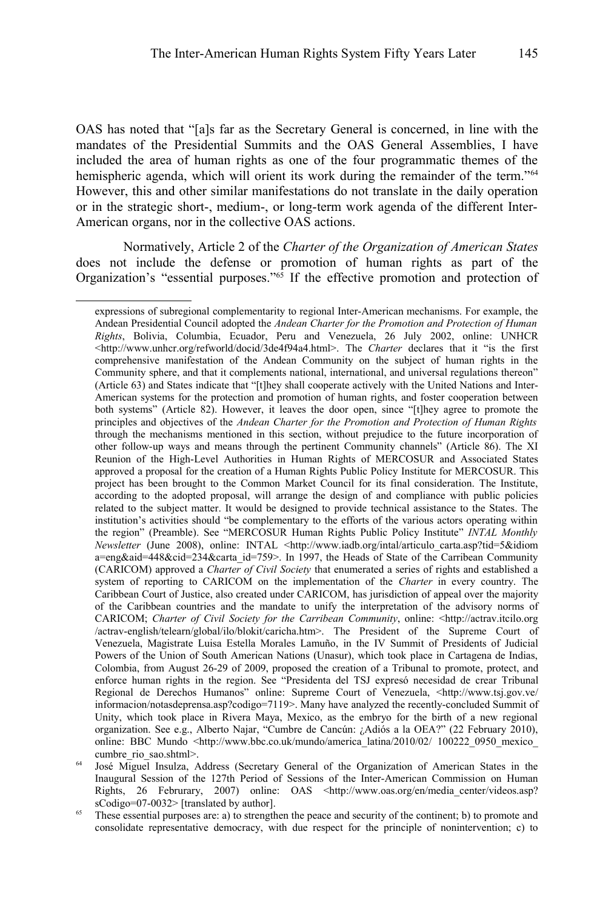OAS has noted that "[a]s far as the Secretary General is concerned, in line with the mandates of the Presidential Summits and the OAS General Assemblies, I have included the area of human rights as one of the four programmatic themes of the hemispheric agenda, which will orient its work during the remainder of the term."[64] However, this and other similar manifestations do not translate in the daily operation or in the strategic short-, medium-, or long-term work agenda of the different Inter-American organs, nor in the collective OAS actions.

Normatively, Article 2 of the *Charter of the Organization of American States* does not include the defense or promotion of human rights as part of the Organization's "essential purposes."[65] If the effective promotion and protection of

---

expressions of subregional complementarity to regional Inter-American mechanisms. For example, the Andean Presidential Council adopted the *Andean Charter for the Promotion and Protection of Human Rights*, Bolivia, Columbia, Ecuador, Peru and Venezuela, 26 July 2002, online: UNHCR <http://www.unhcr.org/refworld/docid/3de4f94a4.html>. The *Charter* declares that it "is the first comprehensive manifestation of the Andean Community on the subject of human rights in the Community sphere, and that it complements national, international, and universal regulations thereon" (Article 63) and States indicate that "[t]hey shall cooperate actively with the United Nations and Inter-American systems for the protection and promotion of human rights, and foster cooperation between both systems" (Article 82). However, it leaves the door open, since "[t]hey agree to promote the principles and objectives of the *Andean Charter for the Promotion and Protection of Human Rights* through the mechanisms mentioned in this section, without prejudice to the future incorporation of other follow-up ways and means through the pertinent Community channels" (Article 86). The XI Reunion of the High-Level Authorities in Human Rights of MERCOSUR and Associated States approved a proposal for the creation of a Human Rights Public Policy Institute for MERCOSUR. This project has been brought to the Common Market Council for its final consideration. The Institute, according to the adopted proposal, will arrange the design of and compliance with public policies related to the subject matter. It would be designed to provide technical assistance to the States. The institution's activities should "be complementary to the efforts of the various actors operating within the region" (Preamble). See "MERCOSUR Human Rights Public Policy Institute" *INTAL Monthly Newsletter* (June 2008), online: INTAL <http://www.iadb.org/intal/articulo_carta.asp?tid=5&idioma=eng&aid=448&cid=234&carta_id=759>. In 1997, the Heads of State of the Carribean Community (CARICOM) approved a *Charter of Civil Society* that enumerated a series of rights and established a system of reporting to CARICOM on the implementation of the *Charter* in every country. The Caribbean Court of Justice, also created under CARICOM, has jurisdiction of appeal over the majority of the Caribbean countries and the mandate to unify the interpretation of the advisory norms of CARICOM; *Charter of Civil Society for the Carribean Community*, online: <http://actrav.itcilo.org/actrav-english/telearn/global/ilo/blokit/caricha.htm>. The President of the Supreme Court of Venezuela, Magistrate Luisa Estella Morales Lamuño, in the IV Summit of Presidents of Judicial Powers of the Union of South American Nations (Unasur), which took place in Cartagena de Indias, Colombia, from August 26-29 of 2009, proposed the creation of a Tribunal to promote, protect, and enforce human rights in the region. See "Presidenta del TSJ expresó necesidad de crear Tribunal Regional de Derechos Humanos" online: Supreme Court of Venezuela, <http://www.tsj.gov.ve/informacion/notasdeprensa.asp?codigo=7119>. Many have analyzed the recently-concluded Summit of Unity, which took place in Rivera Maya, Mexico, as the embryo for the birth of a new regional organization. See e.g., Alberto Najar, "Cumbre de Cancún: ¿Adiós a la OEA?" (22 February 2010), online: BBC Mundo <http://www.bbc.co.uk/mundo/america_latina/2010/02/ 100222_0950_mexico_cumbre_rio_sao.shtml>.

[64] José Miguel Insulza, Address (Secretary General of the Organization of American States in the Inaugural Session of the 127th Period of Sessions of the Inter-American Commission on Human Rights, 26 Februrary, 2007) online: OAS <http://www.oas.org/en/media_center/videos.asp?sCodigo=07-0032> [translated by author].

[65] These essential purposes are: a) to strengthen the peace and security of the continent; b) to promote and consolidate representative democracy, with due respect for the principle of nonintervention; c) to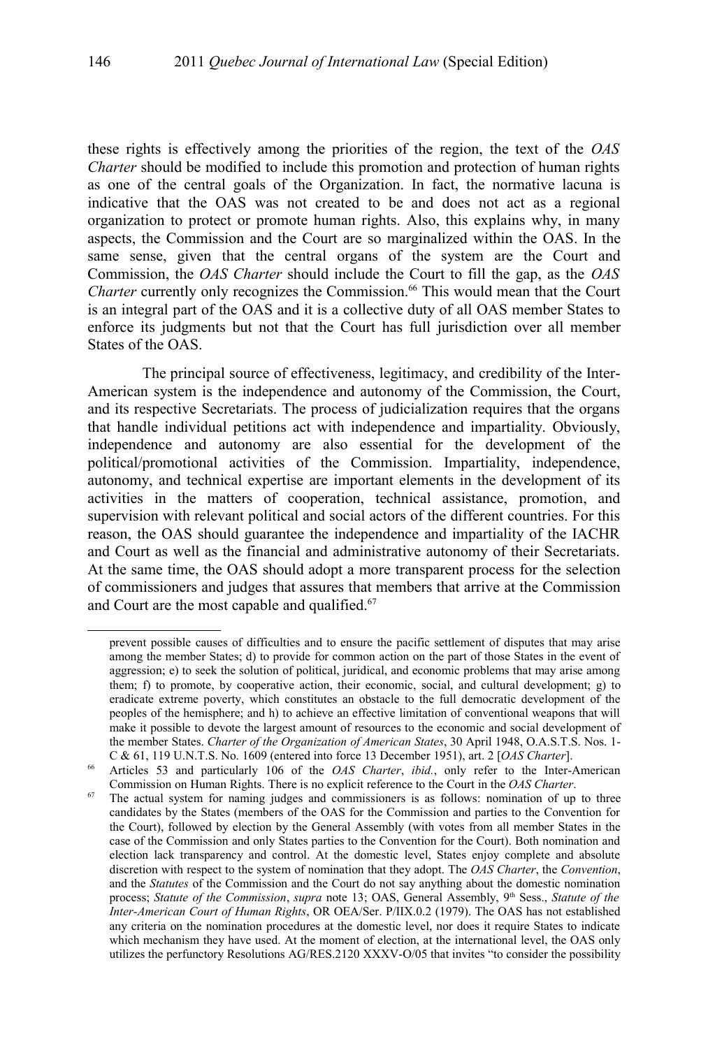these rights is effectively among the priorities of the region, the text of the *OAS Charter* should be modified to include this promotion and protection of human rights as one of the central goals of the Organization. In fact, the normative lacuna is indicative that the OAS was not created to be and does not act as a regional organization to protect or promote human rights. Also, this explains why, in many aspects, the Commission and the Court are so marginalized within the OAS. In the same sense, given that the central organs of the system are the Court and Commission, the *OAS Charter* should include the Court to fill the gap, as the *OAS Charter* currently only recognizes the Commission.[66] This would mean that the Court is an integral part of the OAS and it is a collective duty of all OAS member States to enforce its judgments but not that the Court has full jurisdiction over all member States of the OAS.

The principal source of effectiveness, legitimacy, and credibility of the Inter-American system is the independence and autonomy of the Commission, the Court, and its respective Secretariats. The process of judicialization requires that the organs that handle individual petitions act with independence and impartiality. Obviously, independence and autonomy are also essential for the development of the political/promotional activities of the Commission. Impartiality, independence, autonomy, and technical expertise are important elements in the development of its activities in the matters of cooperation, technical assistance, promotion, and supervision with relevant political and social actors of the different countries. For this reason, the OAS should guarantee the independence and impartiality of the IACHR and Court as well as the financial and administrative autonomy of their Secretariats. At the same time, the OAS should adopt a more transparent process for the selection of commissioners and judges that assures that members that arrive at the Commission and Court are the most capable and qualified.[67]

---

prevent possible causes of difficulties and to ensure the pacific settlement of disputes that may arise among the member States; d) to provide for common action on the part of those States in the event of aggression; e) to seek the solution of political, juridical, and economic problems that may arise among them; f) to promote, by cooperative action, their economic, social, and cultural development; g) to eradicate extreme poverty, which constitutes an obstacle to the full democratic development of the peoples of the hemisphere; and h) to achieve an effective limitation of conventional weapons that will make it possible to devote the largest amount of resources to the economic and social development of the member States. *Charter of the Organization of American States*, 30 April 1948, O.A.S.T.S. Nos. 1-C & 61, 119 U.N.T.S. No. 1609 (entered into force 13 December 1951), art. 2 [*OAS Charter*].

[66] Articles 53 and particularly 106 of the *OAS Charter*, *ibid.*, only refer to the Inter-American Commission on Human Rights. There is no explicit reference to the Court in the *OAS Charter*.

[67] The actual system for naming judges and commissioners is as follows: nomination of up to three candidates by the States (members of the OAS for the Commission and parties to the Convention for the Court), followed by election by the General Assembly (with votes from all member States in the case of the Commission and only States parties to the Convention for the Court). Both nomination and election lack transparency and control. At the domestic level, States enjoy complete and absolute discretion with respect to the system of nomination that they adopt. The *OAS Charter*, the *Convention*, and the *Statutes* of the Commission and the Court do not say anything about the domestic nomination process; *Statute of the Commission*, *supra* note 13; OAS, General Assembly, 9th Sess., *Statute of the Inter-American Court of Human Rights*, OR OEA/Ser. P/IIX.0.2 (1979). The OAS has not established any criteria on the nomination procedures at the domestic level, nor does it require States to indicate which mechanism they have used. At the moment of election, at the international level, the OAS only utilizes the perfunctory Resolutions AG/RES.2120 XXXV-O/05 that invites "to consider the possibility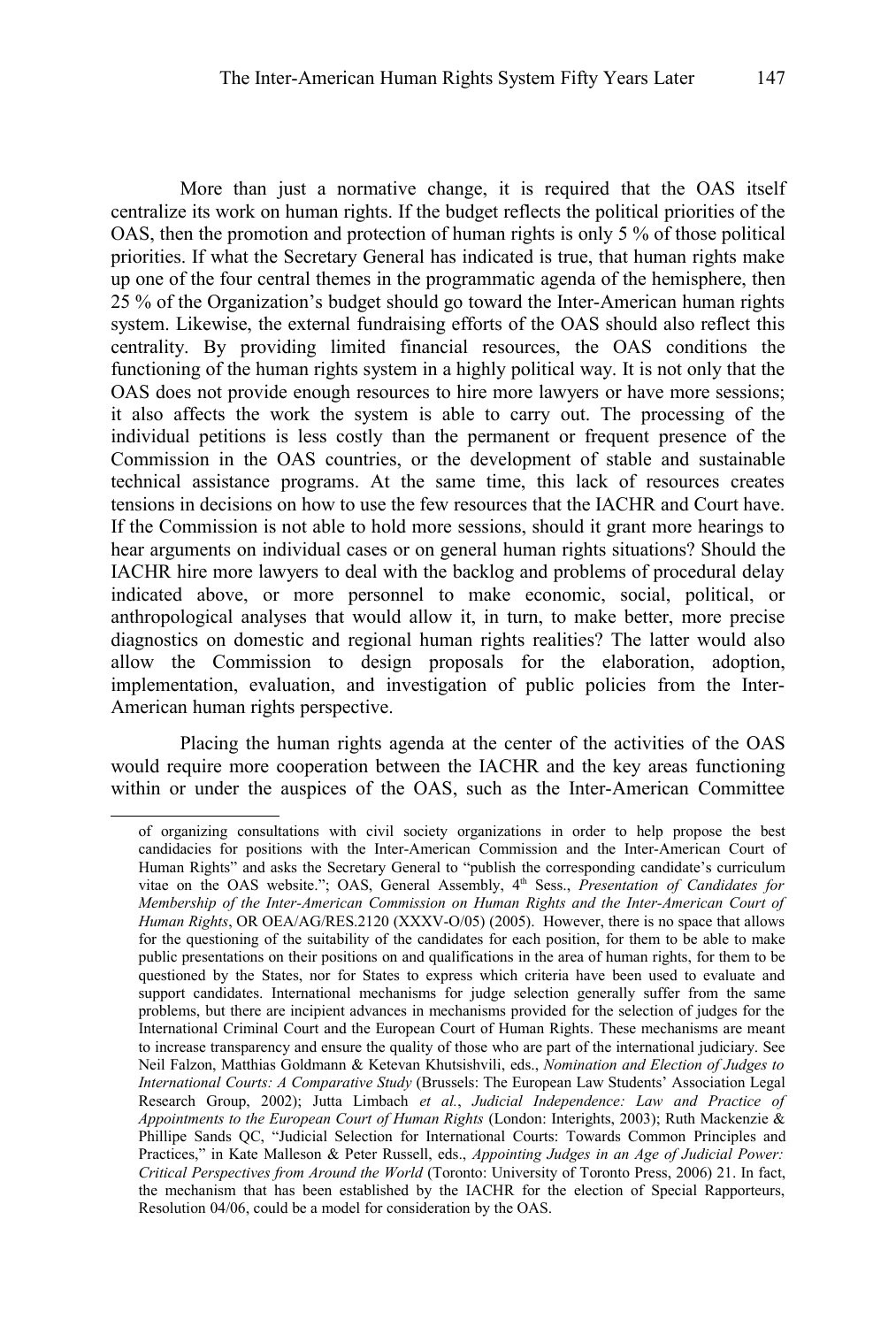More than just a normative change, it is required that the OAS itself centralize its work on human rights. If the budget reflects the political priorities of the OAS, then the promotion and protection of human rights is only 5 % of those political priorities. If what the Secretary General has indicated is true, that human rights make up one of the four central themes in the programmatic agenda of the hemisphere, then 25 % of the Organization's budget should go toward the Inter-American human rights system. Likewise, the external fundraising efforts of the OAS should also reflect this centrality. By providing limited financial resources, the OAS conditions the functioning of the human rights system in a highly political way. It is not only that the OAS does not provide enough resources to hire more lawyers or have more sessions; it also affects the work the system is able to carry out. The processing of the individual petitions is less costly than the permanent or frequent presence of the Commission in the OAS countries, or the development of stable and sustainable technical assistance programs. At the same time, this lack of resources creates tensions in decisions on how to use the few resources that the IACHR and Court have. If the Commission is not able to hold more sessions, should it grant more hearings to hear arguments on individual cases or on general human rights situations? Should the IACHR hire more lawyers to deal with the backlog and problems of procedural delay indicated above, or more personnel to make economic, social, political, or anthropological analyses that would allow it, in turn, to make better, more precise diagnostics on domestic and regional human rights realities? The latter would also allow the Commission to design proposals for the elaboration, adoption, implementation, evaluation, and investigation of public policies from the Inter-American human rights perspective.

Placing the human rights agenda at the center of the activities of the OAS would require more cooperation between the IACHR and the key areas functioning within or under the auspices of the OAS, such as the Inter-American Committee

---

of organizing consultations with civil society organizations in order to help propose the best candidacies for positions with the Inter-American Commission and the Inter-American Court of Human Rights" and asks the Secretary General to "publish the corresponding candidate's curriculum vitae on the OAS website."; OAS, General Assembly, 4th Sess., *Presentation of Candidates for Membership of the Inter-American Commission on Human Rights and the Inter-American Court of Human Rights*, OR OEA/AG/RES.2120 (XXXV-O/05) (2005). However, there is no space that allows for the questioning of the suitability of the candidates for each position, for them to be able to make public presentations on their positions on and qualifications in the area of human rights, for them to be questioned by the States, nor for States to express which criteria have been used to evaluate and support candidates. International mechanisms for judge selection generally suffer from the same problems, but there are incipient advances in mechanisms provided for the selection of judges for the International Criminal Court and the European Court of Human Rights. These mechanisms are meant to increase transparency and ensure the quality of those who are part of the international judiciary. See Neil Falzon, Matthias Goldmann & Ketevan Khutsishvili, eds., *Nomination and Election of Judges to International Courts: A Comparative Study* (Brussels: The European Law Students' Association Legal Research Group, 2002); Jutta Limbach *et al.*, *Judicial Independence: Law and Practice of Appointments to the European Court of Human Rights* (London: Interights, 2003); Ruth Mackenzie & Phillipe Sands QC, "Judicial Selection for International Courts: Towards Common Principles and Practices," in Kate Malleson & Peter Russell, eds., *Appointing Judges in an Age of Judicial Power: Critical Perspectives from Around the World* (Toronto: University of Toronto Press, 2006) 21. In fact, the mechanism that has been established by the IACHR for the election of Special Rapporteurs, Resolution 04/06, could be a model for consideration by the OAS.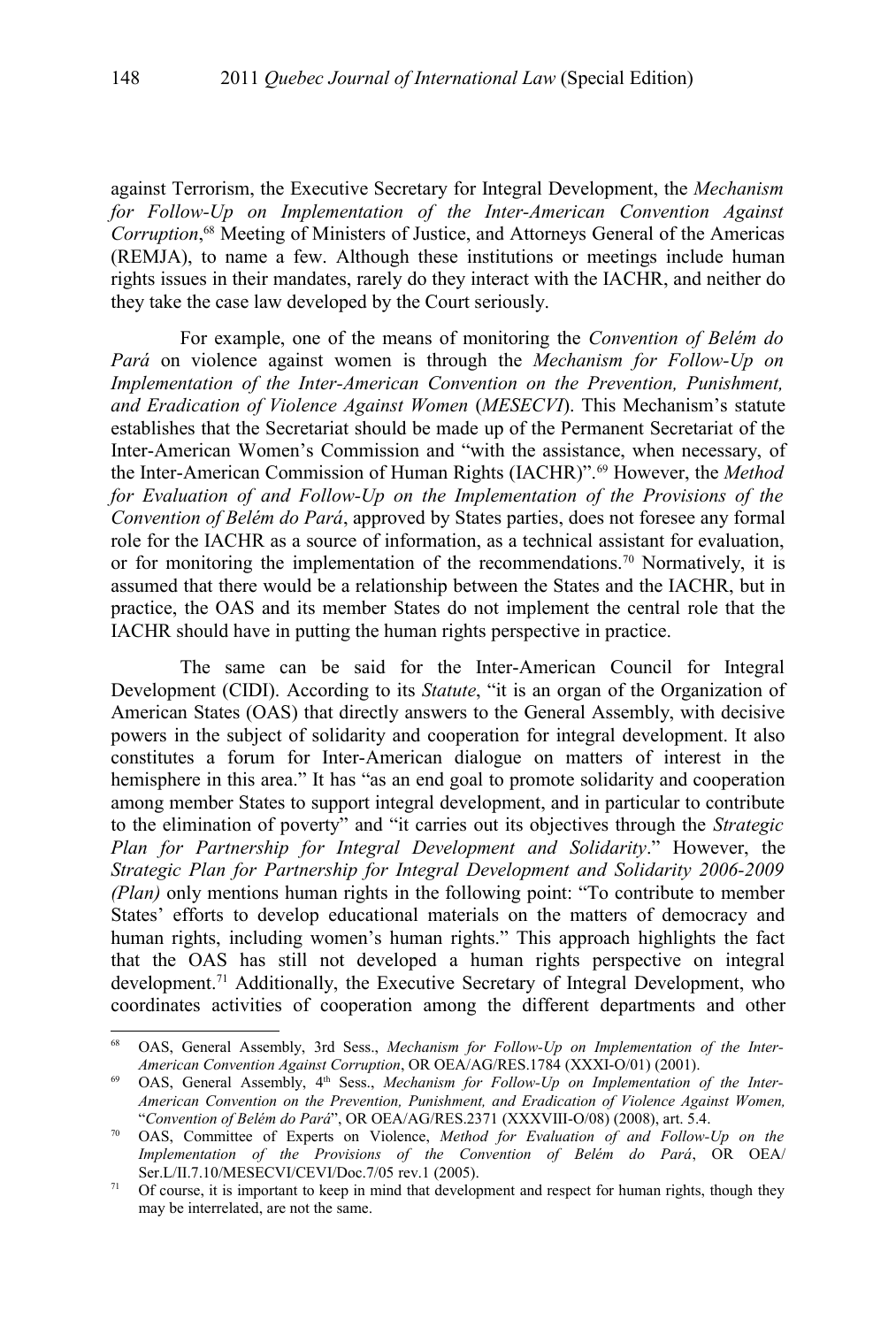against Terrorism, the Executive Secretary for Integral Development, the *Mechanism for Follow-Up on Implementation of the Inter-American Convention Against Corruption*,[68] Meeting of Ministers of Justice, and Attorneys General of the Americas (REMJA), to name a few. Although these institutions or meetings include human rights issues in their mandates, rarely do they interact with the IACHR, and neither do they take the case law developed by the Court seriously.

For example, one of the means of monitoring the *Convention of Belém do Pará* on violence against women is through the *Mechanism for Follow-Up on Implementation of the Inter-American Convention on the Prevention, Punishment, and Eradication of Violence Against Women* (*MESECVI*). This Mechanism's statute establishes that the Secretariat should be made up of the Permanent Secretariat of the Inter-American Women's Commission and "with the assistance, when necessary, of the Inter-American Commission of Human Rights (IACHR)".[69] However, the *Method for Evaluation of and Follow-Up on the Implementation of the Provisions of the Convention of Belém do Pará*, approved by States parties, does not foresee any formal role for the IACHR as a source of information, as a technical assistant for evaluation, or for monitoring the implementation of the recommendations.[70] Normatively, it is assumed that there would be a relationship between the States and the IACHR, but in practice, the OAS and its member States do not implement the central role that the IACHR should have in putting the human rights perspective in practice.

The same can be said for the Inter-American Council for Integral Development (CIDI). According to its *Statute*, "it is an organ of the Organization of American States (OAS) that directly answers to the General Assembly, with decisive powers in the subject of solidarity and cooperation for integral development. It also constitutes a forum for Inter-American dialogue on matters of interest in the hemisphere in this area." It has "as an end goal to promote solidarity and cooperation among member States to support integral development, and in particular to contribute to the elimination of poverty" and "it carries out its objectives through the *Strategic Plan for Partnership for Integral Development and Solidarity*." However, the *Strategic Plan for Partnership for Integral Development and Solidarity 2006-2009 (Plan)* only mentions human rights in the following point: "To contribute to member States' efforts to develop educational materials on the matters of democracy and human rights, including women's human rights." This approach highlights the fact that the OAS has still not developed a human rights perspective on integral development.[71] Additionally, the Executive Secretary of Integral Development, who coordinates activities of cooperation among the different departments and other

---

[68] OAS, General Assembly, 3rd Sess., *Mechanism for Follow-Up on Implementation of the Inter-American Convention Against Corruption*, OR OEA/AG/RES.1784 (XXXI-O/01) (2001).

[69] OAS, General Assembly, 4th Sess., *Mechanism for Follow-Up on Implementation of the Inter-American Convention on the Prevention, Punishment, and Eradication of Violence Against Women,* "*Convention of Belém do Pará*", OR OEA/AG/RES.2371 (XXXVIII-O/08) (2008), art. 5.4.

[70] OAS, Committee of Experts on Violence, *Method for Evaluation of and Follow-Up on the Implementation of the Provisions of the Convention of Belém do Pará*, OR OEA/ Ser.L/II.7.10/MESECVI/CEVI/Doc.7/05 rev.1 (2005).

[71] Of course, it is important to keep in mind that development and respect for human rights, though they may be interrelated, are not the same.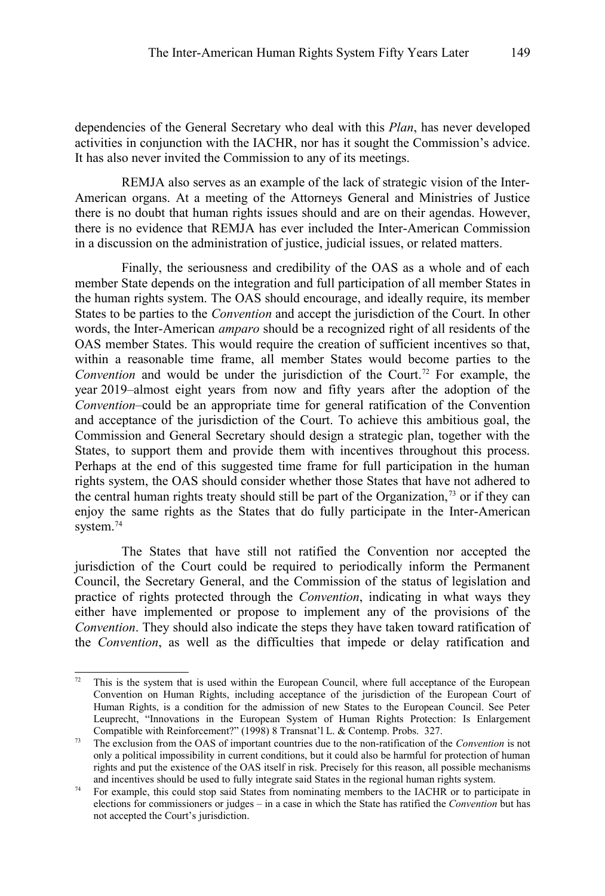dependencies of the General Secretary who deal with this *Plan*, has never developed activities in conjunction with the IACHR, nor has it sought the Commission's advice. It has also never invited the Commission to any of its meetings.

REMJA also serves as an example of the lack of strategic vision of the Inter-American organs. At a meeting of the Attorneys General and Ministries of Justice there is no doubt that human rights issues should and are on their agendas. However, there is no evidence that REMJA has ever included the Inter-American Commission in a discussion on the administration of justice, judicial issues, or related matters.

Finally, the seriousness and credibility of the OAS as a whole and of each member State depends on the integration and full participation of all member States in the human rights system. The OAS should encourage, and ideally require, its member States to be parties to the *Convention* and accept the jurisdiction of the Court. In other words, the Inter-American *amparo* should be a recognized right of all residents of the OAS member States. This would require the creation of sufficient incentives so that, within a reasonable time frame, all member States would become parties to the *Convention* and would be under the jurisdiction of the Court.[72] For example, the year 2019–almost eight years from now and fifty years after the adoption of the *Convention*–could be an appropriate time for general ratification of the Convention and acceptance of the jurisdiction of the Court. To achieve this ambitious goal, the Commission and General Secretary should design a strategic plan, together with the States, to support them and provide them with incentives throughout this process. Perhaps at the end of this suggested time frame for full participation in the human rights system, the OAS should consider whether those States that have not adhered to the central human rights treaty should still be part of the Organization,[73] or if they can enjoy the same rights as the States that do fully participate in the Inter-American system.[74]

The States that have still not ratified the Convention nor accepted the jurisdiction of the Court could be required to periodically inform the Permanent Council, the Secretary General, and the Commission of the status of legislation and practice of rights protected through the *Convention*, indicating in what ways they either have implemented or propose to implement any of the provisions of the *Convention*. They should also indicate the steps they have taken toward ratification of the *Convention*, as well as the difficulties that impede or delay ratification and

---

[72] This is the system that is used within the European Council, where full acceptance of the European Convention on Human Rights, including acceptance of the jurisdiction of the European Court of Human Rights, is a condition for the admission of new States to the European Council. See Peter Leuprecht, "Innovations in the European System of Human Rights Protection: Is Enlargement Compatible with Reinforcement?" (1998) 8 Transnat'l L. & Contemp. Probs. 327.

[73] The exclusion from the OAS of important countries due to the non-ratification of the *Convention* is not only a political impossibility in current conditions, but it could also be harmful for protection of human rights and put the existence of the OAS itself in risk. Precisely for this reason, all possible mechanisms and incentives should be used to fully integrate said States in the regional human rights system.

[74] For example, this could stop said States from nominating members to the IACHR or to participate in elections for commissioners or judges – in a case in which the State has ratified the *Convention* but has not accepted the Court's jurisdiction.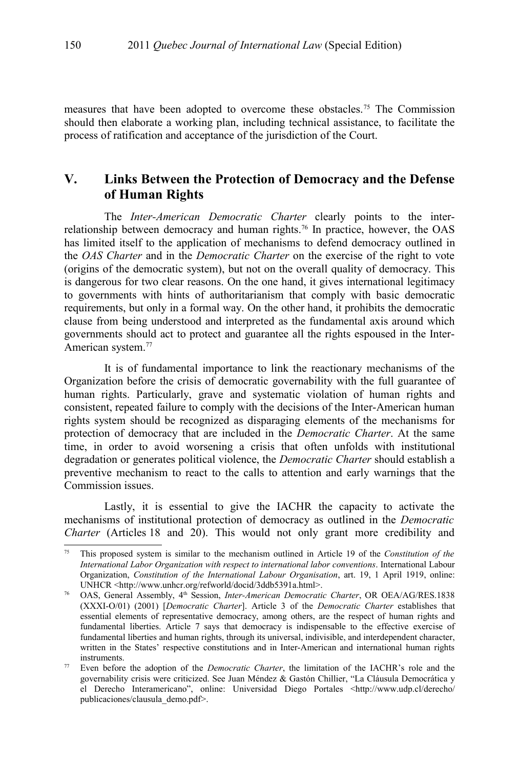measures that have been adopted to overcome these obstacles.[75] The Commission should then elaborate a working plan, including technical assistance, to facilitate the process of ratification and acceptance of the jurisdiction of the Court.

## V. Links Between the Protection of Democracy and the Defense of Human Rights

The *Inter-American Democratic Charter* clearly points to the inter-relationship between democracy and human rights.[76] In practice, however, the OAS has limited itself to the application of mechanisms to defend democracy outlined in the *OAS Charter* and in the *Democratic Charter* on the exercise of the right to vote (origins of the democratic system), but not on the overall quality of democracy. This is dangerous for two clear reasons. On the one hand, it gives international legitimacy to governments with hints of authoritarianism that comply with basic democratic requirements, but only in a formal way. On the other hand, it prohibits the democratic clause from being understood and interpreted as the fundamental axis around which governments should act to protect and guarantee all the rights espoused in the Inter-American system.[77]

It is of fundamental importance to link the reactionary mechanisms of the Organization before the crisis of democratic governability with the full guarantee of human rights. Particularly, grave and systematic violation of human rights and consistent, repeated failure to comply with the decisions of the Inter-American human rights system should be recognized as disparaging elements of the mechanisms for protection of democracy that are included in the *Democratic Charter*. At the same time, in order to avoid worsening a crisis that often unfolds with institutional degradation or generates political violence, the *Democratic Charter* should establish a preventive mechanism to react to the calls to attention and early warnings that the Commission issues.

Lastly, it is essential to give the IACHR the capacity to activate the mechanisms of institutional protection of democracy as outlined in the *Democratic Charter* (Articles 18 and 20). This would not only grant more credibility and

---

[75] This proposed system is similar to the mechanism outlined in Article 19 of the *Constitution of the International Labor Organization with respect to international labor conventions*. International Labour Organization, *Constitution of the International Labour Organisation*, art. 19, 1 April 1919, online: UNHCR <http://www.unhcr.org/refworld/docid/3ddb5391a.html>.

[76] OAS, General Assembly, 4th Session, *Inter-American Democratic Charter*, OR OEA/AG/RES.1838 (XXXI-O/01) (2001) [*Democratic Charter*]. Article 3 of the *Democratic Charter* establishes that essential elements of representative democracy, among others, are the respect of human rights and fundamental liberties. Article 7 says that democracy is indispensable to the effective exercise of fundamental liberties and human rights, through its universal, indivisible, and interdependent character, written in the States' respective constitutions and in Inter-American and international human rights instruments.

[77] Even before the adoption of the *Democratic Charter*, the limitation of the IACHR's role and the governability crisis were criticized. See Juan Méndez & Gastón Chillier, "La Cláusula Democrática y el Derecho Interamericano", online: Universidad Diego Portales <http://www.udp.cl/derecho/publicaciones/clausula_demo.pdf>.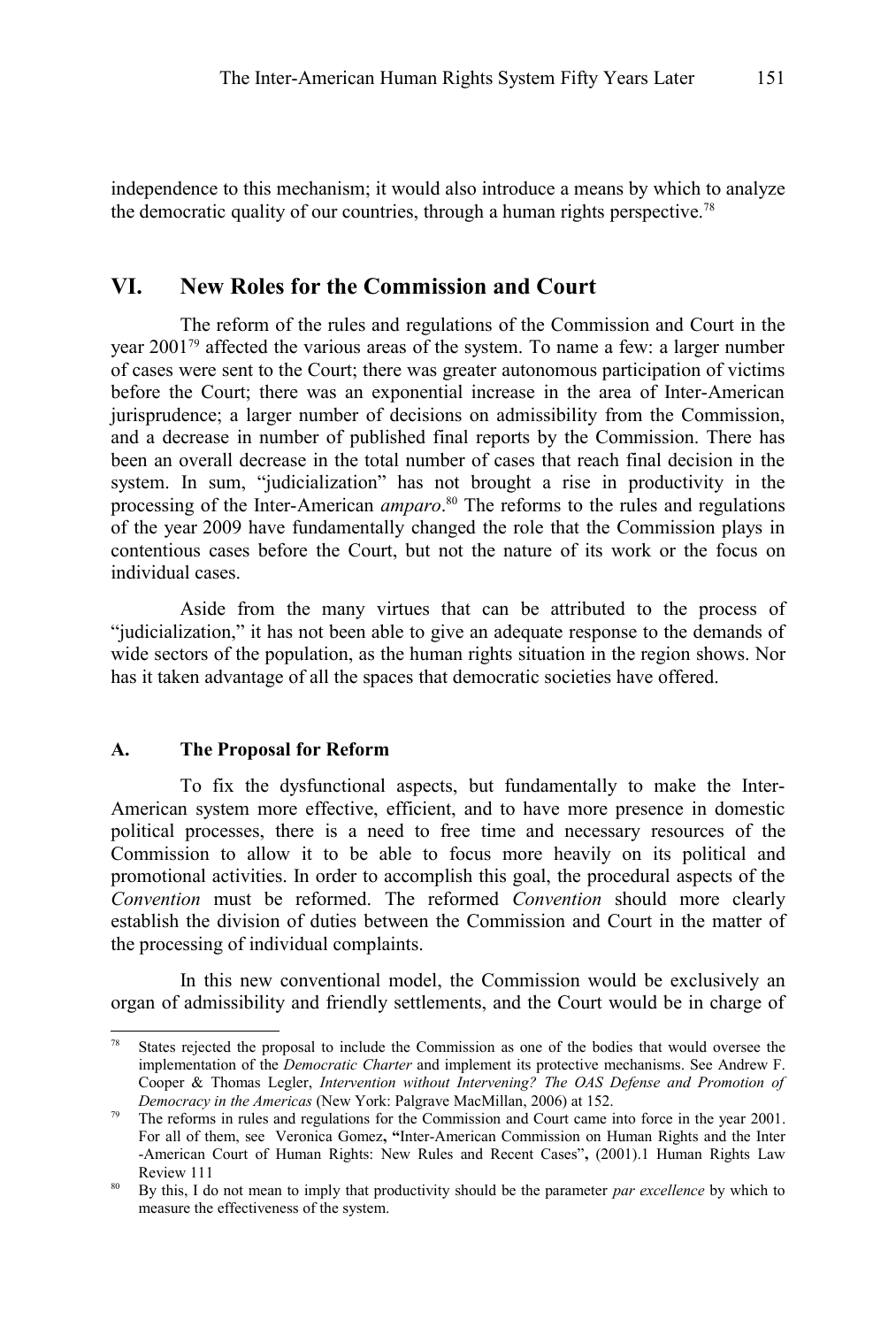independence to this mechanism; it would also introduce a means by which to analyze the democratic quality of our countries, through a human rights perspective.[78]

## VI. New Roles for the Commission and Court

The reform of the rules and regulations of the Commission and Court in the year 2001[79] affected the various areas of the system. To name a few: a larger number of cases were sent to the Court; there was greater autonomous participation of victims before the Court; there was an exponential increase in the area of Inter-American jurisprudence; a larger number of decisions on admissibility from the Commission, and a decrease in number of published final reports by the Commission. There has been an overall decrease in the total number of cases that reach final decision in the system. In sum, "judicialization" has not brought a rise in productivity in the processing of the Inter-American *amparo*.[80] The reforms to the rules and regulations of the year 2009 have fundamentally changed the role that the Commission plays in contentious cases before the Court, but not the nature of its work or the focus on individual cases.

Aside from the many virtues that can be attributed to the process of "judicialization," it has not been able to give an adequate response to the demands of wide sectors of the population, as the human rights situation in the region shows. Nor has it taken advantage of all the spaces that democratic societies have offered.

### A. The Proposal for Reform

To fix the dysfunctional aspects, but fundamentally to make the Inter-American system more effective, efficient, and to have more presence in domestic political processes, there is a need to free time and necessary resources of the Commission to allow it to be able to focus more heavily on its political and promotional activities. In order to accomplish this goal, the procedural aspects of the *Convention* must be reformed. The reformed *Convention* should more clearly establish the division of duties between the Commission and Court in the matter of the processing of individual complaints.

In this new conventional model, the Commission would be exclusively an organ of admissibility and friendly settlements, and the Court would be in charge of

---

[78] States rejected the proposal to include the Commission as one of the bodies that would oversee the implementation of the *Democratic Charter* and implement its protective mechanisms. See Andrew F. Cooper & Thomas Legler, *Intervention without Intervening? The OAS Defense and Promotion of Democracy in the Americas* (New York: Palgrave MacMillan, 2006) at 152.

[79] The reforms in rules and regulations for the Commission and Court came into force in the year 2001. For all of them, see Veronica Gomez, **"**Inter-American Commission on Human Rights and the Inter -American Court of Human Rights: New Rules and Recent Cases"**,** (2001).1 Human Rights Law Review 111

[80] By this, I do not mean to imply that productivity should be the parameter *par excellence* by which to measure the effectiveness of the system.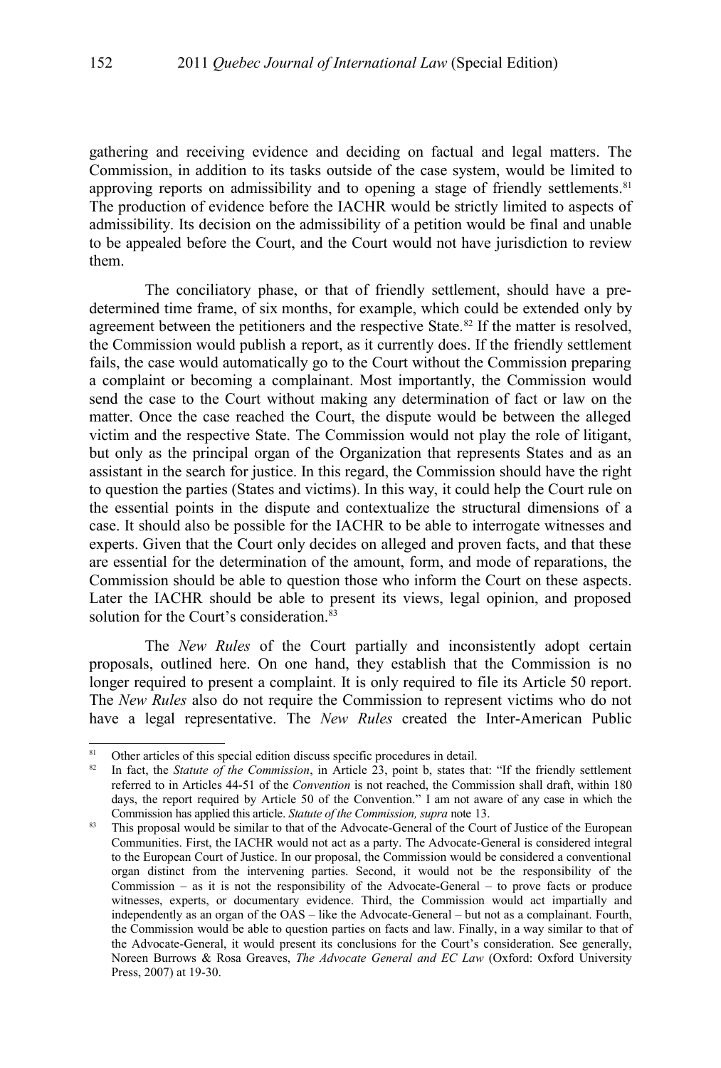gathering and receiving evidence and deciding on factual and legal matters. The Commission, in addition to its tasks outside of the case system, would be limited to approving reports on admissibility and to opening a stage of friendly settlements.[81] The production of evidence before the IACHR would be strictly limited to aspects of admissibility. Its decision on the admissibility of a petition would be final and unable to be appealed before the Court, and the Court would not have jurisdiction to review them.

The conciliatory phase, or that of friendly settlement, should have a pre-determined time frame, of six months, for example, which could be extended only by agreement between the petitioners and the respective State.[82] If the matter is resolved, the Commission would publish a report, as it currently does. If the friendly settlement fails, the case would automatically go to the Court without the Commission preparing a complaint or becoming a complainant. Most importantly, the Commission would send the case to the Court without making any determination of fact or law on the matter. Once the case reached the Court, the dispute would be between the alleged victim and the respective State. The Commission would not play the role of litigant, but only as the principal organ of the Organization that represents States and as an assistant in the search for justice. In this regard, the Commission should have the right to question the parties (States and victims). In this way, it could help the Court rule on the essential points in the dispute and contextualize the structural dimensions of a case. It should also be possible for the IACHR to be able to interrogate witnesses and experts. Given that the Court only decides on alleged and proven facts, and that these are essential for the determination of the amount, form, and mode of reparations, the Commission should be able to question those who inform the Court on these aspects. Later the IACHR should be able to present its views, legal opinion, and proposed solution for the Court's consideration.[83]

The *New Rules* of the Court partially and inconsistently adopt certain proposals, outlined here. On one hand, they establish that the Commission is no longer required to present a complaint. It is only required to file its Article 50 report. The *New Rules* also do not require the Commission to represent victims who do not have a legal representative. The *New Rules* created the Inter-American Public

---

[81] Other articles of this special edition discuss specific procedures in detail.

[82] In fact, the *Statute of the Commission*, in Article 23, point b, states that: "If the friendly settlement referred to in Articles 44-51 of the *Convention* is not reached, the Commission shall draft, within 180 days, the report required by Article 50 of the Convention." I am not aware of any case in which the Commission has applied this article. *Statute of the Commission, supra* note 13.

[83] This proposal would be similar to that of the Advocate-General of the Court of Justice of the European Communities. First, the IACHR would not act as a party. The Advocate-General is considered integral to the European Court of Justice. In our proposal, the Commission would be considered a conventional organ distinct from the intervening parties. Second, it would not be the responsibility of the Commission – as it is not the responsibility of the Advocate-General – to prove facts or produce witnesses, experts, or documentary evidence. Third, the Commission would act impartially and independently as an organ of the OAS – like the Advocate-General – but not as a complainant. Fourth, the Commission would be able to question parties on facts and law. Finally, in a way similar to that of the Advocate-General, it would present its conclusions for the Court's consideration. See generally, Noreen Burrows & Rosa Greaves, *The Advocate General and EC Law* (Oxford: Oxford University Press, 2007) at 19-30.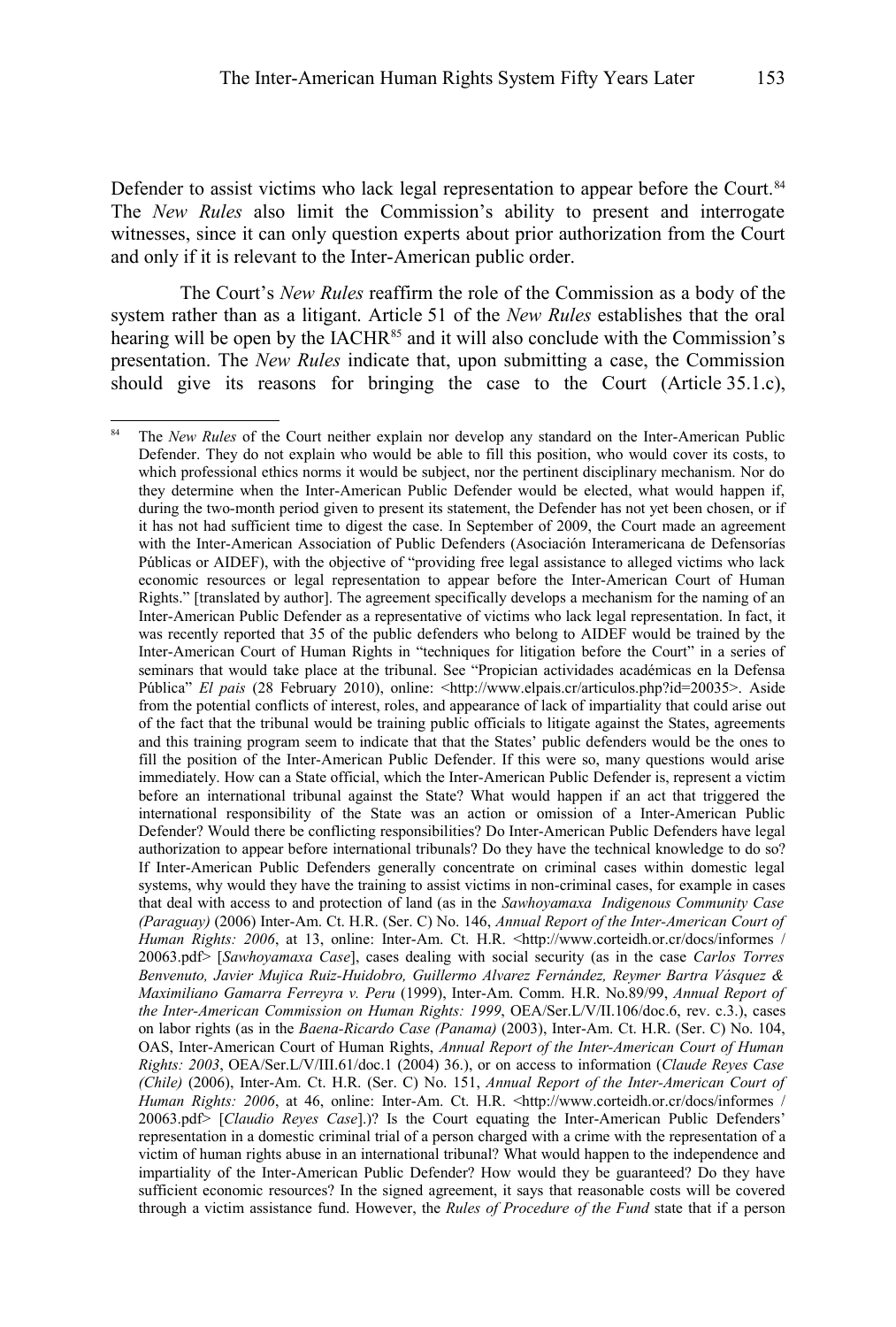Defender to assist victims who lack legal representation to appear before the Court.[84] The *New Rules* also limit the Commission's ability to present and interrogate witnesses, since it can only question experts about prior authorization from the Court and only if it is relevant to the Inter-American public order.

The Court's *New Rules* reaffirm the role of the Commission as a body of the system rather than as a litigant. Article 51 of the *New Rules* establishes that the oral hearing will be open by the IACHR[85] and it will also conclude with the Commission's presentation. The *New Rules* indicate that, upon submitting a case, the Commission should give its reasons for bringing the case to the Court (Article 35.1.c),

---

[84] The *New Rules* of the Court neither explain nor develop any standard on the Inter-American Public Defender. They do not explain who would be able to fill this position, who would cover its costs, to which professional ethics norms it would be subject, nor the pertinent disciplinary mechanism. Nor do they determine when the Inter-American Public Defender would be elected, what would happen if, during the two-month period given to present its statement, the Defender has not yet been chosen, or if it has not had sufficient time to digest the case. In September of 2009, the Court made an agreement with the Inter-American Association of Public Defenders (Asociación Interamericana de Defensorías Públicas or AIDEF), with the objective of "providing free legal assistance to alleged victims who lack economic resources or legal representation to appear before the Inter-American Court of Human Rights." [translated by author]. The agreement specifically develops a mechanism for the naming of an Inter-American Public Defender as a representative of victims who lack legal representation. In fact, it was recently reported that 35 of the public defenders who belong to AIDEF would be trained by the Inter-American Court of Human Rights in "techniques for litigation before the Court" in a series of seminars that would take place at the tribunal. See "Propician actividades académicas en la Defensa Pública" *El pais* (28 February 2010), online: <http://www.elpais.cr/articulos.php?id=20035>. Aside from the potential conflicts of interest, roles, and appearance of lack of impartiality that could arise out of the fact that the tribunal would be training public officials to litigate against the States, agreements and this training program seem to indicate that that the States' public defenders would be the ones to fill the position of the Inter-American Public Defender. If this were so, many questions would arise immediately. How can a State official, which the Inter-American Public Defender is, represent a victim before an international tribunal against the State? What would happen if an act that triggered the international responsibility of the State was an action or omission of a Inter-American Public Defender? Would there be conflicting responsibilities? Do Inter-American Public Defenders have legal authorization to appear before international tribunals? Do they have the technical knowledge to do so? If Inter-American Public Defenders generally concentrate on criminal cases within domestic legal systems, why would they have the training to assist victims in non-criminal cases, for example in cases that deal with access to and protection of land (as in the *Sawhoyamaxa Indigenous Community Case (Paraguay)* (2006) Inter-Am. Ct. H.R. (Ser. C) No. 146, *Annual Report of the Inter-American Court of Human Rights: 2006*, at 13, online: Inter-Am. Ct. H.R. <http://www.corteidh.or.cr/docs/informes / 20063.pdf> [*Sawhoyamaxa Case*], cases dealing with social security (as in the case *Carlos Torres Benvenuto, Javier Mujica Ruiz-Huidobro, Guillermo Alvarez Fernández, Reymer Bartra Vásquez & Maximiliano Gamarra Ferreyra v. Peru* (1999), Inter-Am. Comm. H.R. No.89/99, *Annual Report of the Inter-American Commission on Human Rights: 1999*, OEA/Ser.L/V/II.106/doc.6, rev. c.3.), cases on labor rights (as in the *Baena-Ricardo Case (Panama)* (2003), Inter-Am. Ct. H.R. (Ser. C) No. 104, OAS, Inter-American Court of Human Rights, *Annual Report of the Inter-American Court of Human Rights: 2003*, OEA/Ser.L/V/III.61/doc.1 (2004) 36.), or on access to information (*Claude Reyes Case (Chile)* (2006), Inter-Am. Ct. H.R. (Ser. C) No. 151, *Annual Report of the Inter-American Court of Human Rights: 2006*, at 46, online: Inter-Am. Ct. H.R. <http://www.corteidh.or.cr/docs/informes / 20063.pdf> [*Claudio Reyes Case*].)? Is the Court equating the Inter-American Public Defenders' representation in a domestic criminal trial of a person charged with a crime with the representation of a victim of human rights abuse in an international tribunal? What would happen to the independence and impartiality of the Inter-American Public Defender? How would they be guaranteed? Do they have sufficient economic resources? In the signed agreement, it says that reasonable costs will be covered through a victim assistance fund. However, the *Rules of Procedure of the Fund* state that if a person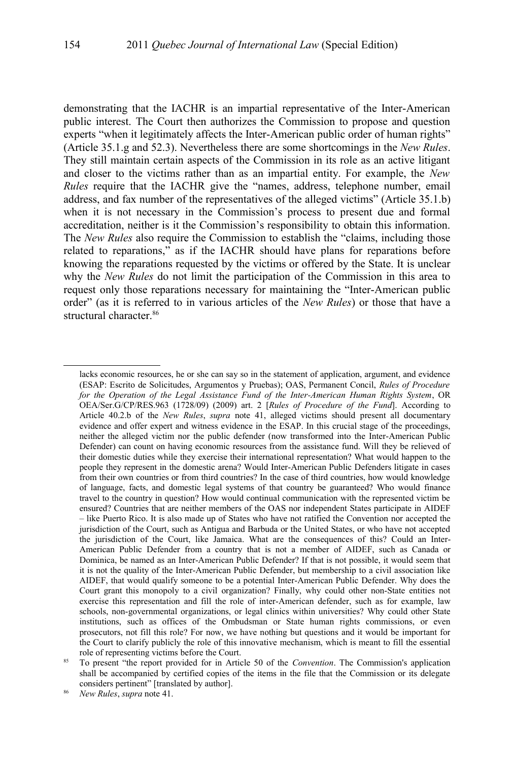demonstrating that the IACHR is an impartial representative of the Inter-American public interest. The Court then authorizes the Commission to propose and question experts "when it legitimately affects the Inter-American public order of human rights" (Article 35.1.g and 52.3). Nevertheless there are some shortcomings in the *New Rules*. They still maintain certain aspects of the Commission in its role as an active litigant and closer to the victims rather than as an impartial entity. For example, the *New Rules* require that the IACHR give the "names, address, telephone number, email address, and fax number of the representatives of the alleged victims" (Article 35.1.b) when it is not necessary in the Commission's process to present due and formal accreditation, neither is it the Commission's responsibility to obtain this information. The *New Rules* also require the Commission to establish the "claims, including those related to reparations," as if the IACHR should have plans for reparations before knowing the reparations requested by the victims or offered by the State. It is unclear why the *New Rules* do not limit the participation of the Commission in this area to request only those reparations necessary for maintaining the "Inter-American public order" (as it is referred to in various articles of the *New Rules*) or those that have a structural character.[86]

---

lacks economic resources, he or she can say so in the statement of application, argument, and evidence (ESAP: Escrito de Solicitudes, Argumentos y Pruebas); OAS, Permanent Concil, *Rules of Procedure for the Operation of the Legal Assistance Fund of the Inter-American Human Rights System*, OR OEA/Ser.G/CP/RES.963 (1728/09) (2009) art. 2 [*Rules of Procedure of the Fund*]. According to Article 40.2.b of the *New Rules*, *supra* note 41, alleged victims should present all documentary evidence and offer expert and witness evidence in the ESAP. In this crucial stage of the proceedings, neither the alleged victim nor the public defender (now transformed into the Inter-American Public Defender) can count on having economic resources from the assistance fund. Will they be relieved of their domestic duties while they exercise their international representation? What would happen to the people they represent in the domestic arena? Would Inter-American Public Defenders litigate in cases from their own countries or from third countries? In the case of third countries, how would knowledge of language, facts, and domestic legal systems of that country be guaranteed? Who would finance travel to the country in question? How would continual communication with the represented victim be ensured? Countries that are neither members of the OAS nor independent States participate in AIDEF – like Puerto Rico. It is also made up of States who have not ratified the Convention nor accepted the jurisdiction of the Court, such as Antigua and Barbuda or the United States, or who have not accepted the jurisdiction of the Court, like Jamaica. What are the consequences of this? Could an Inter-American Public Defender from a country that is not a member of AIDEF, such as Canada or Dominica, be named as an Inter-American Public Defender? If that is not possible, it would seem that it is not the quality of the Inter-American Public Defender, but membership to a civil association like AIDEF, that would qualify someone to be a potential Inter-American Public Defender. Why does the Court grant this monopoly to a civil organization? Finally, why could other non-State entities not exercise this representation and fill the role of inter-American defender, such as for example, law schools, non-governmental organizations, or legal clinics within universities? Why could other State institutions, such as offices of the Ombudsman or State human rights commissions, or even prosecutors, not fill this role? For now, we have nothing but questions and it would be important for the Court to clarify publicly the role of this innovative mechanism, which is meant to fill the essential role of representing victims before the Court.

[85] To present "the report provided for in Article 50 of the *Convention*. The Commission's application shall be accompanied by certified copies of the items in the file that the Commission or its delegate considers pertinent" [translated by author].

[86] *New Rules*, *supra* note 41.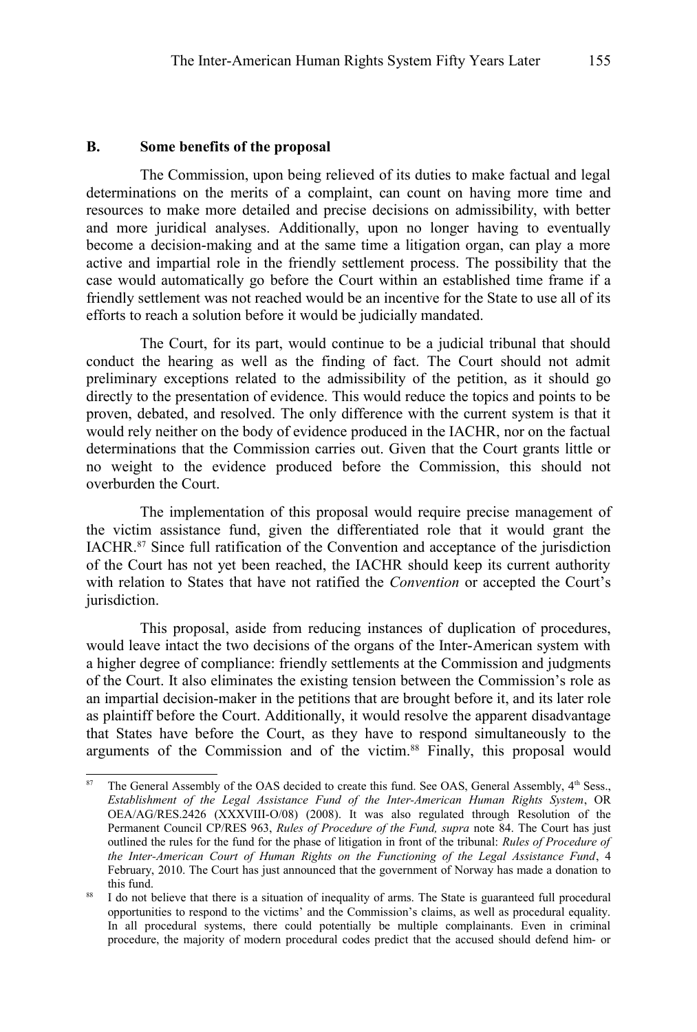## B. Some benefits of the proposal

The Commission, upon being relieved of its duties to make factual and legal determinations on the merits of a complaint, can count on having more time and resources to make more detailed and precise decisions on admissibility, with better and more juridical analyses. Additionally, upon no longer having to eventually become a decision-making and at the same time a litigation organ, can play a more active and impartial role in the friendly settlement process. The possibility that the case would automatically go before the Court within an established time frame if a friendly settlement was not reached would be an incentive for the State to use all of its efforts to reach a solution before it would be judicially mandated.

The Court, for its part, would continue to be a judicial tribunal that should conduct the hearing as well as the finding of fact. The Court should not admit preliminary exceptions related to the admissibility of the petition, as it should go directly to the presentation of evidence. This would reduce the topics and points to be proven, debated, and resolved. The only difference with the current system is that it would rely neither on the body of evidence produced in the IACHR, nor on the factual determinations that the Commission carries out. Given that the Court grants little or no weight to the evidence produced before the Commission, this should not overburden the Court.

The implementation of this proposal would require precise management of the victim assistance fund, given the differentiated role that it would grant the IACHR.[87] Since full ratification of the Convention and acceptance of the jurisdiction of the Court has not yet been reached, the IACHR should keep its current authority with relation to States that have not ratified the *Convention* or accepted the Court's jurisdiction.

This proposal, aside from reducing instances of duplication of procedures, would leave intact the two decisions of the organs of the Inter-American system with a higher degree of compliance: friendly settlements at the Commission and judgments of the Court. It also eliminates the existing tension between the Commission's role as an impartial decision-maker in the petitions that are brought before it, and its later role as plaintiff before the Court. Additionally, it would resolve the apparent disadvantage that States have before the Court, as they have to respond simultaneously to the arguments of the Commission and of the victim.[88] Finally, this proposal would

---

[87] The General Assembly of the OAS decided to create this fund. See OAS, General Assembly, 4th Sess., *Establishment of the Legal Assistance Fund of the Inter-American Human Rights System*, OR OEA/AG/RES.2426 (XXXVIII-O/08) (2008). It was also regulated through Resolution of the Permanent Council CP/RES 963, *Rules of Procedure of the Fund, supra* note 84. The Court has just outlined the rules for the fund for the phase of litigation in front of the tribunal: *Rules of Procedure of the Inter-American Court of Human Rights on the Functioning of the Legal Assistance Fund*, 4 February, 2010. The Court has just announced that the government of Norway has made a donation to this fund.

[88] I do not believe that there is a situation of inequality of arms. The State is guaranteed full procedural opportunities to respond to the victims' and the Commission's claims, as well as procedural equality. In all procedural systems, there could potentially be multiple complainants. Even in criminal procedure, the majority of modern procedural codes predict that the accused should defend him- or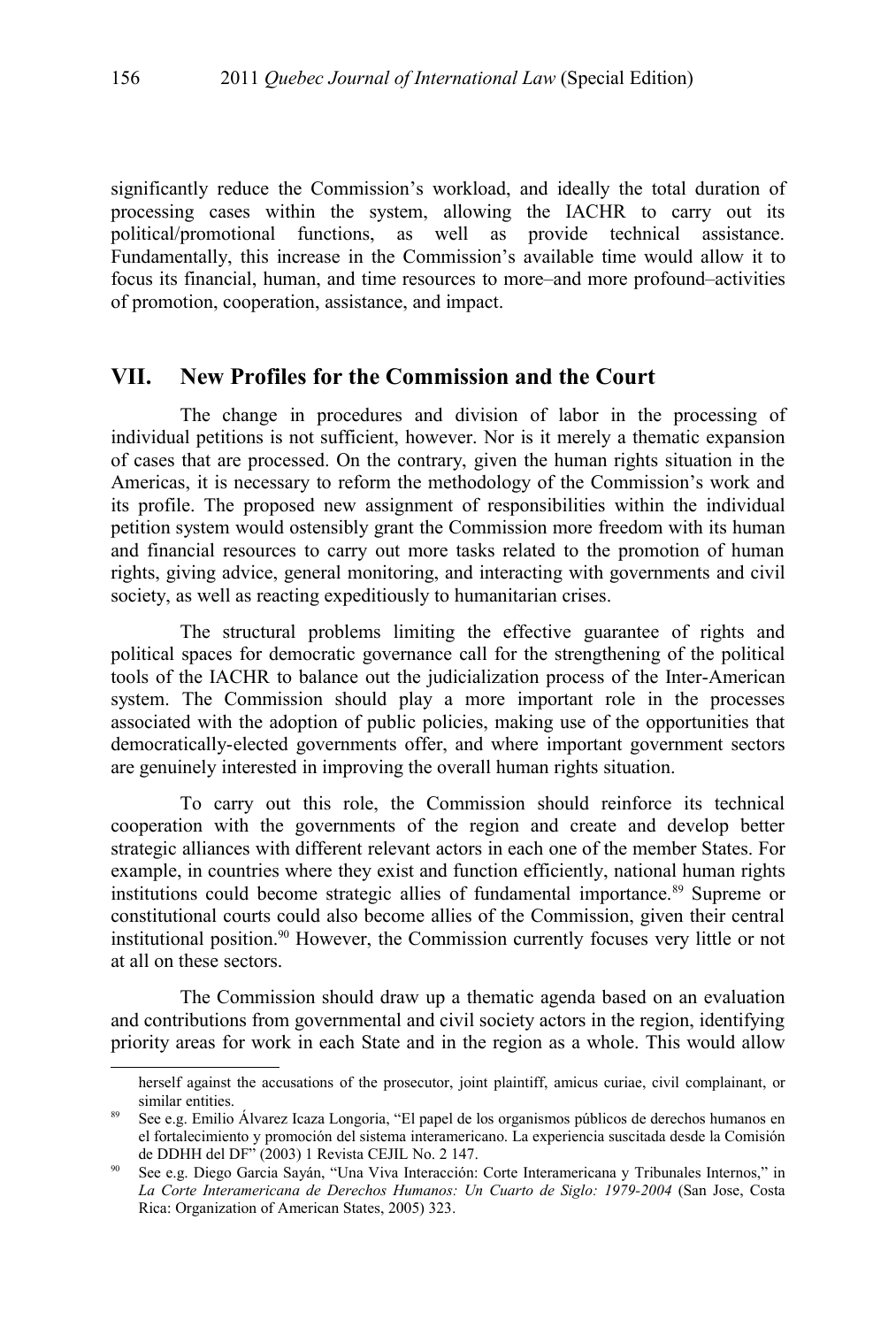significantly reduce the Commission's workload, and ideally the total duration of processing cases within the system, allowing the IACHR to carry out its political/promotional functions, as well as provide technical assistance. Fundamentally, this increase in the Commission's available time would allow it to focus its financial, human, and time resources to more–and more profound–activities of promotion, cooperation, assistance, and impact.

## VII. New Profiles for the Commission and the Court

The change in procedures and division of labor in the processing of individual petitions is not sufficient, however. Nor is it merely a thematic expansion of cases that are processed. On the contrary, given the human rights situation in the Americas, it is necessary to reform the methodology of the Commission's work and its profile. The proposed new assignment of responsibilities within the individual petition system would ostensibly grant the Commission more freedom with its human and financial resources to carry out more tasks related to the promotion of human rights, giving advice, general monitoring, and interacting with governments and civil society, as well as reacting expeditiously to humanitarian crises.

The structural problems limiting the effective guarantee of rights and political spaces for democratic governance call for the strengthening of the political tools of the IACHR to balance out the judicialization process of the Inter-American system. The Commission should play a more important role in the processes associated with the adoption of public policies, making use of the opportunities that democratically-elected governments offer, and where important government sectors are genuinely interested in improving the overall human rights situation.

To carry out this role, the Commission should reinforce its technical cooperation with the governments of the region and create and develop better strategic alliances with different relevant actors in each one of the member States. For example, in countries where they exist and function efficiently, national human rights institutions could become strategic allies of fundamental importance.[89] Supreme or constitutional courts could also become allies of the Commission, given their central institutional position.[90] However, the Commission currently focuses very little or not at all on these sectors.

The Commission should draw up a thematic agenda based on an evaluation and contributions from governmental and civil society actors in the region, identifying priority areas for work in each State and in the region as a whole. This would allow

---

herself against the accusations of the prosecutor, joint plaintiff, amicus curiae, civil complainant, or similar entities.

[89] See e.g. Emilio Álvarez Icaza Longoria, "El papel de los organismos públicos de derechos humanos en el fortalecimiento y promoción del sistema interamericano. La experiencia suscitada desde la Comisión de DDHH del DF" (2003) 1 Revista CEJIL No. 2 147.

[90] See e.g. Diego Garcia Sayán, "Una Viva Interacción: Corte Interamericana y Tribunales Internos," in *La Corte Interamericana de Derechos Humanos: Un Cuarto de Siglo: 1979-2004* (San Jose, Costa Rica: Organization of American States, 2005) 323.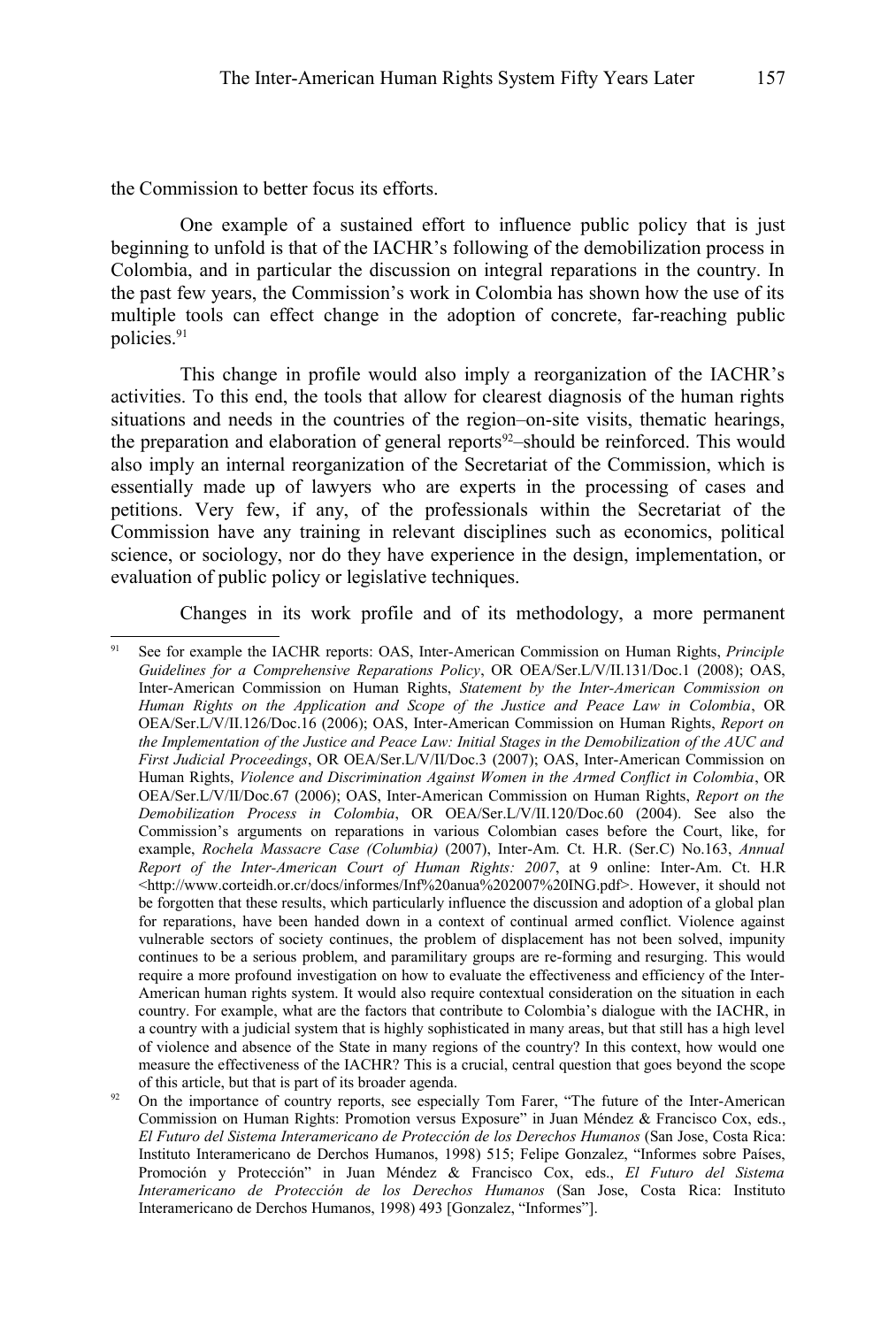the Commission to better focus its efforts.

One example of a sustained effort to influence public policy that is just beginning to unfold is that of the IACHR's following of the demobilization process in Colombia, and in particular the discussion on integral reparations in the country. In the past few years, the Commission's work in Colombia has shown how the use of its multiple tools can effect change in the adoption of concrete, far-reaching public policies.[91]

This change in profile would also imply a reorganization of the IACHR's activities. To this end, the tools that allow for clearest diagnosis of the human rights situations and needs in the countries of the region–on-site visits, thematic hearings, the preparation and elaboration of general reports[92]–should be reinforced. This would also imply an internal reorganization of the Secretariat of the Commission, which is essentially made up of lawyers who are experts in the processing of cases and petitions. Very few, if any, of the professionals within the Secretariat of the Commission have any training in relevant disciplines such as economics, political science, or sociology, nor do they have experience in the design, implementation, or evaluation of public policy or legislative techniques.

Changes in its work profile and of its methodology, a more permanent

---

[91] See for example the IACHR reports: OAS, Inter-American Commission on Human Rights, *Principle Guidelines for a Comprehensive Reparations Policy*, OR OEA/Ser.L/V/II.131/Doc.1 (2008); OAS, Inter-American Commission on Human Rights, *Statement by the Inter-American Commission on Human Rights on the Application and Scope of the Justice and Peace Law in Colombia*, OR OEA/Ser.L/V/II.126/Doc.16 (2006); OAS, Inter-American Commission on Human Rights, *Report on the Implementation of the Justice and Peace Law: Initial Stages in the Demobilization of the AUC and First Judicial Proceedings*, OR OEA/Ser.L/V/II/Doc.3 (2007); OAS, Inter-American Commission on Human Rights, *Violence and Discrimination Against Women in the Armed Conflict in Colombia*, OR OEA/Ser.L/V/II/Doc.67 (2006); OAS, Inter-American Commission on Human Rights, *Report on the Demobilization Process in Colombia*, OR OEA/Ser.L/V/II.120/Doc.60 (2004). See also the Commission's arguments on reparations in various Colombian cases before the Court, like, for example, *Rochela Massacre Case (Columbia)* (2007), Inter-Am. Ct. H.R. (Ser.C) No.163, *Annual Report of the Inter-American Court of Human Rights: 2007*, at 9 online: Inter-Am. Ct. H.R <http://www.corteidh.or.cr/docs/informes/Inf%20anua%202007%20ING.pdf>. However, it should not be forgotten that these results, which particularly influence the discussion and adoption of a global plan for reparations, have been handed down in a context of continual armed conflict. Violence against vulnerable sectors of society continues, the problem of displacement has not been solved, impunity continues to be a serious problem, and paramilitary groups are re-forming and resurging. This would require a more profound investigation on how to evaluate the effectiveness and efficiency of the Inter-American human rights system. It would also require contextual consideration on the situation in each country. For example, what are the factors that contribute to Colombia's dialogue with the IACHR, in a country with a judicial system that is highly sophisticated in many areas, but that still has a high level of violence and absence of the State in many regions of the country? In this context, how would one measure the effectiveness of the IACHR? This is a crucial, central question that goes beyond the scope of this article, but that is part of its broader agenda.

[92] On the importance of country reports, see especially Tom Farer, "The future of the Inter-American Commission on Human Rights: Promotion versus Exposure" in Juan Méndez & Francisco Cox, eds., *El Futuro del Sistema Interamericano de Protección de los Derechos Humanos* (San Jose, Costa Rica: Instituto Interamericano de Derchos Humanos, 1998) 515; Felipe Gonzalez, "Informes sobre Países, Promoción y Protección" in Juan Méndez & Francisco Cox, eds., *El Futuro del Sistema Interamericano de Protección de los Derechos Humanos* (San Jose, Costa Rica: Instituto Interamericano de Derchos Humanos, 1998) 493 [Gonzalez, "Informes"].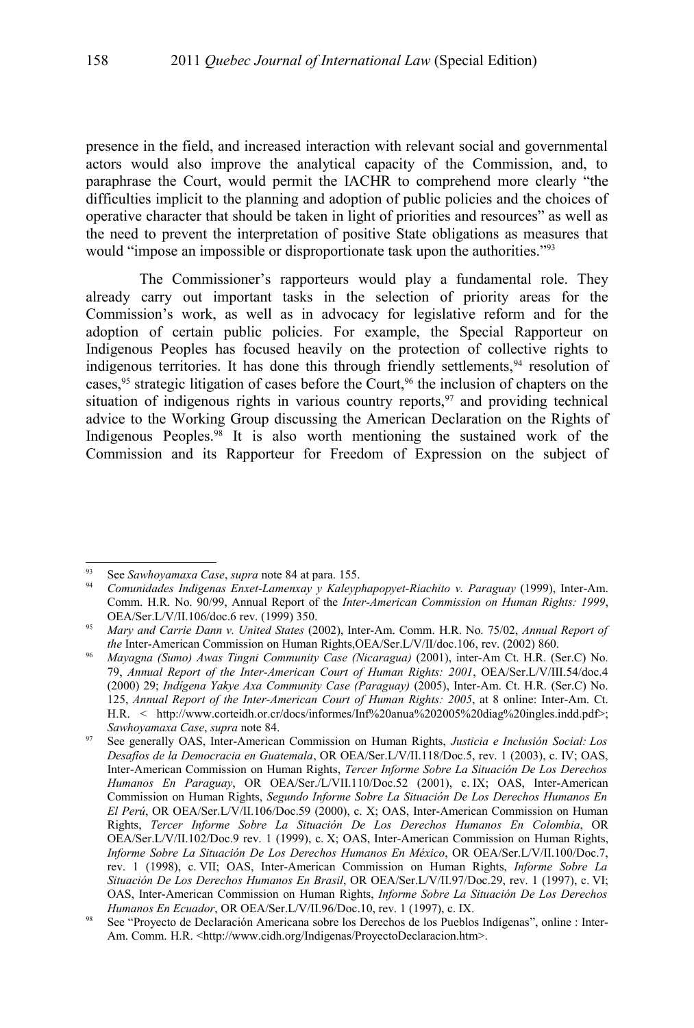presence in the field, and increased interaction with relevant social and governmental actors would also improve the analytical capacity of the Commission, and, to paraphrase the Court, would permit the IACHR to comprehend more clearly "the difficulties implicit to the planning and adoption of public policies and the choices of operative character that should be taken in light of priorities and resources" as well as the need to prevent the interpretation of positive State obligations as measures that would "impose an impossible or disproportionate task upon the authorities."[93]

The Commissioner's rapporteurs would play a fundamental role. They already carry out important tasks in the selection of priority areas for the Commission's work, as well as in advocacy for legislative reform and for the adoption of certain public policies. For example, the Special Rapporteur on Indigenous Peoples has focused heavily on the protection of collective rights to indigenous territories. It has done this through friendly settlements,[94] resolution of cases,[95] strategic litigation of cases before the Court,[96] the inclusion of chapters on the situation of indigenous rights in various country reports,[97] and providing technical advice to the Working Group discussing the American Declaration on the Rights of Indigenous Peoples.[98] It is also worth mentioning the sustained work of the Commission and its Rapporteur for Freedom of Expression on the subject of

---

[93] See *Sawhoyamaxa Case*, *supra* note 84 at para. 155.

[94] *Comunidades Indigenas Enxet-Lamenxay y Kaleyphapopyet-Riachito v. Paraguay* (1999), Inter-Am. Comm. H.R. No. 90/99, Annual Report of the *Inter-American Commission on Human Rights: 1999*, OEA/Ser.L/V/II.106/doc.6 rev. (1999) 350.

[95] *Mary and Carrie Dann v. United States* (2002), Inter-Am. Comm. H.R. No. 75/02, *Annual Report of the* Inter-American Commission on Human Rights,OEA/Ser.L/V/II/doc.106, rev. (2002) 860.

[96] *Mayagna (Sumo) Awas Tingni Community Case (Nicaragua)* (2001), inter-Am Ct. H.R. (Ser.C) No. 79, *Annual Report of the Inter-American Court of Human Rights: 2001*, OEA/Ser.L/V/III.54/doc.4 (2000) 29; *Indígena Yakye Axa Community Case (Paraguay)* (2005), Inter-Am. Ct. H.R. (Ser.C) No. 125, *Annual Report of the Inter-American Court of Human Rights: 2005*, at 8 online: Inter-Am. Ct. H.R. < http://www.corteidh.or.cr/docs/informes/Inf%20anua%202005%20diag%20ingles.indd.pdf>; *Sawhoyamaxa Case*, *supra* note 84.

[97] See generally OAS, Inter-American Commission on Human Rights, *Justicia e Inclusión Social: Los Desafíos de la Democracia en Guatemala*, OR OEA/Ser.L/V/II.118/Doc.5, rev. 1 (2003), c. IV; OAS, Inter-American Commission on Human Rights, *Tercer Informe Sobre La Situación De Los Derechos Humanos En Paraguay*, OR OEA/Ser./L/VII.110/Doc.52 (2001), c. IX; OAS, Inter-American Commission on Human Rights, *Segundo Informe Sobre La Situación De Los Derechos Humanos En El Perú*, OR OEA/Ser.L/V/II.106/Doc.59 (2000), c. X; OAS, Inter-American Commission on Human Rights, *Tercer Informe Sobre La Situación De Los Derechos Humanos En Colombia*, OR OEA/Ser.L/V/II.102/Doc.9 rev. 1 (1999), c. X; OAS, Inter-American Commission on Human Rights, *Informe Sobre La Situación De Los Derechos Humanos En México*, OR OEA/Ser.L/V/II.100/Doc.7, rev. 1 (1998), c. VII; OAS, Inter-American Commission on Human Rights, *Informe Sobre La Situación De Los Derechos Humanos En Brasil*, OR OEA/Ser.L/V/II.97/Doc.29, rev. 1 (1997), c. VI; OAS, Inter-American Commission on Human Rights, *Informe Sobre La Situación De Los Derechos Humanos En Ecuador*, OR OEA/Ser.L/V/II.96/Doc.10, rev. 1 (1997), c. IX.

[98] See "Proyecto de Declaración Americana sobre los Derechos de los Pueblos Indígenas", online : Inter-Am. Comm. H.R. <http://www.cidh.org/Indigenas/ProyectoDeclaracion.htm>.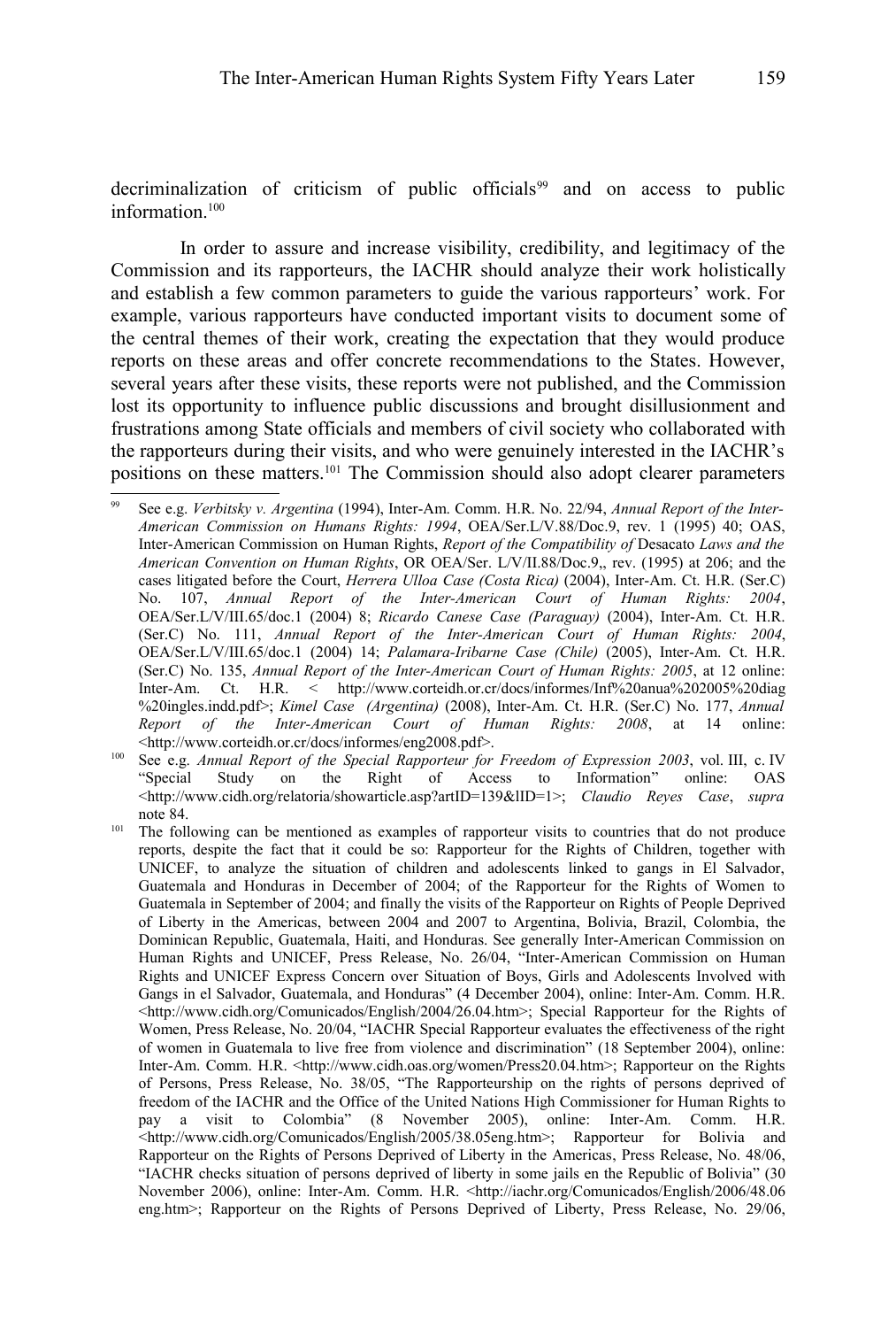decriminalization of criticism of public officials[99] and on access to public information.[100]

In order to assure and increase visibility, credibility, and legitimacy of the Commission and its rapporteurs, the IACHR should analyze their work holistically and establish a few common parameters to guide the various rapporteurs' work. For example, various rapporteurs have conducted important visits to document some of the central themes of their work, creating the expectation that they would produce reports on these areas and offer concrete recommendations to the States. However, several years after these visits, these reports were not published, and the Commission lost its opportunity to influence public discussions and brought disillusionment and frustrations among State officials and members of civil society who collaborated with the rapporteurs during their visits, and who were genuinely interested in the IACHR's positions on these matters.[101] The Commission should also adopt clearer parameters

---

[99] See e.g. *Verbitsky v. Argentina* (1994), Inter-Am. Comm. H.R. No. 22/94, *Annual Report of the Inter-American Commission on Humans Rights: 1994*, OEA/Ser.L/V.88/Doc.9, rev. 1 (1995) 40; OAS, Inter-American Commission on Human Rights, *Report of the Compatibility of* Desacato *Laws and the American Convention on Human Rights*, OR OEA/Ser. L/V/II.88/Doc.9,, rev. (1995) at 206; and the cases litigated before the Court, *Herrera Ulloa Case (Costa Rica)* (2004), Inter-Am. Ct. H.R. (Ser.C) No. 107, *Annual Report of the Inter-American Court of Human Rights: 2004*, OEA/Ser.L/V/III.65/doc.1 (2004) 8; *Ricardo Canese Case (Paraguay)* (2004), Inter-Am. Ct. H.R. (Ser.C) No. 111, *Annual Report of the Inter-American Court of Human Rights: 2004*, OEA/Ser.L/V/III.65/doc.1 (2004) 14; *Palamara-Iribarne Case (Chile)* (2005), Inter-Am. Ct. H.R. (Ser.C) No. 135, *Annual Report of the Inter-American Court of Human Rights: 2005*, at 12 online: Inter-Am. Ct. H.R. < http://www.corteidh.or.cr/docs/informes/Inf%20anua%202005%20diag %20ingles.indd.pdf>; *Kimel Case (Argentina)* (2008), Inter-Am. Ct. H.R. (Ser.C) No. 177, *Annual Report of the Inter-American Court of Human Rights: 2008*, at 14 online: <http://www.corteidh.or.cr/docs/informes/eng2008.pdf>.

[100] See e.g. *Annual Report of the Special Rapporteur for Freedom of Expression 2003*, vol. III, c. IV "Special Study on the Right of Access to Information" online: OAS <http://www.cidh.org/relatoria/showarticle.asp?artID=139&lID=1>; *Claudio Reyes Case*, *supra* note 84.

[101] The following can be mentioned as examples of rapporteur visits to countries that do not produce reports, despite the fact that it could be so: Rapporteur for the Rights of Children, together with UNICEF, to analyze the situation of children and adolescents linked to gangs in El Salvador, Guatemala and Honduras in December of 2004; of the Rapporteur for the Rights of Women to Guatemala in September of 2004; and finally the visits of the Rapporteur on Rights of People Deprived of Liberty in the Americas, between 2004 and 2007 to Argentina, Bolivia, Brazil, Colombia, the Dominican Republic, Guatemala, Haiti, and Honduras. See generally Inter-American Commission on Human Rights and UNICEF, Press Release, No. 26/04, "Inter-American Commission on Human Rights and UNICEF Express Concern over Situation of Boys, Girls and Adolescents Involved with Gangs in el Salvador, Guatemala, and Honduras" (4 December 2004), online: Inter-Am. Comm. H.R. <http://www.cidh.org/Comunicados/English/2004/26.04.htm>; Special Rapporteur for the Rights of Women, Press Release, No. 20/04, "IACHR Special Rapporteur evaluates the effectiveness of the right of women in Guatemala to live free from violence and discrimination" (18 September 2004), online: Inter-Am. Comm. H.R. <http://www.cidh.oas.org/women/Press20.04.htm>; Rapporteur on the Rights of Persons, Press Release, No. 38/05, "The Rapporteurship on the rights of persons deprived of freedom of the IACHR and the Office of the United Nations High Commissioner for Human Rights to pay a visit to Colombia" (8 November 2005), online: Inter-Am. Comm. H.R. <http://www.cidh.org/Comunicados/English/2005/38.05eng.htm>; Rapporteur for Bolivia and Rapporteur on the Rights of Persons Deprived of Liberty in the Americas, Press Release, No. 48/06, "IACHR checks situation of persons deprived of liberty in some jails en the Republic of Bolivia" (30 November 2006), online: Inter-Am. Comm. H.R. <http://iachr.org/Comunicados/English/2006/48.06 eng.htm>; Rapporteur on the Rights of Persons Deprived of Liberty, Press Release, No. 29/06,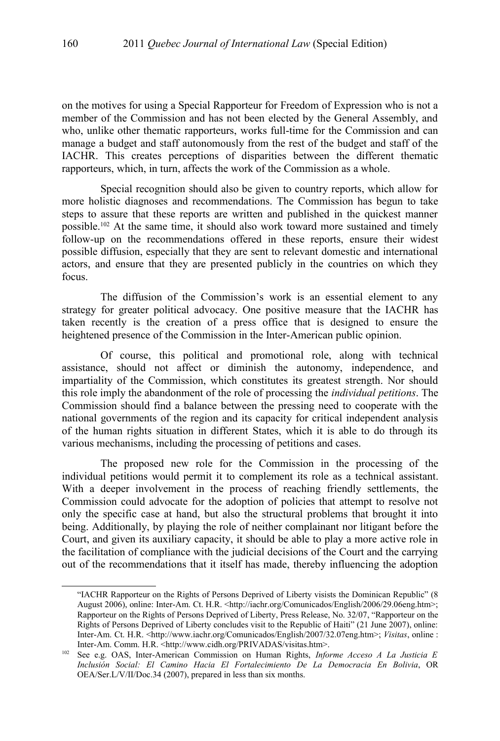on the motives for using a Special Rapporteur for Freedom of Expression who is not a member of the Commission and has not been elected by the General Assembly, and who, unlike other thematic rapporteurs, works full-time for the Commission and can manage a budget and staff autonomously from the rest of the budget and staff of the IACHR. This creates perceptions of disparities between the different thematic rapporteurs, which, in turn, affects the work of the Commission as a whole.

Special recognition should also be given to country reports, which allow for more holistic diagnoses and recommendations. The Commission has begun to take steps to assure that these reports are written and published in the quickest manner possible.[102] At the same time, it should also work toward more sustained and timely follow-up on the recommendations offered in these reports, ensure their widest possible diffusion, especially that they are sent to relevant domestic and international actors, and ensure that they are presented publicly in the countries on which they focus.

The diffusion of the Commission's work is an essential element to any strategy for greater political advocacy. One positive measure that the IACHR has taken recently is the creation of a press office that is designed to ensure the heightened presence of the Commission in the Inter-American public opinion.

Of course, this political and promotional role, along with technical assistance, should not affect or diminish the autonomy, independence, and impartiality of the Commission, which constitutes its greatest strength. Nor should this role imply the abandonment of the role of processing the *individual petitions*. The Commission should find a balance between the pressing need to cooperate with the national governments of the region and its capacity for critical independent analysis of the human rights situation in different States, which it is able to do through its various mechanisms, including the processing of petitions and cases.

The proposed new role for the Commission in the processing of the individual petitions would permit it to complement its role as a technical assistant. With a deeper involvement in the process of reaching friendly settlements, the Commission could advocate for the adoption of policies that attempt to resolve not only the specific case at hand, but also the structural problems that brought it into being. Additionally, by playing the role of neither complainant nor litigant before the Court, and given its auxiliary capacity, it should be able to play a more active role in the facilitation of compliance with the judicial decisions of the Court and the carrying out of the recommendations that it itself has made, thereby influencing the adoption

---

"IACHR Rapporteur on the Rights of Persons Deprived of Liberty visists the Dominican Republic" (8 August 2006), online: Inter-Am. Ct. H.R. <http://iachr.org/Comunicados/English/2006/29.06eng.htm>; Rapporteur on the Rights of Persons Deprived of Liberty, Press Release, No. 32/07, "Rapporteur on the Rights of Persons Deprived of Liberty concludes visit to the Republic of Haiti" (21 June 2007), online: Inter-Am. Ct. H.R. <http://www.iachr.org/Comunicados/English/2007/32.07eng.htm>; *Visitas*, online : Inter-Am. Comm. H.R. <http://www.cidh.org/PRIVADAS/visitas.htm>.

[102] See e.g. OAS, Inter-American Commission on Human Rights, *Informe Acceso A La Justicia E Inclusión Social: El Camino Hacia El Fortalecimiento De La Democracia En Bolivia*, OR OEA/Ser.L/V/II/Doc.34 (2007), prepared in less than six months.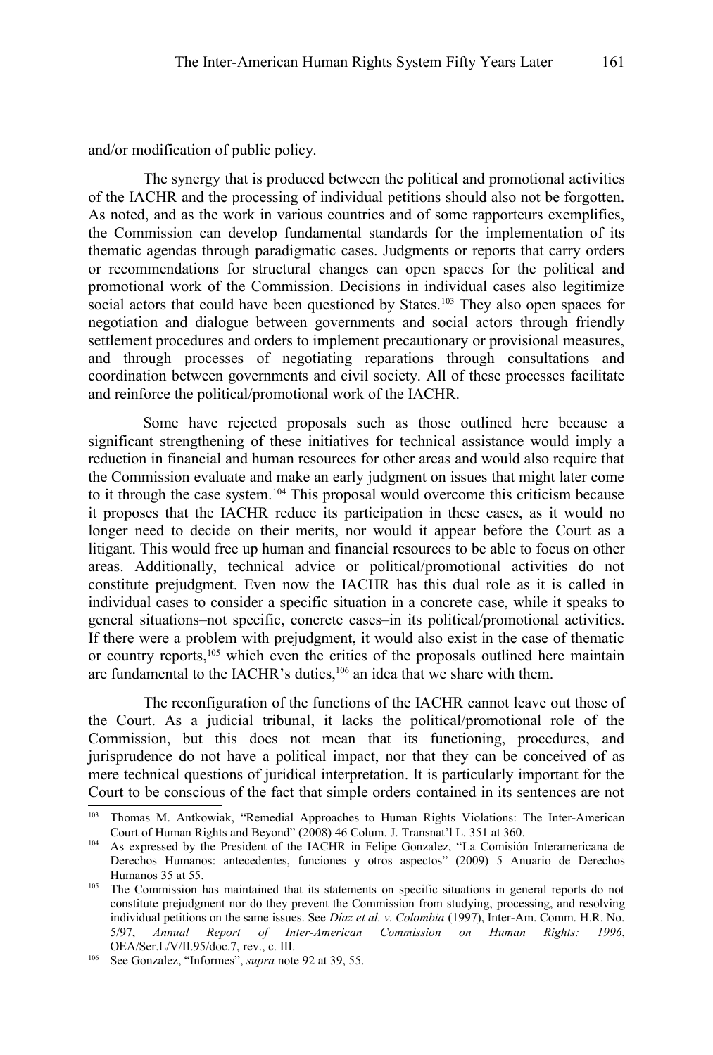and/or modification of public policy.

The synergy that is produced between the political and promotional activities of the IACHR and the processing of individual petitions should also not be forgotten. As noted, and as the work in various countries and of some rapporteurs exemplifies, the Commission can develop fundamental standards for the implementation of its thematic agendas through paradigmatic cases. Judgments or reports that carry orders or recommendations for structural changes can open spaces for the political and promotional work of the Commission. Decisions in individual cases also legitimize social actors that could have been questioned by States.[103] They also open spaces for negotiation and dialogue between governments and social actors through friendly settlement procedures and orders to implement precautionary or provisional measures, and through processes of negotiating reparations through consultations and coordination between governments and civil society. All of these processes facilitate and reinforce the political/promotional work of the IACHR.

Some have rejected proposals such as those outlined here because a significant strengthening of these initiatives for technical assistance would imply a reduction in financial and human resources for other areas and would also require that the Commission evaluate and make an early judgment on issues that might later come to it through the case system.[104] This proposal would overcome this criticism because it proposes that the IACHR reduce its participation in these cases, as it would no longer need to decide on their merits, nor would it appear before the Court as a litigant. This would free up human and financial resources to be able to focus on other areas. Additionally, technical advice or political/promotional activities do not constitute prejudgment. Even now the IACHR has this dual role as it is called in individual cases to consider a specific situation in a concrete case, while it speaks to general situations–not specific, concrete cases–in its political/promotional activities. If there were a problem with prejudgment, it would also exist in the case of thematic or country reports,[105] which even the critics of the proposals outlined here maintain are fundamental to the IACHR's duties,[106] an idea that we share with them.

The reconfiguration of the functions of the IACHR cannot leave out those of the Court. As a judicial tribunal, it lacks the political/promotional role of the Commission, but this does not mean that its functioning, procedures, and jurisprudence do not have a political impact, nor that they can be conceived of as mere technical questions of juridical interpretation. It is particularly important for the Court to be conscious of the fact that simple orders contained in its sentences are not

---

[103] Thomas M. Antkowiak, "Remedial Approaches to Human Rights Violations: The Inter-American Court of Human Rights and Beyond" (2008) 46 Colum. J. Transnat'l L. 351 at 360.

[104] As expressed by the President of the IACHR in Felipe Gonzalez, "La Comisión Interamericana de Derechos Humanos: antecedentes, funciones y otros aspectos" (2009) 5 Anuario de Derechos Humanos 35 at 55.

[105] The Commission has maintained that its statements on specific situations in general reports do not constitute prejudgment nor do they prevent the Commission from studying, processing, and resolving individual petitions on the same issues. See *Díaz et al. v. Colombia* (1997), Inter-Am. Comm. H.R. No. 5/97, *Annual Report of Inter-American Commission on Human Rights: 1996*, OEA/Ser.L/V/II.95/doc.7, rev., c. III.

[106] See Gonzalez, "Informes", *supra* note 92 at 39, 55.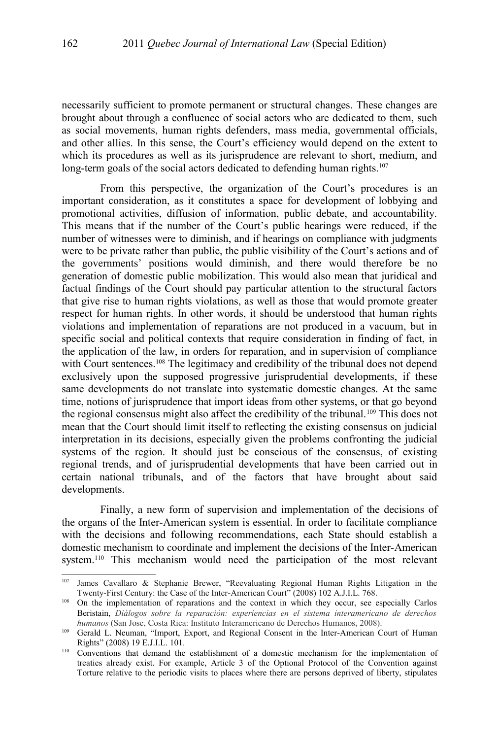necessarily sufficient to promote permanent or structural changes. These changes are brought about through a confluence of social actors who are dedicated to them, such as social movements, human rights defenders, mass media, governmental officials, and other allies. In this sense, the Court's efficiency would depend on the extent to which its procedures as well as its jurisprudence are relevant to short, medium, and long-term goals of the social actors dedicated to defending human rights.[107]

From this perspective, the organization of the Court's procedures is an important consideration, as it constitutes a space for development of lobbying and promotional activities, diffusion of information, public debate, and accountability. This means that if the number of the Court's public hearings were reduced, if the number of witnesses were to diminish, and if hearings on compliance with judgments were to be private rather than public, the public visibility of the Court's actions and of the governments' positions would diminish, and there would therefore be no generation of domestic public mobilization. This would also mean that juridical and factual findings of the Court should pay particular attention to the structural factors that give rise to human rights violations, as well as those that would promote greater respect for human rights. In other words, it should be understood that human rights violations and implementation of reparations are not produced in a vacuum, but in specific social and political contexts that require consideration in finding of fact, in the application of the law, in orders for reparation, and in supervision of compliance with Court sentences.[108] The legitimacy and credibility of the tribunal does not depend exclusively upon the supposed progressive jurisprudential developments, if these same developments do not translate into systematic domestic changes. At the same time, notions of jurisprudence that import ideas from other systems, or that go beyond the regional consensus might also affect the credibility of the tribunal.[109] This does not mean that the Court should limit itself to reflecting the existing consensus on judicial interpretation in its decisions, especially given the problems confronting the judicial systems of the region. It should just be conscious of the consensus, of existing regional trends, and of jurisprudential developments that have been carried out in certain national tribunals, and of the factors that have brought about said developments.

Finally, a new form of supervision and implementation of the decisions of the organs of the Inter-American system is essential. In order to facilitate compliance with the decisions and following recommendations, each State should establish a domestic mechanism to coordinate and implement the decisions of the Inter-American system.[110] This mechanism would need the participation of the most relevant

---

[107] James Cavallaro & Stephanie Brewer, "Reevaluating Regional Human Rights Litigation in the Twenty-First Century: the Case of the Inter-American Court" (2008) 102 A.J.I.L. 768.

[108] On the implementation of reparations and the context in which they occur, see especially Carlos Beristain, *Diálogos sobre la reparación: experiencias en el sistema interamericano de derechos humanos* (San Jose, Costa Rica: Instituto Interamericano de Derechos Humanos, 2008).

[109] Gerald L. Neuman, "Import, Export, and Regional Consent in the Inter-American Court of Human Rights" (2008) 19 E.J.I.L. 101.

[110] Conventions that demand the establishment of a domestic mechanism for the implementation of treaties already exist. For example, Article 3 of the Optional Protocol of the Convention against Torture relative to the periodic visits to places where there are persons deprived of liberty, stipulates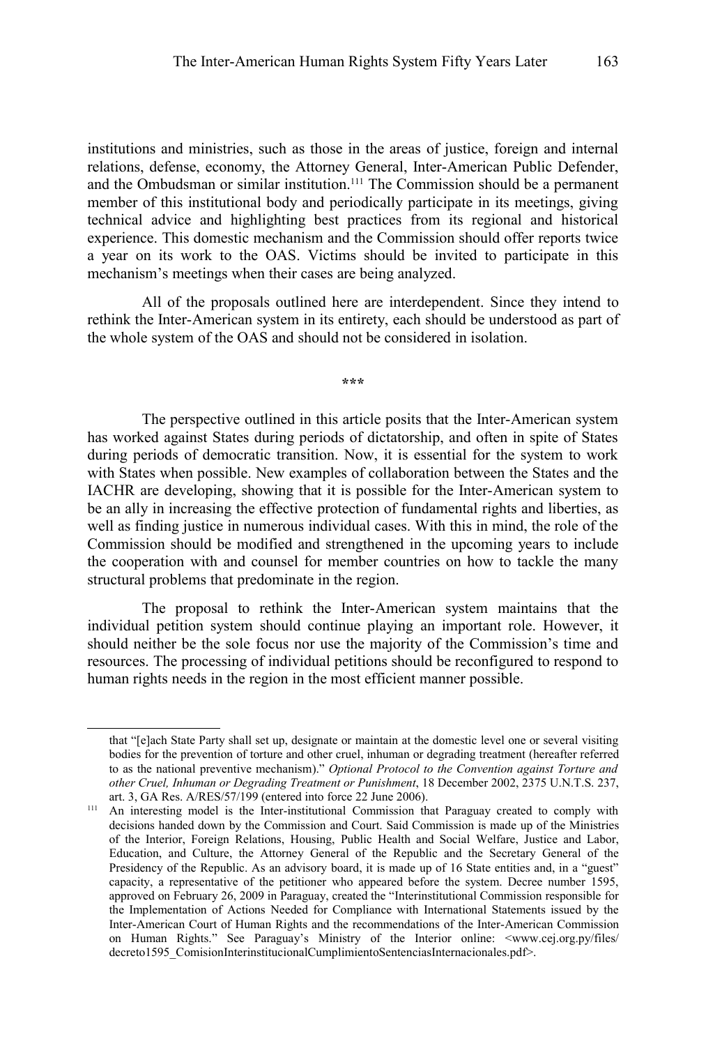institutions and ministries, such as those in the areas of justice, foreign and internal relations, defense, economy, the Attorney General, Inter-American Public Defender, and the Ombudsman or similar institution.[111] The Commission should be a permanent member of this institutional body and periodically participate in its meetings, giving technical advice and highlighting best practices from its regional and historical experience. This domestic mechanism and the Commission should offer reports twice a year on its work to the OAS. Victims should be invited to participate in this mechanism's meetings when their cases are being analyzed.

All of the proposals outlined here are interdependent. Since they intend to rethink the Inter-American system in its entirety, each should be understood as part of the whole system of the OAS and should not be considered in isolation.

***

The perspective outlined in this article posits that the Inter-American system has worked against States during periods of dictatorship, and often in spite of States during periods of democratic transition. Now, it is essential for the system to work with States when possible. New examples of collaboration between the States and the IACHR are developing, showing that it is possible for the Inter-American system to be an ally in increasing the effective protection of fundamental rights and liberties, as well as finding justice in numerous individual cases. With this in mind, the role of the Commission should be modified and strengthened in the upcoming years to include the cooperation with and counsel for member countries on how to tackle the many structural problems that predominate in the region.

The proposal to rethink the Inter-American system maintains that the individual petition system should continue playing an important role. However, it should neither be the sole focus nor use the majority of the Commission's time and resources. The processing of individual petitions should be reconfigured to respond to human rights needs in the region in the most efficient manner possible.

---

that "[e]ach State Party shall set up, designate or maintain at the domestic level one or several visiting bodies for the prevention of torture and other cruel, inhuman or degrading treatment (hereafter referred to as the national preventive mechanism)." *Optional Protocol to the Convention against Torture and other Cruel, Inhuman or Degrading Treatment or Punishment*, 18 December 2002, 2375 U.N.T.S. 237, art. 3, GA Res. A/RES/57/199 (entered into force 22 June 2006).

[111] An interesting model is the Inter-institutional Commission that Paraguay created to comply with decisions handed down by the Commission and Court. Said Commission is made up of the Ministries of the Interior, Foreign Relations, Housing, Public Health and Social Welfare, Justice and Labor, Education, and Culture, the Attorney General of the Republic and the Secretary General of the Presidency of the Republic. As an advisory board, it is made up of 16 State entities and, in a "guest" capacity, a representative of the petitioner who appeared before the system. Decree number 1595, approved on February 26, 2009 in Paraguay, created the "Interinstitutional Commission responsible for the Implementation of Actions Needed for Compliance with International Statements issued by the Inter-American Court of Human Rights and the recommendations of the Inter-American Commission on Human Rights." See Paraguay's Ministry of the Interior online: <www.cej.org.py/files/decreto1595_ComisionInterinstitucionalCumplimientoSentenciasInternacionales.pdf>.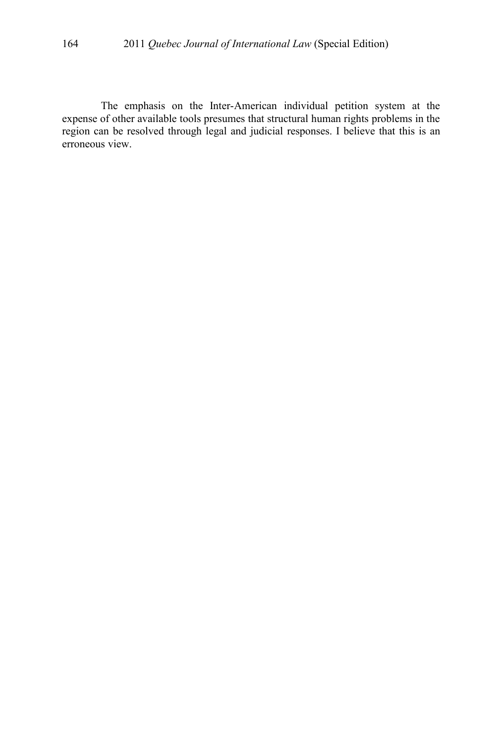The emphasis on the Inter-American individual petition system at the expense of other available tools presumes that structural human rights problems in the region can be resolved through legal and judicial responses. I believe that this is an erroneous view.